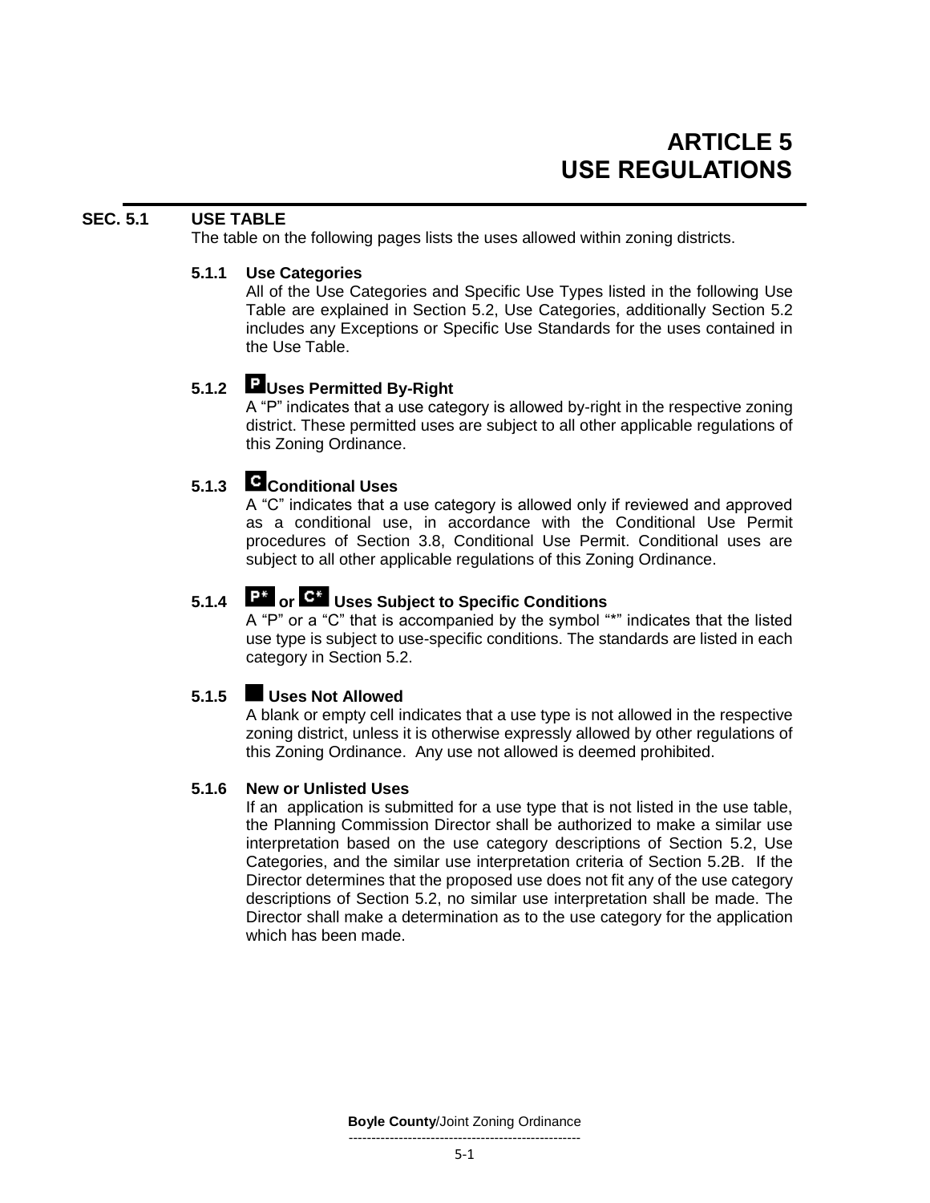# ARTICLE 5
# USE REGULATIONS

## SEC. 5.1 USE TABLE

The table on the following pages lists the uses allowed within zoning districts.

### 5.1.1 Use Categories

All of the Use Categories and Specific Use Types listed in the following Use Table are explained in Section 5.2, Use Categories, additionally Section 5.2 includes any Exceptions or Specific Use Standards for the uses contained in the Use Table.

### 5.1.2 P Uses Permitted By-Right

A "P" indicates that a use category is allowed by-right in the respective zoning district. These permitted uses are subject to all other applicable regulations of this Zoning Ordinance.

### 5.1.3 C Conditional Uses

A "C" indicates that a use category is allowed only if reviewed and approved as a conditional use, in accordance with the Conditional Use Permit procedures of Section 3.8, Conditional Use Permit. Conditional uses are subject to all other applicable regulations of this Zoning Ordinance.

### 5.1.4 P* or C* Uses Subject to Specific Conditions

A "P" or a "C" that is accompanied by the symbol "*" indicates that the listed use type is subject to use-specific conditions. The standards are listed in each category in Section 5.2.

### 5.1.5 Uses Not Allowed

A blank or empty cell indicates that a use type is not allowed in the respective zoning district, unless it is otherwise expressly allowed by other regulations of this Zoning Ordinance. Any use not allowed is deemed prohibited.

### 5.1.6 New or Unlisted Uses

If an application is submitted for a use type that is not listed in the use table, the Planning Commission Director shall be authorized to make a similar use interpretation based on the use category descriptions of Section 5.2, Use Categories, and the similar use interpretation criteria of Section 5.2B. If the Director determines that the proposed use does not fit any of the use category descriptions of Section 5.2, no similar use interpretation shall be made. The Director shall make a determination as to the use category for the application which has been made.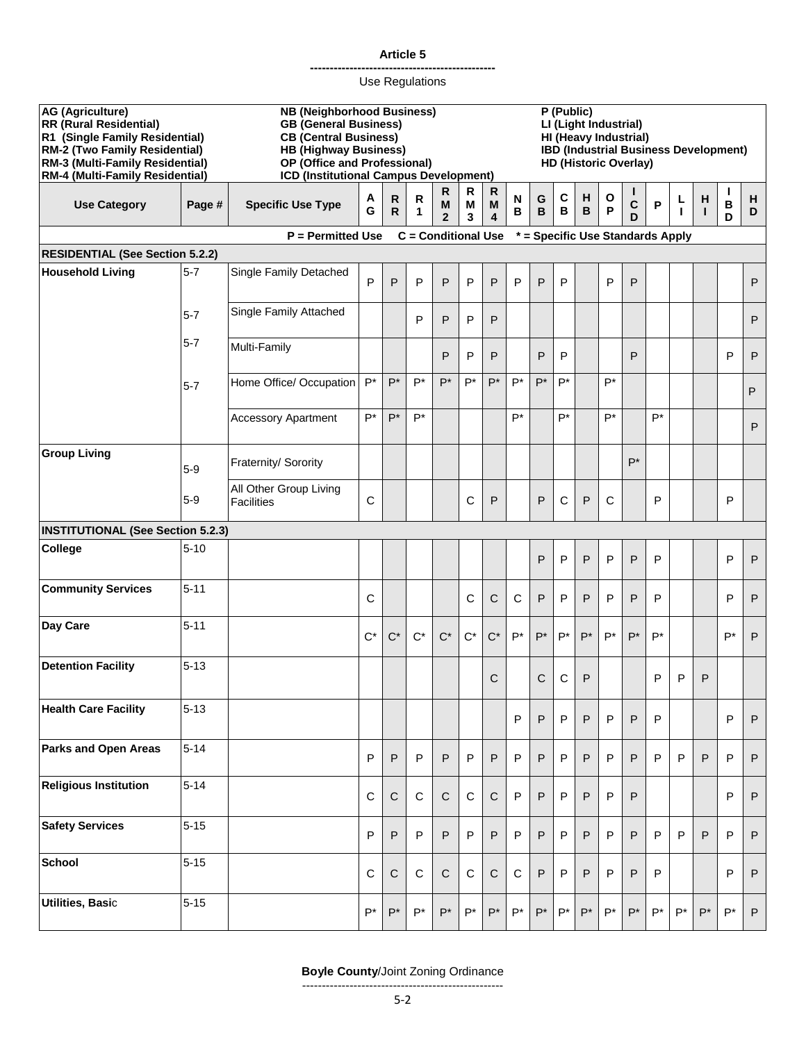**Article 5**

Use Regulations

| AG (Agriculture)<br>RR (Rural Residential)<br>R1 (Single Family Residential)<br>RM-2 (Two Family Residential)<br>RM-3 (Multi-Family Residential)<br>RM-4 (Multi-Family Residential) | | NB (Neighborhood Business)<br>GB (General Business)<br>CB (Central Business)<br>HB (Highway Business)<br>OP (Office and Professional)<br>ICD (Institutional Campus Development) | | | | | | | | | | P (Public)<br>LI (Light Industrial)<br>HI (Heavy Industrial)<br>IBD (Industrial Business Development)<br>HD (Historic Overlay) | | | | | | |
|---|---|---|---|---|---|---|---|---|---|---|---|---|---|---|---|---|---|---|---|---|
| **Use Category** | **Page #** | **Specific Use Type** | **AG** | **RR** | **R1** | **RM2** | **RM3** | **RM4** | **NB** | **GB** | **CB** | **HB** | **OP** | **ICD** | **P** | **LI** | **HI** | **IBD** | **HD** |
| | | **P = Permitted Use C = Conditional Use * = Specific Use Standards Apply** | | | | | | | | | | | | | | | | | |
| **RESIDENTIAL (See Section 5.2.2)** | | | | | | | | | | | | | | | | | | | |
| **Household Living** | 5-7 | Single Family Detached | P | P | P | P | P | P | P | P | P | | P | P | | | | | P |
| | 5-7 | Single Family Attached | | | P | P | P | P | | | | | | | | | | | P |
| | 5-7 | Multi-Family | | | | P | P | P | | P | P | | | P | | | | P | P |
| | 5-7 | Home Office/ Occupation | P* | P* | P* | P* | P* | P* | P* | P* | P* | | P* | | | | | | P |
| | | Accessory Apartment | P* | P* | P* | | | | P* | | P* | | P* | | P* | | | | P |
| **Group Living** | 5-9 | Fraternity/ Sorority | | | | | | | | | | | | P* | | | | | |
| | 5-9 | All Other Group Living Facilities | C | | | | C | P | | P | C | P | C | | P | | | P | |
| **INSTITUTIONAL (See Section 5.2.3)** | | | | | | | | | | | | | | | | | | | |
| **College** | 5-10 | | | | | | | | | P | P | P | P | P | P | | | P | P |
| **Community Services** | 5-11 | | C | | | | C | C | C | P | P | P | P | P | P | | | P | P |
| **Day Care** | 5-11 | | C* | C* | C* | C* | C* | C* | P* | P* | P* | P* | P* | P* | P* | | | P* | P |
| **Detention Facility** | 5-13 | | | | | | | C | | C | C | P | | | P | P | P | | |
| **Health Care Facility** | 5-13 | | | | | | | | P | P | P | P | P | P | P | | | P | P |
| **Parks and Open Areas** | 5-14 | | P | P | P | P | P | P | P | P | P | P | P | P | P | P | P | P | P |
| **Religious Institution** | 5-14 | | C | C | C | C | C | C | P | P | P | P | P | P | | | | P | P |
| **Safety Services** | 5-15 | | P | P | P | P | P | P | P | P | P | P | P | P | P | P | P | P | P |
| **School** | 5-15 | | C | C | C | C | C | C | C | P | P | P | P | P | P | | | P | P |
| **Utilities, Basic** | 5-15 | | P* | P* | P* | P* | P* | P* | P* | P* | P* | P* | P* | P* | P* | P* | P* | P* | P |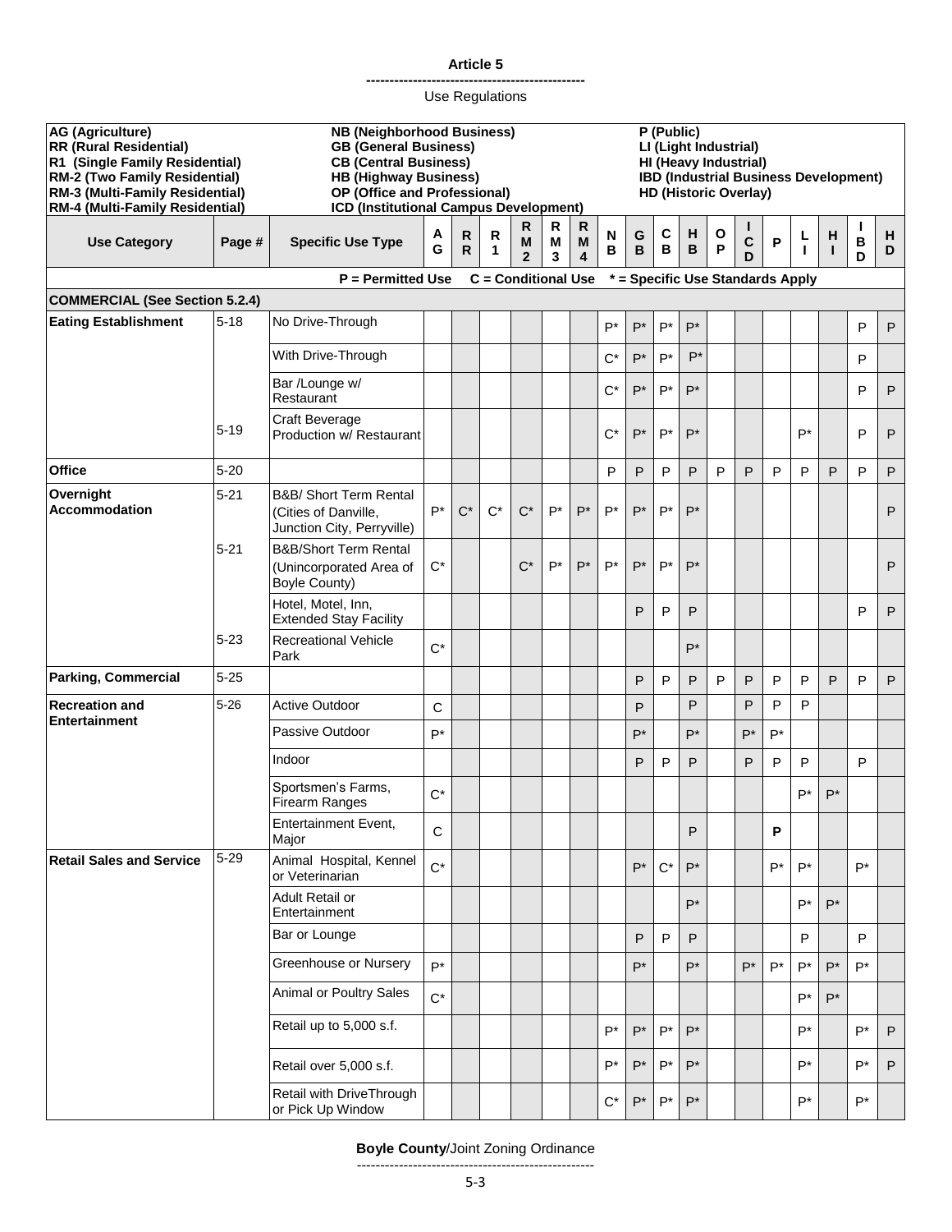# Article 5

## Use Regulations

**AG (Agriculture)**
**RR (Rural Residential)**
**R1 (Single Family Residential)**
**RM-2 (Two Family Residential)**
**RM-3 (Multi-Family Residential)**
**RM-4 (Multi-Family Residential)**

**NB (Neighborhood Business)**
**GB (General Business)**
**CB (Central Business)**
**HB (Highway Business)**
**OP (Office and Professional)**
**ICD (Institutional Campus Development)**

**P (Public)**
**LI (Light Industrial)**
**HI (Heavy Industrial)**
**IBD (Industrial Business Development)**
**HD (Historic Overlay)**

**P = Permitted Use C = Conditional Use * = Specific Use Standards Apply**

| Use Category | Page # | Specific Use Type | AG | RR | R1 | RM2 | RM3 | RM4 | NB | GB | CB | HB | OP | ICD | P | LI | HI | IBD | HD |
|---|---|---|---|---|---|---|---|---|---|---|---|---|---|---|---|---|---|---|---|
| **COMMERCIAL (See Section 5.2.4)** | | | | | | | | | | | | | | | | | | | |
| **Eating Establishment** | 5-18 | No Drive-Through | | | | | | | P* | P* | P* | P* | | | | | | P | P |
| | | With Drive-Through | | | | | | | C* | P* | P* | P* | | | | | | P | |
| | | Bar /Lounge w/ Restaurant | | | | | | | C* | P* | P* | P* | | | | | | P | P |
| | 5-19 | Craft Beverage Production w/ Restaurant | | | | | | | C* | P* | P* | P* | | | | P* | | P | P |
| **Office** | 5-20 | | | | | | | | P | P | P | P | P | P | P | P | P | P | P |
| **Overnight Accommodation** | 5-21 | B&B/ Short Term Rental (Cities of Danville, Junction City, Perryville) | P* | C* | C* | C* | P* | P* | P* | P* | P* | P* | | | | | | | P |
| | 5-21 | B&B/Short Term Rental (Unincorporated Area of Boyle County) | C* | | | C* | P* | P* | P* | P* | P* | P* | | | | | | | P |
| | | Hotel, Motel, Inn, Extended Stay Facility | | | | | | | | P | P | P | | | | | | P | P |
| | 5-23 | Recreational Vehicle Park | C* | | | | | | | | | P* | | | | | | | |
| **Parking, Commercial** | 5-25 | | | | | | | | | P | P | P | P | P | P | P | P | P | P |
| **Recreation and Entertainment** | 5-26 | Active Outdoor | C | | | | | | | P | | P | | P | P | P | | | |
| | | Passive Outdoor | P* | | | | | | | P* | | P* | | P* | P* | | | | |
| | | Indoor | | | | | | | | P | P | P | | P | P | P | | P | |
| | | Sportsmen's Farms, Firearm Ranges | C* | | | | | | | | | | | | | P* | P* | | |
| | | Entertainment Event, Major | C | | | | | | | | | P | | | **P** | | | | |
| **Retail Sales and Service** | 5-29 | Animal Hospital, Kennel or Veterinarian | C* | | | | | | | P* | C* | P* | | | P* | P* | | P* | |
| | | Adult Retail or Entertainment | | | | | | | | | | P* | | | | P* | P* | | |
| | | Bar or Lounge | | | | | | | | P | P | P | | | | P | | P | |
| | | Greenhouse or Nursery | P* | | | | | | | P* | | P* | | P* | P* | P* | P* | P* | |
| | | Animal or Poultry Sales | C* | | | | | | | | | | | | | P* | P* | | |
| | | Retail up to 5,000 s.f. | | | | | | | P* | P* | P* | P* | | | | P* | | P* | P |
| | | Retail over 5,000 s.f. | | | | | | | P* | P* | P* | P* | | | | P* | | P* | P |
| | | Retail with DriveThrough or Pick Up Window | | | | | | | C* | P* | P* | P* | | | | P* | | P* | |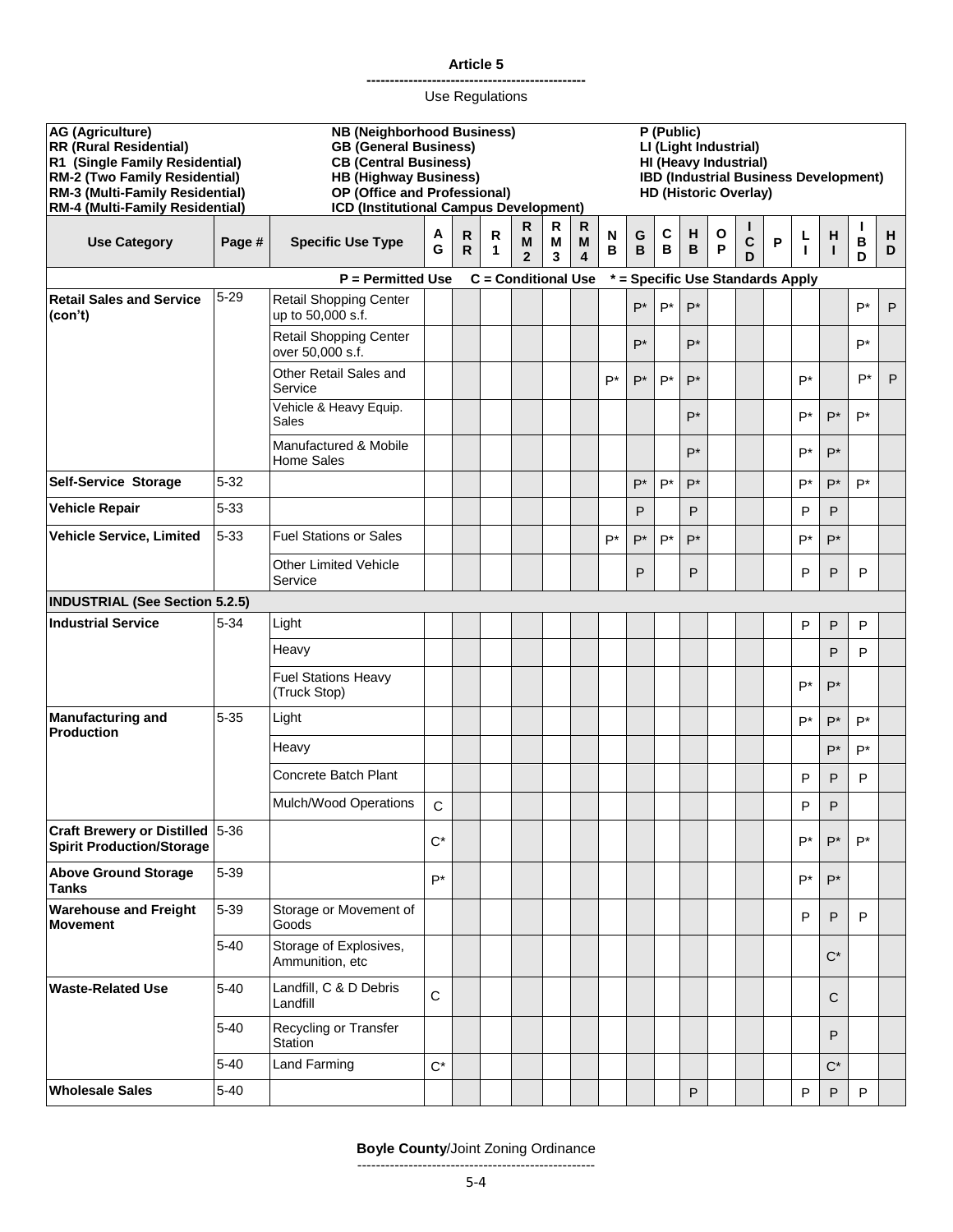## Article 5

Use Regulations

AG (Agriculture)
RR (Rural Residential)
R1 (Single Family Residential)
RM-2 (Two Family Residential)
RM-3 (Multi-Family Residential)
RM-4 (Multi-Family Residential)

NB (Neighborhood Business)
GB (General Business)
CB (Central Business)
HB (Highway Business)
OP (Office and Professional)
ICD (Institutional Campus Development)

P (Public)
LI (Light Industrial)
HI (Heavy Industrial)
IBD (Industrial Business Development)
HD (Historic Overlay)

| Use Category | Page # | Specific Use Type | AG | RR | R1 | RM2 | RM3 | RM4 | NB | GB | CB | HB | OP | ICD | P | LI | HI | IBD | HD |
|---|---|---|---|---|---|---|---|---|---|---|---|---|---|---|---|---|---|---|---|
| | | **P = Permitted Use  C = Conditional Use  * = Specific Use Standards Apply** | | | | | | | | | | | | | | | | | |
| **Retail Sales and Service (con't)** | 5-29 | Retail Shopping Center up to 50,000 s.f. | | | | | | | | P* | P* | P* | | | | | | P* | P |
| | | Retail Shopping Center over 50,000 s.f. | | | | | | | | P* | | P* | | | | | | P* | |
| | | Other Retail Sales and Service | | | | | | | P* | P* | P* | P* | | | | P* | | P* | P |
| | | Vehicle & Heavy Equip. Sales | | | | | | | | | | P* | | | | P* | P* | P* | |
| | | Manufactured & Mobile Home Sales | | | | | | | | | | P* | | | | P* | P* | | |
| **Self-Service Storage** | 5-32 | | | | | | | | | P* | P* | P* | | | | P* | P* | P* | |
| **Vehicle Repair** | 5-33 | | | | | | | | | P | | P | | | | P | P | | |
| **Vehicle Service, Limited** | 5-33 | Fuel Stations or Sales | | | | | | | P* | P* | P* | P* | | | | P* | P* | | |
| | | Other Limited Vehicle Service | | | | | | | | P | | P | | | | P | P | P | |
| **INDUSTRIAL (See Section 5.2.5)** | | | | | | | | | | | | | | | | | | | |
| **Industrial Service** | 5-34 | Light | | | | | | | | | | | | | | P | P | P | |
| | | Heavy | | | | | | | | | | | | | | | P | P | |
| | | Fuel Stations Heavy (Truck Stop) | | | | | | | | | | | | | | P* | P* | | |
| **Manufacturing and Production** | 5-35 | Light | | | | | | | | | | | | | | P* | P* | P* | |
| | | Heavy | | | | | | | | | | | | | | | P* | P* | |
| | | Concrete Batch Plant | | | | | | | | | | | | | | P | P | P | |
| | | Mulch/Wood Operations | C | | | | | | | | | | | | | P | P | | |
| **Craft Brewery or Distilled Spirit Production/Storage** | 5-36 | | C* | | | | | | | | | | | | | P* | P* | P* | |
| **Above Ground Storage Tanks** | 5-39 | | P* | | | | | | | | | | | | | P* | P* | | |
| **Warehouse and Freight Movement** | 5-39 | Storage or Movement of Goods | | | | | | | | | | | | | | P | P | P | |
| | 5-40 | Storage of Explosives, Ammunition, etc | | | | | | | | | | | | | | | C* | | |
| **Waste-Related Use** | 5-40 | Landfill, C & D Debris Landfill | C | | | | | | | | | | | | | | C | | |
| | 5-40 | Recycling or Transfer Station | | | | | | | | | | | | | | | P | | |
| | 5-40 | Land Farming | C* | | | | | | | | | | | | | | C* | | |
| **Wholesale Sales** | 5-40 | | | | | | | | | | | P | | | | P | P | P | |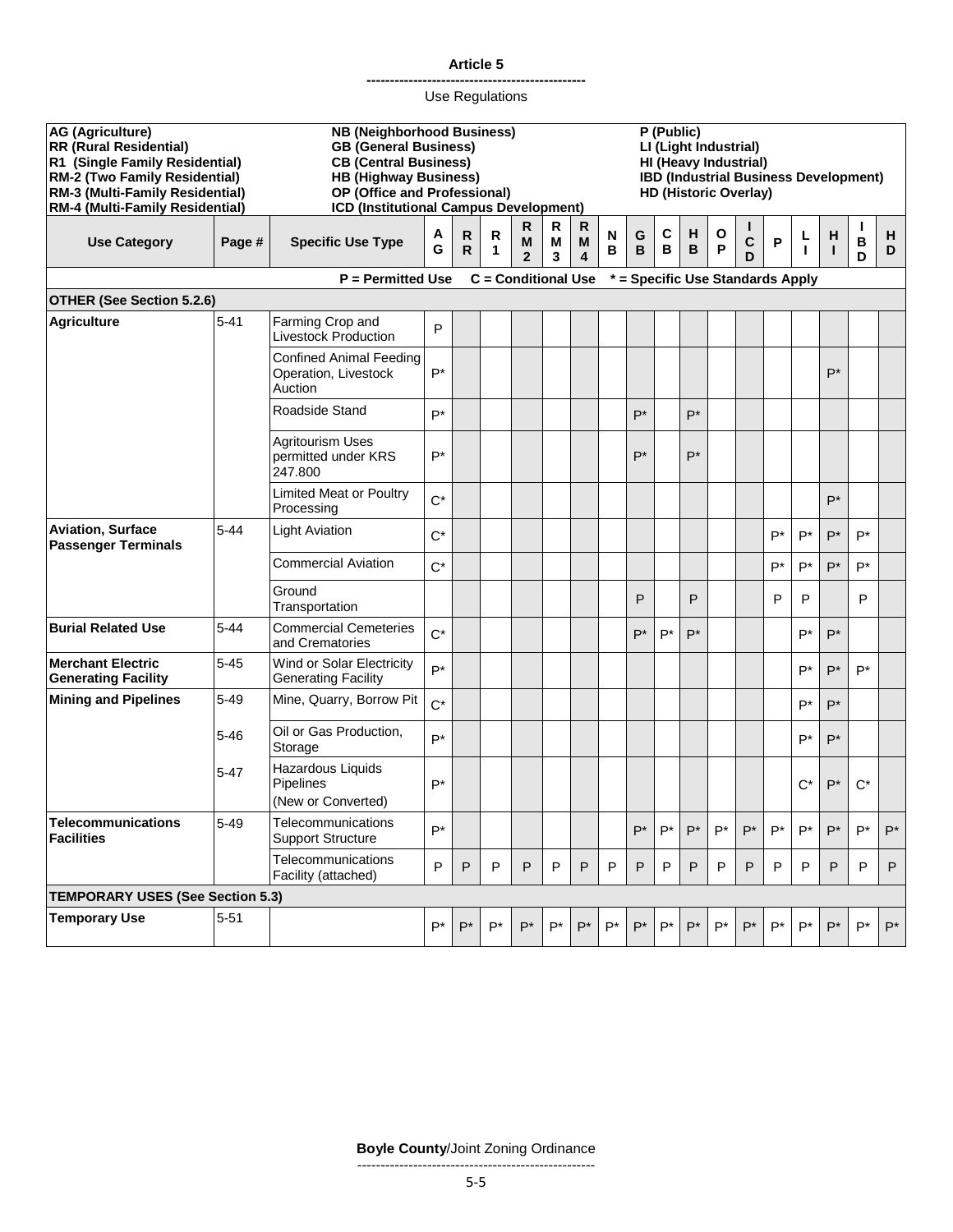**Article 5**

Use Regulations

**AG (Agriculture)**
**RR (Rural Residential)**
**R1 (Single Family Residential)**
**RM-2 (Two Family Residential)**
**RM-3 (Multi-Family Residential)**
**RM-4 (Multi-Family Residential)**

**NB (Neighborhood Business)**
**GB (General Business)**
**CB (Central Business)**
**HB (Highway Business)**
**OP (Office and Professional)**
**ICD (Institutional Campus Development)**

**P (Public)**
**LI (Light Industrial)**
**HI (Heavy Industrial)**
**IBD (Industrial Business Development)**
**HD (Historic Overlay)**

| Use Category | Page # | Specific Use Type | AG | RR | R1 | RM2 | RM3 | RM4 | NB | GB | CB | HB | OP | ICD | P | LI | HI | IBD | HD |
|---|---|---|---|---|---|---|---|---|---|---|---|---|---|---|---|---|---|---|---|
| | | **P = Permitted Use C = Conditional Use * = Specific Use Standards Apply** | | | | | | | | | | | | | | | | | |
| **OTHER (See Section 5.2.6)** | | | | | | | | | | | | | | | | | | | |
| **Agriculture** | 5-41 | Farming Crop and Livestock Production | P | | | | | | | | | | | | | | | | |
| | | Confined Animal Feeding Operation, Livestock Auction | P* | | | | | | | | | | | | | | P* | | |
| | | Roadside Stand | P* | | | | | | | P* | | P* | | | | | | | |
| | | Agritourism Uses permitted under KRS 247.800 | P* | | | | | | | P* | | P* | | | | | | | |
| | | Limited Meat or Poultry Processing | C* | | | | | | | | | | | | | | P* | | |
| **Aviation, Surface Passenger Terminals** | 5-44 | Light Aviation | C* | | | | | | | | | | | | P* | P* | P* | P* | |
| | | Commercial Aviation | C* | | | | | | | | | | | | P* | P* | P* | P* | |
| | | Ground Transportation | | | | | | | | P | | P | | | P | P | | P | |
| **Burial Related Use** | 5-44 | Commercial Cemeteries and Crematories | C* | | | | | | | P* | P* | P* | | | | P* | P* | | |
| **Merchant Electric Generating Facility** | 5-45 | Wind or Solar Electricity Generating Facility | P* | | | | | | | | | | | | | P* | P* | P* | |
| **Mining and Pipelines** | 5-49 | Mine, Quarry, Borrow Pit | C* | | | | | | | | | | | | | P* | P* | | |
| | 5-46 | Oil or Gas Production, Storage | P* | | | | | | | | | | | | | P* | P* | | |
| | 5-47 | Hazardous Liquids Pipelines (New or Converted) | P* | | | | | | | | | | | | | C* | P* | C* | |
| **Telecommunications Facilities** | 5-49 | Telecommunications Support Structure | P* | | | | | | | P* | P* | P* | P* | P* | P* | P* | P* | P* | P* |
| | | Telecommunications Facility (attached) | P | P | P | P | P | P | P | P | P | P | P | P | P | P | P | P | P |
| **TEMPORARY USES (See Section 5.3)** | | | | | | | | | | | | | | | | | | | |
| **Temporary Use** | 5-51 | | P* | P* | P* | P* | P* | P* | P* | P* | P* | P* | P* | P* | P* | P* | P* | P* | P* |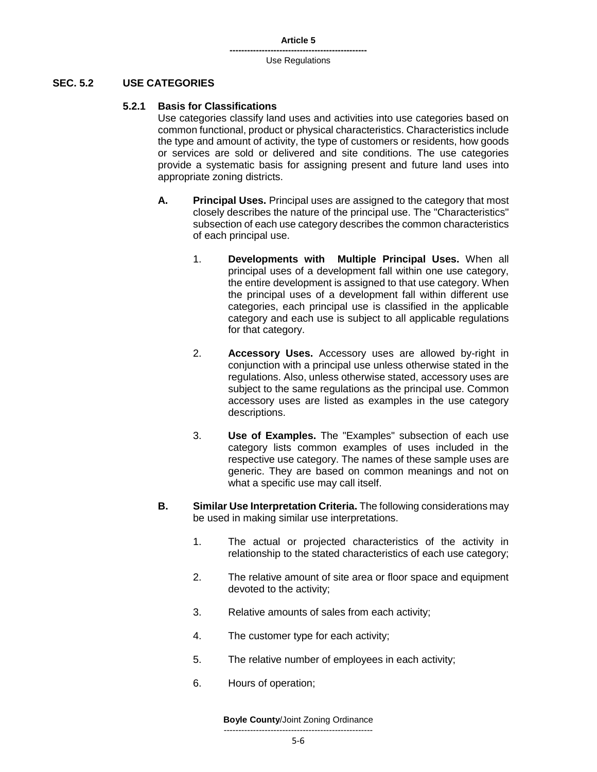## SEC. 5.2 USE CATEGORIES

### 5.2.1 Basis for Classifications

Use categories classify land uses and activities into use categories based on common functional, product or physical characteristics. Characteristics include the type and amount of activity, the type of customers or residents, how goods or services are sold or delivered and site conditions. The use categories provide a systematic basis for assigning present and future land uses into appropriate zoning districts.

**A. Principal Uses.** Principal uses are assigned to the category that most closely describes the nature of the principal use. The "Characteristics" subsection of each use category describes the common characteristics of each principal use.

1. **Developments with Multiple Principal Uses.** When all principal uses of a development fall within one use category, the entire development is assigned to that use category. When the principal uses of a development fall within different use categories, each principal use is classified in the applicable category and each use is subject to all applicable regulations for that category.

2. **Accessory Uses.** Accessory uses are allowed by-right in conjunction with a principal use unless otherwise stated in the regulations. Also, unless otherwise stated, accessory uses are subject to the same regulations as the principal use. Common accessory uses are listed as examples in the use category descriptions.

3. **Use of Examples.** The "Examples" subsection of each use category lists common examples of uses included in the respective use category. The names of these sample uses are generic. They are based on common meanings and not on what a specific use may call itself.

**B. Similar Use Interpretation Criteria.** The following considerations may be used in making similar use interpretations.

1. The actual or projected characteristics of the activity in relationship to the stated characteristics of each use category;

2. The relative amount of site area or floor space and equipment devoted to the activity;

3. Relative amounts of sales from each activity;

4. The customer type for each activity;

5. The relative number of employees in each activity;

6. Hours of operation;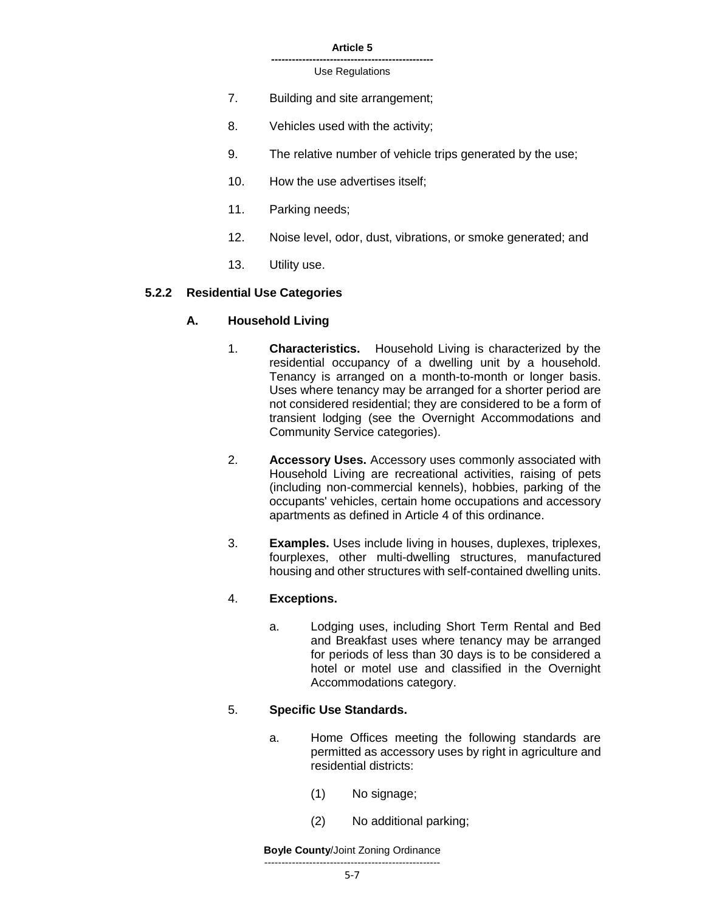7. Building and site arrangement;

8. Vehicles used with the activity;

9. The relative number of vehicle trips generated by the use;

10. How the use advertises itself;

11. Parking needs;

12. Noise level, odor, dust, vibrations, or smoke generated; and

13. Utility use.

### 5.2.2 Residential Use Categories

#### A. Household Living

1. **Characteristics.** Household Living is characterized by the residential occupancy of a dwelling unit by a household. Tenancy is arranged on a month-to-month or longer basis. Uses where tenancy may be arranged for a shorter period are not considered residential; they are considered to be a form of transient lodging (see the Overnight Accommodations and Community Service categories).

2. **Accessory Uses.** Accessory uses commonly associated with Household Living are recreational activities, raising of pets (including non-commercial kennels), hobbies, parking of the occupants' vehicles, certain home occupations and accessory apartments as defined in Article 4 of this ordinance.

3. **Examples.** Uses include living in houses, duplexes, triplexes, fourplexes, other multi-dwelling structures, manufactured housing and other structures with self-contained dwelling units.

4. **Exceptions.**

   a. Lodging uses, including Short Term Rental and Bed and Breakfast uses where tenancy may be arranged for periods of less than 30 days is to be considered a hotel or motel use and classified in the Overnight Accommodations category.

5. **Specific Use Standards.**

   a. Home Offices meeting the following standards are permitted as accessory uses by right in agriculture and residential districts:

      (1) No signage;

      (2) No additional parking;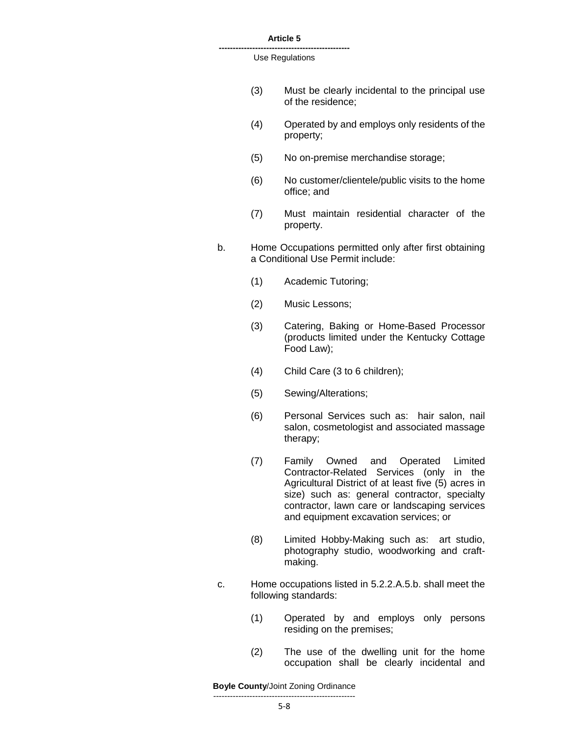(3) Must be clearly incidental to the principal use of the residence;

(4) Operated by and employs only residents of the property;

(5) No on-premise merchandise storage;

(6) No customer/clientele/public visits to the home office; and

(7) Must maintain residential character of the property.

b. Home Occupations permitted only after first obtaining a Conditional Use Permit include:

(1) Academic Tutoring;

(2) Music Lessons;

(3) Catering, Baking or Home-Based Processor (products limited under the Kentucky Cottage Food Law);

(4) Child Care (3 to 6 children);

(5) Sewing/Alterations;

(6) Personal Services such as: hair salon, nail salon, cosmetologist and associated massage therapy;

(7) Family Owned and Operated Limited Contractor-Related Services (only in the Agricultural District of at least five (5) acres in size) such as: general contractor, specialty contractor, lawn care or landscaping services and equipment excavation services; or

(8) Limited Hobby-Making such as: art studio, photography studio, woodworking and craft-making.

c. Home occupations listed in 5.2.2.A.5.b. shall meet the following standards:

(1) Operated by and employs only persons residing on the premises;

(2) The use of the dwelling unit for the home occupation shall be clearly incidental and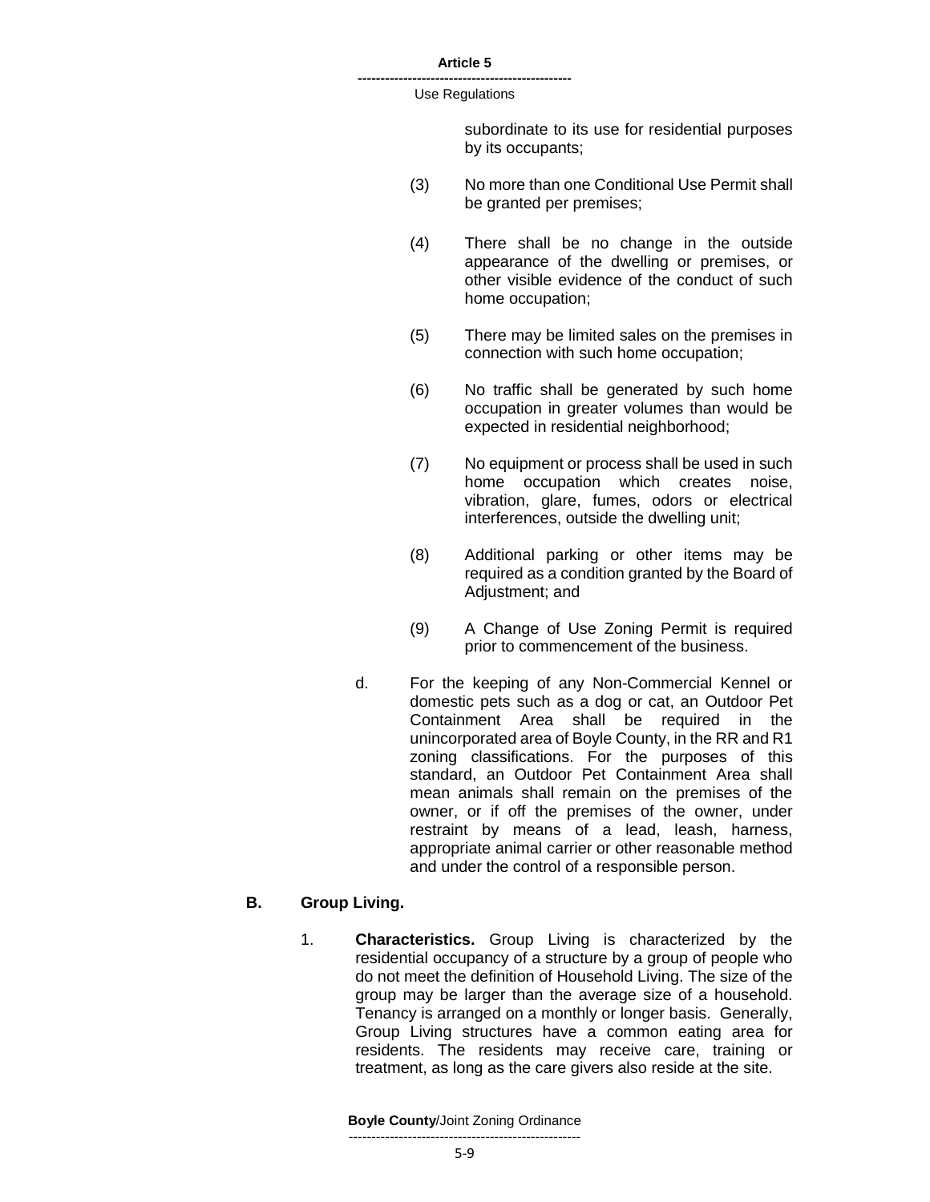subordinate to its use for residential purposes by its occupants;

(3) No more than one Conditional Use Permit shall be granted per premises;

(4) There shall be no change in the outside appearance of the dwelling or premises, or other visible evidence of the conduct of such home occupation;

(5) There may be limited sales on the premises in connection with such home occupation;

(6) No traffic shall be generated by such home occupation in greater volumes than would be expected in residential neighborhood;

(7) No equipment or process shall be used in such home occupation which creates noise, vibration, glare, fumes, odors or electrical interferences, outside the dwelling unit;

(8) Additional parking or other items may be required as a condition granted by the Board of Adjustment; and

(9) A Change of Use Zoning Permit is required prior to commencement of the business.

d. For the keeping of any Non-Commercial Kennel or domestic pets such as a dog or cat, an Outdoor Pet Containment Area shall be required in the unincorporated area of Boyle County, in the RR and R1 zoning classifications. For the purposes of this standard, an Outdoor Pet Containment Area shall mean animals shall remain on the premises of the owner, or if off the premises of the owner, under restraint by means of a lead, leash, harness, appropriate animal carrier or other reasonable method and under the control of a responsible person.

## B. Group Living.

1. **Characteristics.** Group Living is characterized by the residential occupancy of a structure by a group of people who do not meet the definition of Household Living. The size of the group may be larger than the average size of a household. Tenancy is arranged on a monthly or longer basis. Generally, Group Living structures have a common eating area for residents. The residents may receive care, training or treatment, as long as the care givers also reside at the site.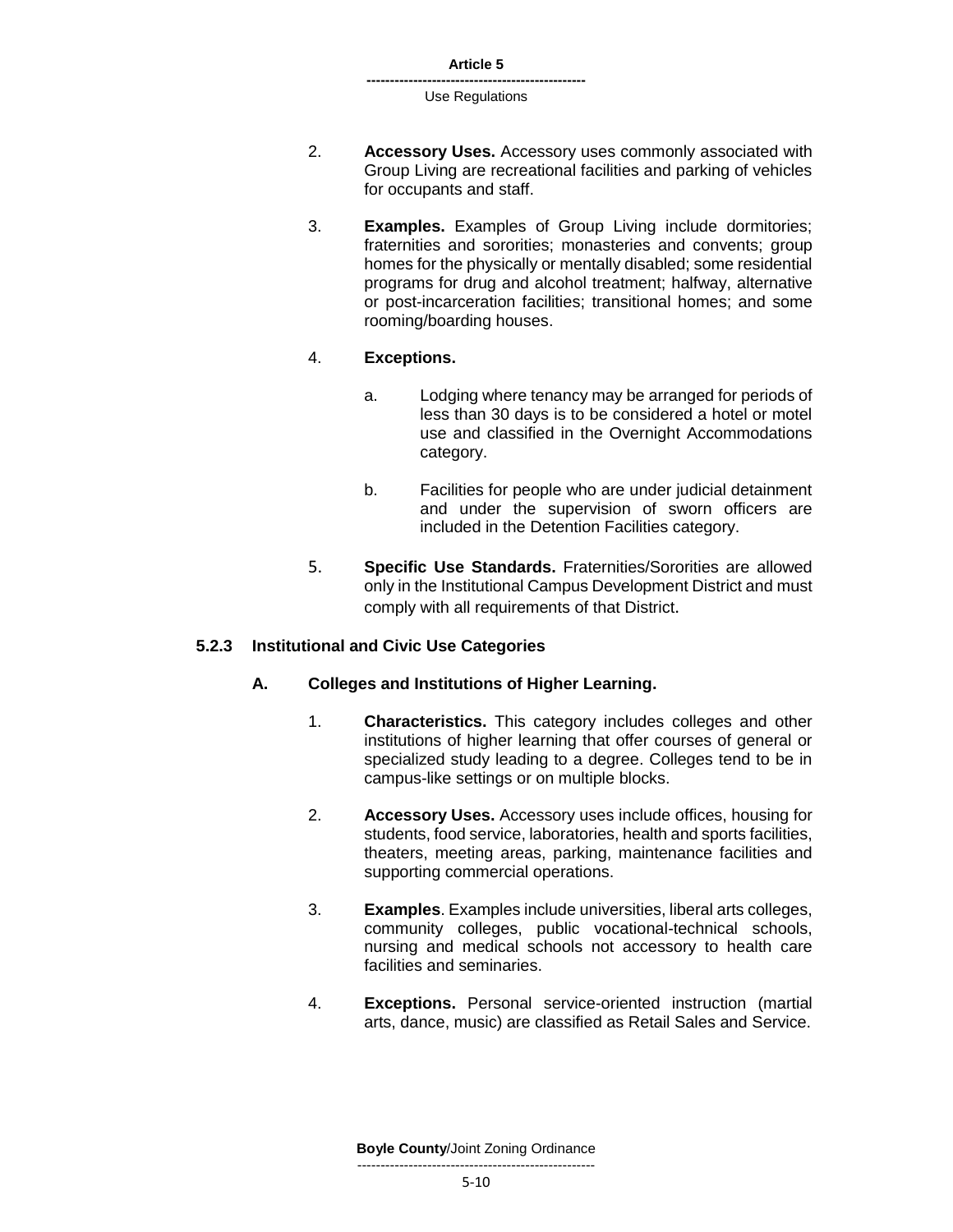2. **Accessory Uses.** Accessory uses commonly associated with Group Living are recreational facilities and parking of vehicles for occupants and staff.

3. **Examples.** Examples of Group Living include dormitories; fraternities and sororities; monasteries and convents; group homes for the physically or mentally disabled; some residential programs for drug and alcohol treatment; halfway, alternative or post-incarceration facilities; transitional homes; and some rooming/boarding houses.

4. **Exceptions.**

   a. Lodging where tenancy may be arranged for periods of less than 30 days is to be considered a hotel or motel use and classified in the Overnight Accommodations category.

   b. Facilities for people who are under judicial detainment and under the supervision of sworn officers are included in the Detention Facilities category.

5. **Specific Use Standards.** Fraternities/Sororities are allowed only in the Institutional Campus Development District and must comply with all requirements of that District.

### 5.2.3 Institutional and Civic Use Categories

#### A. Colleges and Institutions of Higher Learning.

1. **Characteristics.** This category includes colleges and other institutions of higher learning that offer courses of general or specialized study leading to a degree. Colleges tend to be in campus-like settings or on multiple blocks.

2. **Accessory Uses.** Accessory uses include offices, housing for students, food service, laboratories, health and sports facilities, theaters, meeting areas, parking, maintenance facilities and supporting commercial operations.

3. **Examples**. Examples include universities, liberal arts colleges, community colleges, public vocational-technical schools, nursing and medical schools not accessory to health care facilities and seminaries.

4. **Exceptions.** Personal service-oriented instruction (martial arts, dance, music) are classified as Retail Sales and Service.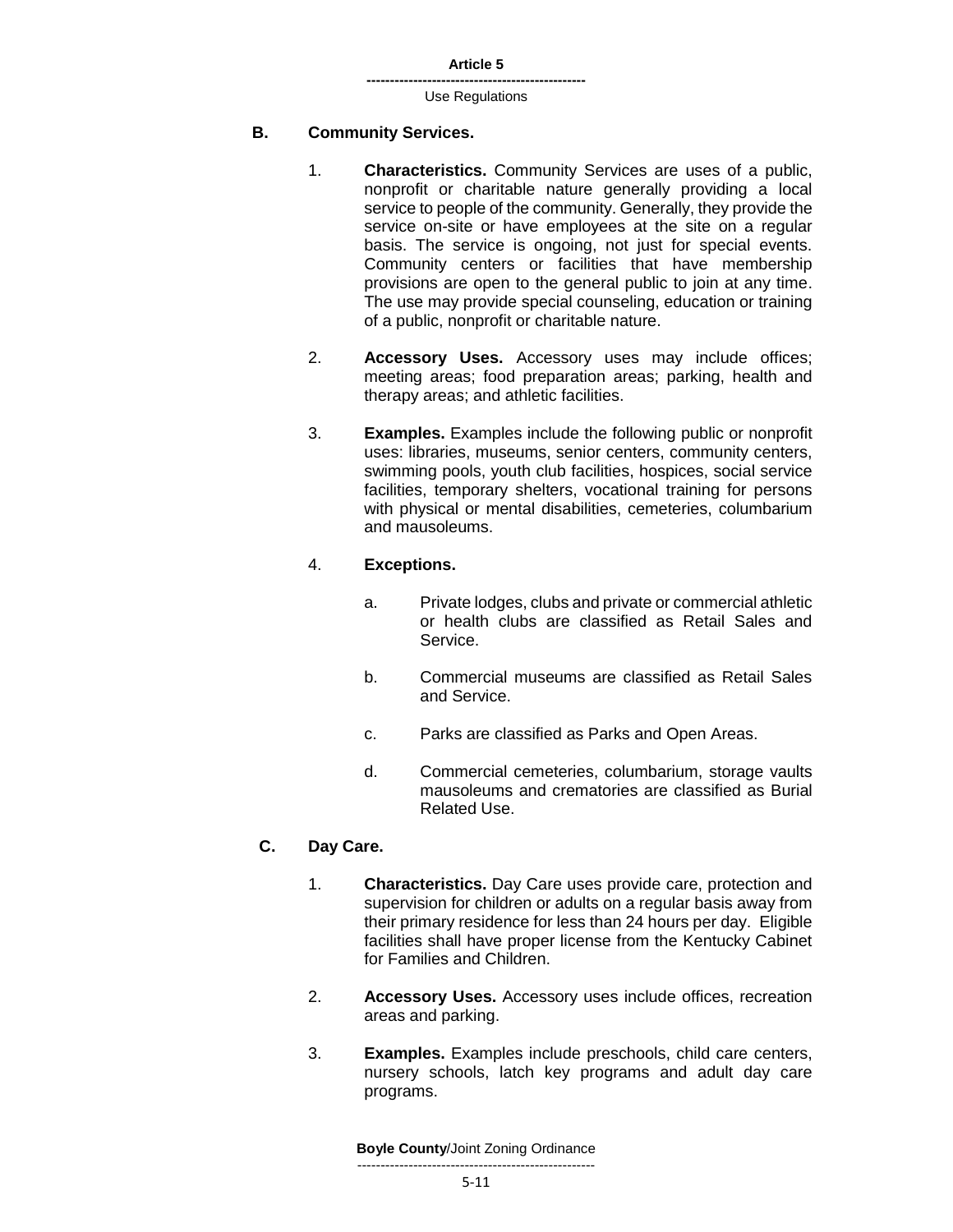### B. Community Services.

1. **Characteristics.** Community Services are uses of a public, nonprofit or charitable nature generally providing a local service to people of the community. Generally, they provide the service on-site or have employees at the site on a regular basis. The service is ongoing, not just for special events. Community centers or facilities that have membership provisions are open to the general public to join at any time. The use may provide special counseling, education or training of a public, nonprofit or charitable nature.

2. **Accessory Uses.** Accessory uses may include offices; meeting areas; food preparation areas; parking, health and therapy areas; and athletic facilities.

3. **Examples.** Examples include the following public or nonprofit uses: libraries, museums, senior centers, community centers, swimming pools, youth club facilities, hospices, social service facilities, temporary shelters, vocational training for persons with physical or mental disabilities, cemeteries, columbarium and mausoleums.

4. **Exceptions.**

   a. Private lodges, clubs and private or commercial athletic or health clubs are classified as Retail Sales and Service.

   b. Commercial museums are classified as Retail Sales and Service.

   c. Parks are classified as Parks and Open Areas.

   d. Commercial cemeteries, columbarium, storage vaults mausoleums and crematories are classified as Burial Related Use.

### C. Day Care.

1. **Characteristics.** Day Care uses provide care, protection and supervision for children or adults on a regular basis away from their primary residence for less than 24 hours per day. Eligible facilities shall have proper license from the Kentucky Cabinet for Families and Children.

2. **Accessory Uses.** Accessory uses include offices, recreation areas and parking.

3. **Examples.** Examples include preschools, child care centers, nursery schools, latch key programs and adult day care programs.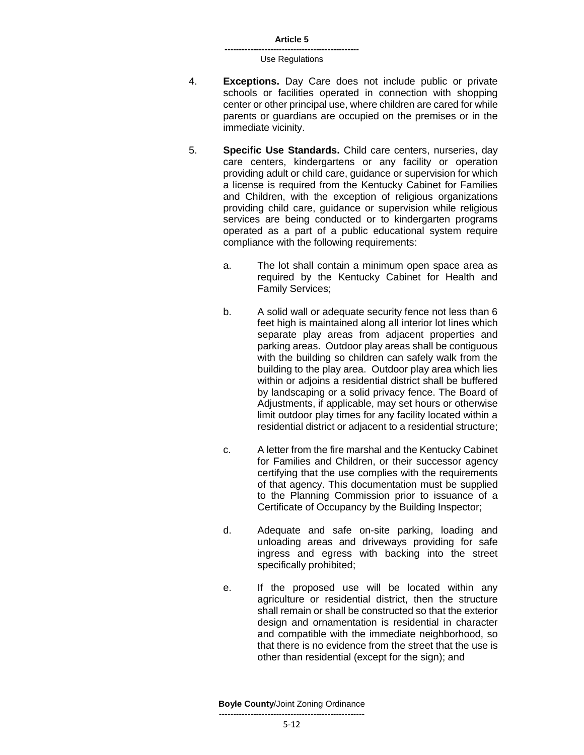4. **Exceptions.** Day Care does not include public or private schools or facilities operated in connection with shopping center or other principal use, where children are cared for while parents or guardians are occupied on the premises or in the immediate vicinity.

5. **Specific Use Standards.** Child care centers, nurseries, day care centers, kindergartens or any facility or operation providing adult or child care, guidance or supervision for which a license is required from the Kentucky Cabinet for Families and Children, with the exception of religious organizations providing child care, guidance or supervision while religious services are being conducted or to kindergarten programs operated as a part of a public educational system require compliance with the following requirements:

   a. The lot shall contain a minimum open space area as required by the Kentucky Cabinet for Health and Family Services;

   b. A solid wall or adequate security fence not less than 6 feet high is maintained along all interior lot lines which separate play areas from adjacent properties and parking areas. Outdoor play areas shall be contiguous with the building so children can safely walk from the building to the play area. Outdoor play area which lies within or adjoins a residential district shall be buffered by landscaping or a solid privacy fence. The Board of Adjustments, if applicable, may set hours or otherwise limit outdoor play times for any facility located within a residential district or adjacent to a residential structure;

   c. A letter from the fire marshal and the Kentucky Cabinet for Families and Children, or their successor agency certifying that the use complies with the requirements of that agency. This documentation must be supplied to the Planning Commission prior to issuance of a Certificate of Occupancy by the Building Inspector;

   d. Adequate and safe on-site parking, loading and unloading areas and driveways providing for safe ingress and egress with backing into the street specifically prohibited;

   e. If the proposed use will be located within any agriculture or residential district, then the structure shall remain or shall be constructed so that the exterior design and ornamentation is residential in character and compatible with the immediate neighborhood, so that there is no evidence from the street that the use is other than residential (except for the sign); and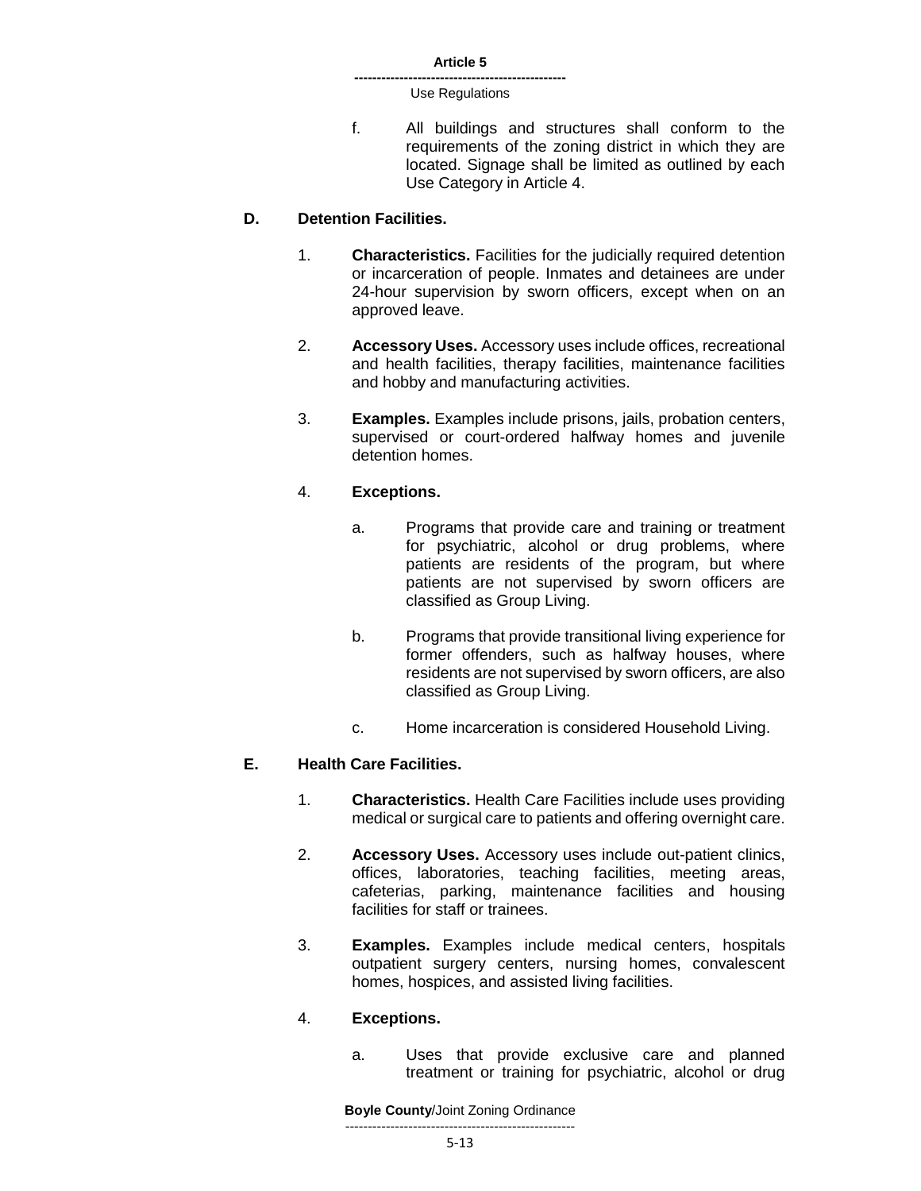f. All buildings and structures shall conform to the requirements of the zoning district in which they are located. Signage shall be limited as outlined by each Use Category in Article 4.

**D. Detention Facilities.**

1. **Characteristics.** Facilities for the judicially required detention or incarceration of people. Inmates and detainees are under 24-hour supervision by sworn officers, except when on an approved leave.

2. **Accessory Uses.** Accessory uses include offices, recreational and health facilities, therapy facilities, maintenance facilities and hobby and manufacturing activities.

3. **Examples.** Examples include prisons, jails, probation centers, supervised or court-ordered halfway homes and juvenile detention homes.

4. **Exceptions.**

   a. Programs that provide care and training or treatment for psychiatric, alcohol or drug problems, where patients are residents of the program, but where patients are not supervised by sworn officers are classified as Group Living.

   b. Programs that provide transitional living experience for former offenders, such as halfway houses, where residents are not supervised by sworn officers, are also classified as Group Living.

   c. Home incarceration is considered Household Living.

**E. Health Care Facilities.**

1. **Characteristics.** Health Care Facilities include uses providing medical or surgical care to patients and offering overnight care.

2. **Accessory Uses.** Accessory uses include out-patient clinics, offices, laboratories, teaching facilities, meeting areas, cafeterias, parking, maintenance facilities and housing facilities for staff or trainees.

3. **Examples.** Examples include medical centers, hospitals outpatient surgery centers, nursing homes, convalescent homes, hospices, and assisted living facilities.

4. **Exceptions.**

   a. Uses that provide exclusive care and planned treatment or training for psychiatric, alcohol or drug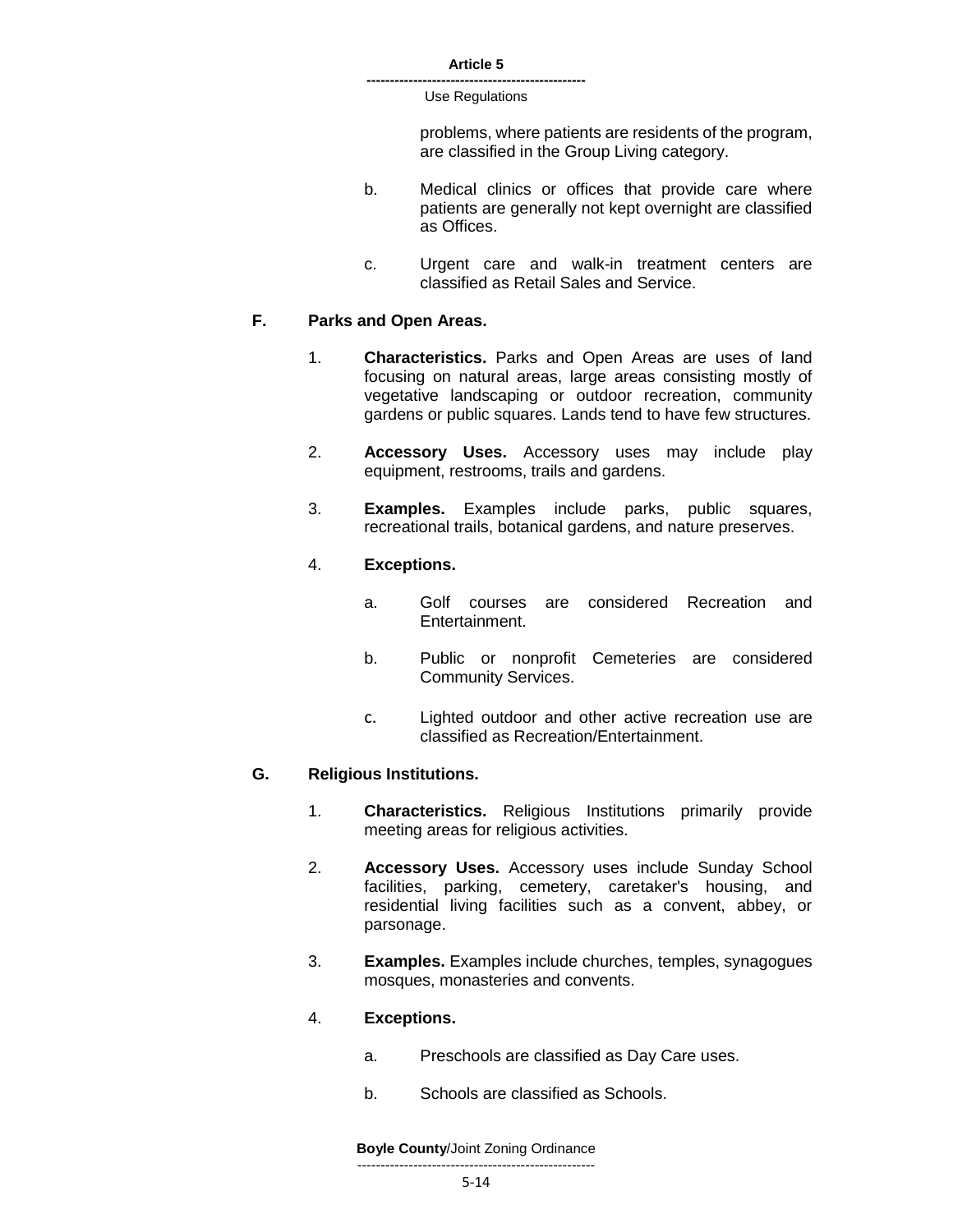problems, where patients are residents of the program, are classified in the Group Living category.

b. Medical clinics or offices that provide care where patients are generally not kept overnight are classified as Offices.

c. Urgent care and walk-in treatment centers are classified as Retail Sales and Service.

**F. Parks and Open Areas.**

1. **Characteristics.** Parks and Open Areas are uses of land focusing on natural areas, large areas consisting mostly of vegetative landscaping or outdoor recreation, community gardens or public squares. Lands tend to have few structures.

2. **Accessory Uses.** Accessory uses may include play equipment, restrooms, trails and gardens.

3. **Examples.** Examples include parks, public squares, recreational trails, botanical gardens, and nature preserves.

4. **Exceptions.**

   a. Golf courses are considered Recreation and Entertainment.

   b. Public or nonprofit Cemeteries are considered Community Services.

   c. Lighted outdoor and other active recreation use are classified as Recreation/Entertainment.

**G. Religious Institutions.**

1. **Characteristics.** Religious Institutions primarily provide meeting areas for religious activities.

2. **Accessory Uses.** Accessory uses include Sunday School facilities, parking, cemetery, caretaker's housing, and residential living facilities such as a convent, abbey, or parsonage.

3. **Examples.** Examples include churches, temples, synagogues mosques, monasteries and convents.

4. **Exceptions.**

   a. Preschools are classified as Day Care uses.

   b. Schools are classified as Schools.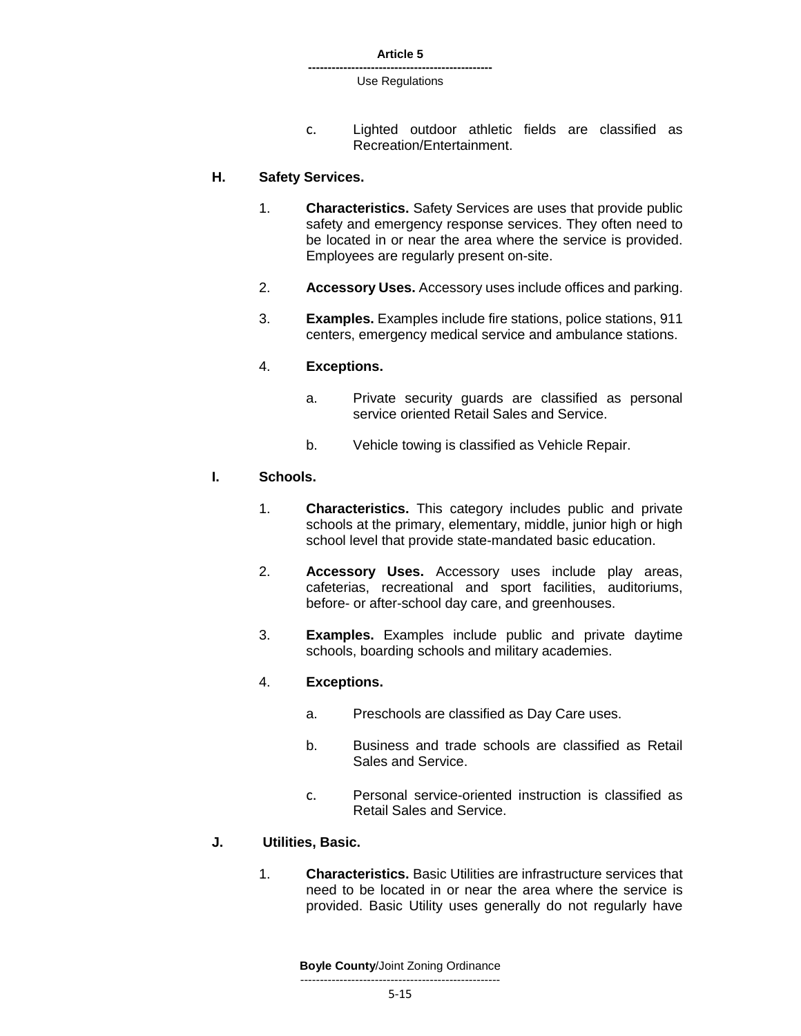c. Lighted outdoor athletic fields are classified as Recreation/Entertainment.

### H. Safety Services.

1. **Characteristics.** Safety Services are uses that provide public safety and emergency response services. They often need to be located in or near the area where the service is provided. Employees are regularly present on-site.

2. **Accessory Uses.** Accessory uses include offices and parking.

3. **Examples.** Examples include fire stations, police stations, 911 centers, emergency medical service and ambulance stations.

4. **Exceptions.**

   a. Private security guards are classified as personal service oriented Retail Sales and Service.

   b. Vehicle towing is classified as Vehicle Repair.

### I. Schools.

1. **Characteristics.** This category includes public and private schools at the primary, elementary, middle, junior high or high school level that provide state-mandated basic education.

2. **Accessory Uses.** Accessory uses include play areas, cafeterias, recreational and sport facilities, auditoriums, before- or after-school day care, and greenhouses.

3. **Examples.** Examples include public and private daytime schools, boarding schools and military academies.

4. **Exceptions.**

   a. Preschools are classified as Day Care uses.

   b. Business and trade schools are classified as Retail Sales and Service.

   c. Personal service-oriented instruction is classified as Retail Sales and Service.

### J. Utilities, Basic.

1. **Characteristics.** Basic Utilities are infrastructure services that need to be located in or near the area where the service is provided. Basic Utility uses generally do not regularly have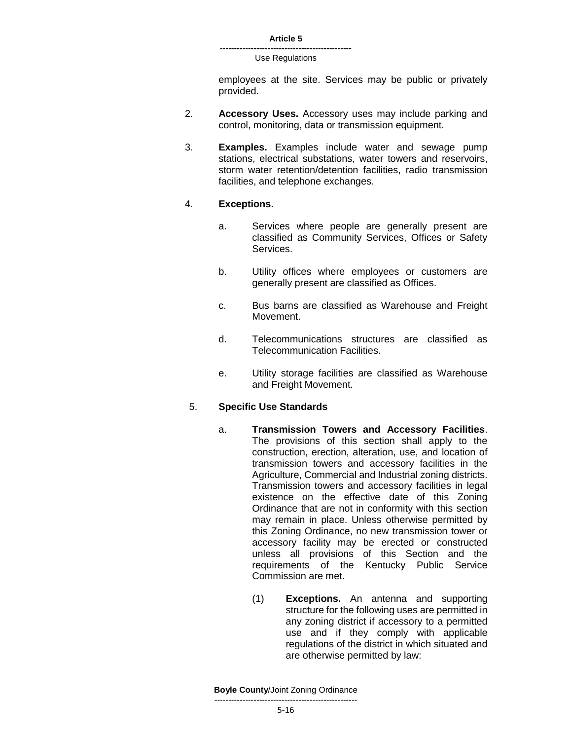employees at the site. Services may be public or privately provided.

2. **Accessory Uses.** Accessory uses may include parking and control, monitoring, data or transmission equipment.

3. **Examples.** Examples include water and sewage pump stations, electrical substations, water towers and reservoirs, storm water retention/detention facilities, radio transmission facilities, and telephone exchanges.

4. **Exceptions.**

   a. Services where people are generally present are classified as Community Services, Offices or Safety Services.

   b. Utility offices where employees or customers are generally present are classified as Offices.

   c. Bus barns are classified as Warehouse and Freight Movement.

   d. Telecommunications structures are classified as Telecommunication Facilities.

   e. Utility storage facilities are classified as Warehouse and Freight Movement.

5. **Specific Use Standards**

   a. **Transmission Towers and Accessory Facilities**. The provisions of this section shall apply to the construction, erection, alteration, use, and location of transmission towers and accessory facilities in the Agriculture, Commercial and Industrial zoning districts. Transmission towers and accessory facilities in legal existence on the effective date of this Zoning Ordinance that are not in conformity with this section may remain in place. Unless otherwise permitted by this Zoning Ordinance, no new transmission tower or accessory facility may be erected or constructed unless all provisions of this Section and the requirements of the Kentucky Public Service Commission are met.

      (1) **Exceptions.** An antenna and supporting structure for the following uses are permitted in any zoning district if accessory to a permitted use and if they comply with applicable regulations of the district in which situated and are otherwise permitted by law: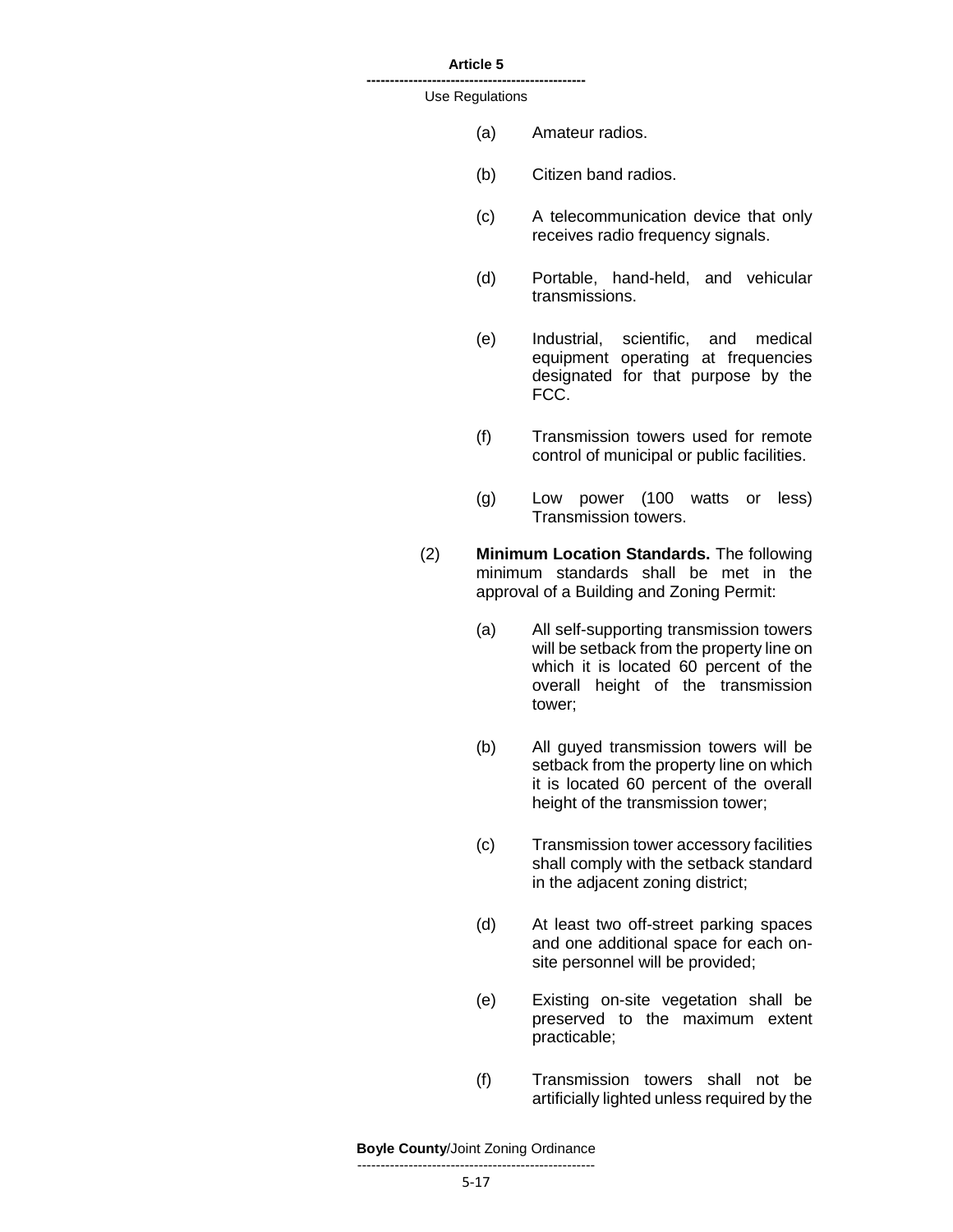(a) Amateur radios.

(b) Citizen band radios.

(c) A telecommunication device that only receives radio frequency signals.

(d) Portable, hand-held, and vehicular transmissions.

(e) Industrial, scientific, and medical equipment operating at frequencies designated for that purpose by the FCC.

(f) Transmission towers used for remote control of municipal or public facilities.

(g) Low power (100 watts or less) Transmission towers.

(2) **Minimum Location Standards.** The following minimum standards shall be met in the approval of a Building and Zoning Permit:

(a) All self-supporting transmission towers will be setback from the property line on which it is located 60 percent of the overall height of the transmission tower;

(b) All guyed transmission towers will be setback from the property line on which it is located 60 percent of the overall height of the transmission tower;

(c) Transmission tower accessory facilities shall comply with the setback standard in the adjacent zoning district;

(d) At least two off-street parking spaces and one additional space for each on-site personnel will be provided;

(e) Existing on-site vegetation shall be preserved to the maximum extent practicable;

(f) Transmission towers shall not be artificially lighted unless required by the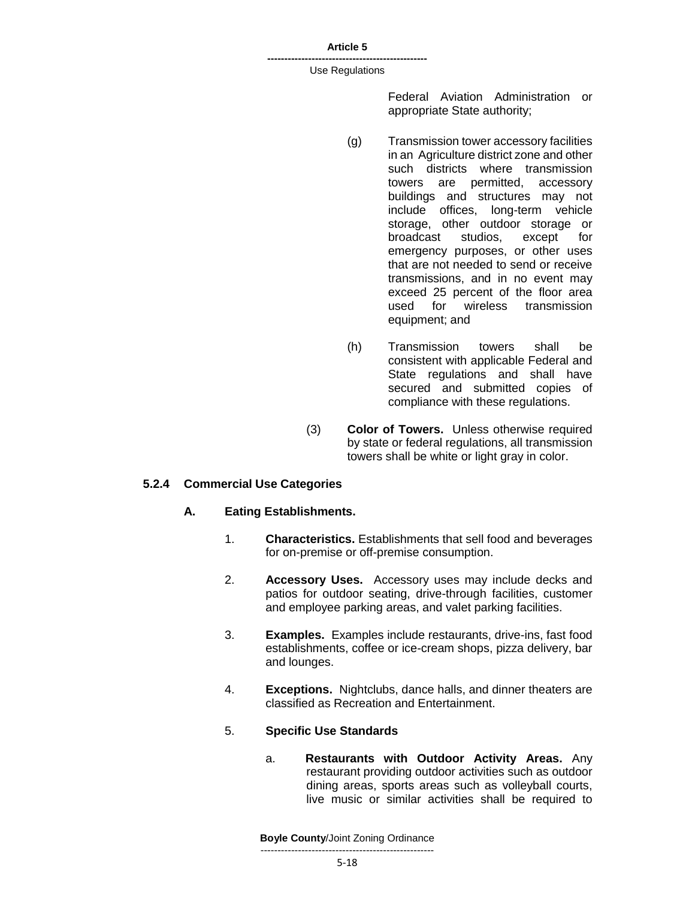Federal Aviation Administration or appropriate State authority;

(g) Transmission tower accessory facilities in an Agriculture district zone and other such districts where transmission towers are permitted, accessory buildings and structures may not include offices, long-term vehicle storage, other outdoor storage or broadcast studios, except for emergency purposes, or other uses that are not needed to send or receive transmissions, and in no event may exceed 25 percent of the floor area used for wireless transmission equipment; and

(h) Transmission towers shall be consistent with applicable Federal and State regulations and shall have secured and submitted copies of compliance with these regulations.

(3) **Color of Towers.** Unless otherwise required by state or federal regulations, all transmission towers shall be white or light gray in color.

### 5.2.4 Commercial Use Categories

#### A. Eating Establishments.

1. **Characteristics.** Establishments that sell food and beverages for on-premise or off-premise consumption.

2. **Accessory Uses.** Accessory uses may include decks and patios for outdoor seating, drive-through facilities, customer and employee parking areas, and valet parking facilities.

3. **Examples.** Examples include restaurants, drive-ins, fast food establishments, coffee or ice-cream shops, pizza delivery, bar and lounges.

4. **Exceptions.** Nightclubs, dance halls, and dinner theaters are classified as Recreation and Entertainment.

5. **Specific Use Standards**

   a. **Restaurants with Outdoor Activity Areas.** Any restaurant providing outdoor activities such as outdoor dining areas, sports areas such as volleyball courts, live music or similar activities shall be required to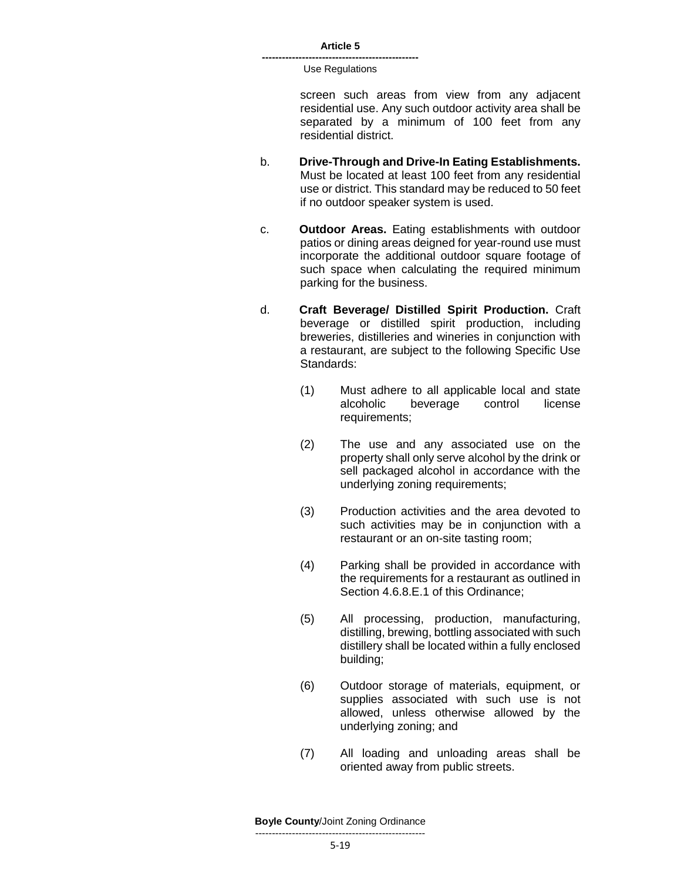screen such areas from view from any adjacent residential use. Any such outdoor activity area shall be separated by a minimum of 100 feet from any residential district.

b. **Drive-Through and Drive-In Eating Establishments.** Must be located at least 100 feet from any residential use or district. This standard may be reduced to 50 feet if no outdoor speaker system is used.

c. **Outdoor Areas.** Eating establishments with outdoor patios or dining areas deigned for year-round use must incorporate the additional outdoor square footage of such space when calculating the required minimum parking for the business.

d. **Craft Beverage/ Distilled Spirit Production.** Craft beverage or distilled spirit production, including breweries, distilleries and wineries in conjunction with a restaurant, are subject to the following Specific Use Standards:

(1) Must adhere to all applicable local and state alcoholic beverage control license requirements;

(2) The use and any associated use on the property shall only serve alcohol by the drink or sell packaged alcohol in accordance with the underlying zoning requirements;

(3) Production activities and the area devoted to such activities may be in conjunction with a restaurant or an on-site tasting room;

(4) Parking shall be provided in accordance with the requirements for a restaurant as outlined in Section 4.6.8.E.1 of this Ordinance;

(5) All processing, production, manufacturing, distilling, brewing, bottling associated with such distillery shall be located within a fully enclosed building;

(6) Outdoor storage of materials, equipment, or supplies associated with such use is not allowed, unless otherwise allowed by the underlying zoning; and

(7) All loading and unloading areas shall be oriented away from public streets.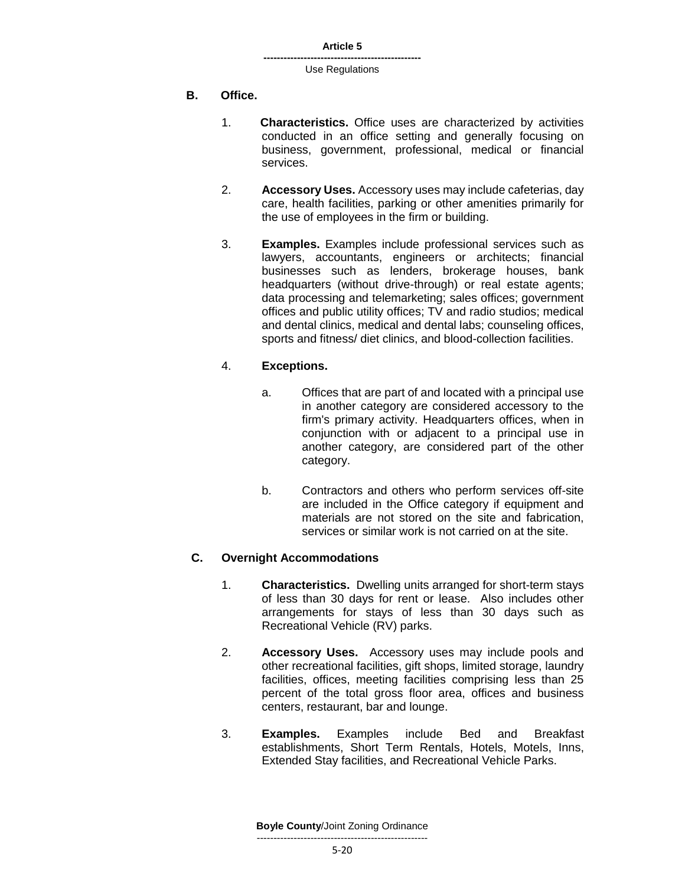**B. Office.**

1. **Characteristics.** Office uses are characterized by activities conducted in an office setting and generally focusing on business, government, professional, medical or financial services.

2. **Accessory Uses.** Accessory uses may include cafeterias, day care, health facilities, parking or other amenities primarily for the use of employees in the firm or building.

3. **Examples.** Examples include professional services such as lawyers, accountants, engineers or architects; financial businesses such as lenders, brokerage houses, bank headquarters (without drive-through) or real estate agents; data processing and telemarketing; sales offices; government offices and public utility offices; TV and radio studios; medical and dental clinics, medical and dental labs; counseling offices, sports and fitness/ diet clinics, and blood-collection facilities.

4. **Exceptions.**

   a. Offices that are part of and located with a principal use in another category are considered accessory to the firm's primary activity. Headquarters offices, when in conjunction with or adjacent to a principal use in another category, are considered part of the other category.

   b. Contractors and others who perform services off-site are included in the Office category if equipment and materials are not stored on the site and fabrication, services or similar work is not carried on at the site.

**C. Overnight Accommodations**

1. **Characteristics.** Dwelling units arranged for short-term stays of less than 30 days for rent or lease. Also includes other arrangements for stays of less than 30 days such as Recreational Vehicle (RV) parks.

2. **Accessory Uses.** Accessory uses may include pools and other recreational facilities, gift shops, limited storage, laundry facilities, offices, meeting facilities comprising less than 25 percent of the total gross floor area, offices and business centers, restaurant, bar and lounge.

3. **Examples.** Examples include Bed and Breakfast establishments, Short Term Rentals, Hotels, Motels, Inns, Extended Stay facilities, and Recreational Vehicle Parks.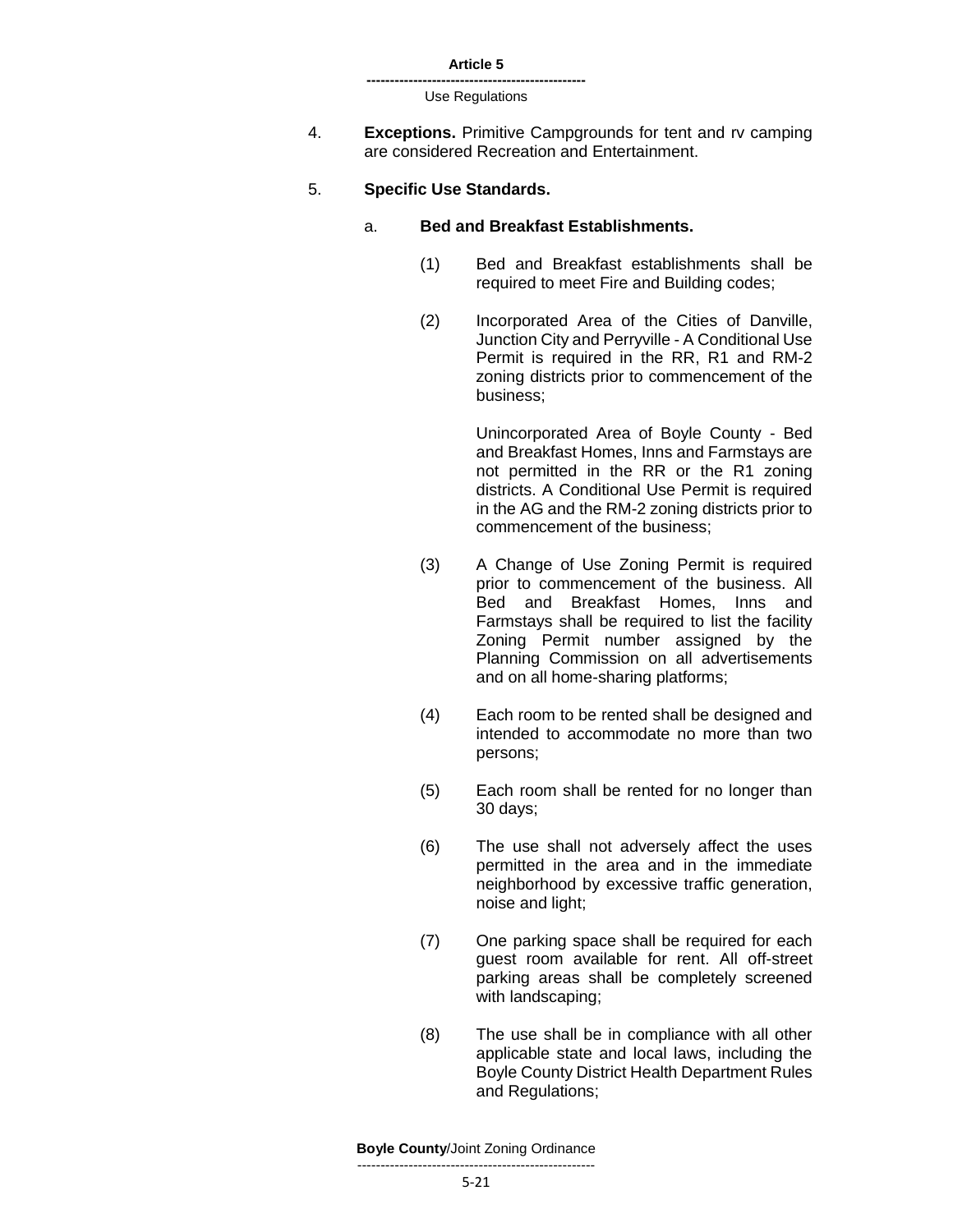4. **Exceptions.** Primitive Campgrounds for tent and rv camping are considered Recreation and Entertainment.

5. **Specific Use Standards.**

   a. **Bed and Breakfast Establishments.**

      (1) Bed and Breakfast establishments shall be required to meet Fire and Building codes;

      (2) Incorporated Area of the Cities of Danville, Junction City and Perryville - A Conditional Use Permit is required in the RR, R1 and RM-2 zoning districts prior to commencement of the business;

      Unincorporated Area of Boyle County - Bed and Breakfast Homes, Inns and Farmstays are not permitted in the RR or the R1 zoning districts. A Conditional Use Permit is required in the AG and the RM-2 zoning districts prior to commencement of the business;

      (3) A Change of Use Zoning Permit is required prior to commencement of the business. All Bed and Breakfast Homes, Inns and Farmstays shall be required to list the facility Zoning Permit number assigned by the Planning Commission on all advertisements and on all home-sharing platforms;

      (4) Each room to be rented shall be designed and intended to accommodate no more than two persons;

      (5) Each room shall be rented for no longer than 30 days;

      (6) The use shall not adversely affect the uses permitted in the area and in the immediate neighborhood by excessive traffic generation, noise and light;

      (7) One parking space shall be required for each guest room available for rent. All off-street parking areas shall be completely screened with landscaping;

      (8) The use shall be in compliance with all other applicable state and local laws, including the Boyle County District Health Department Rules and Regulations;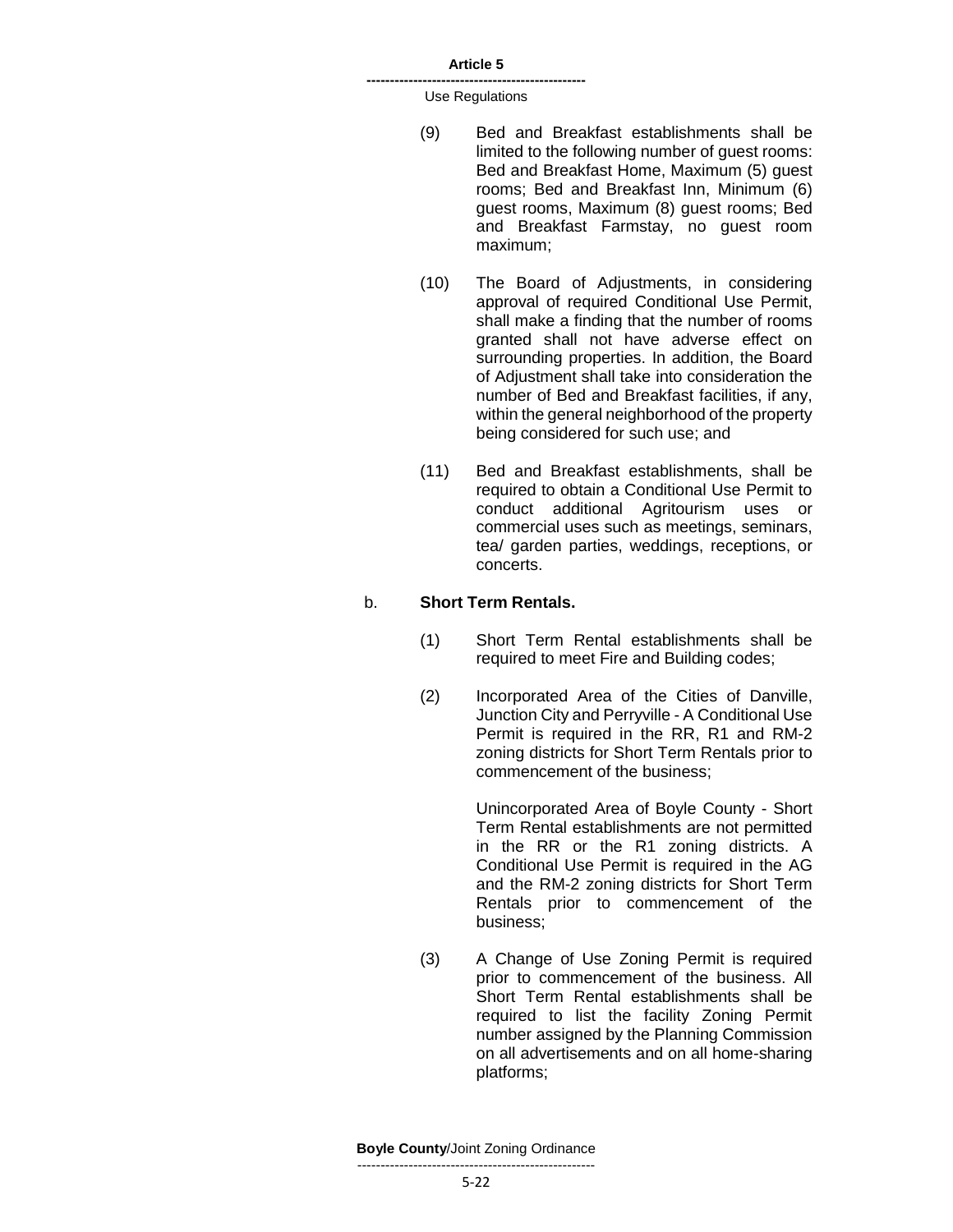(9) Bed and Breakfast establishments shall be limited to the following number of guest rooms: Bed and Breakfast Home, Maximum (5) guest rooms; Bed and Breakfast Inn, Minimum (6) guest rooms, Maximum (8) guest rooms; Bed and Breakfast Farmstay, no guest room maximum;

(10) The Board of Adjustments, in considering approval of required Conditional Use Permit, shall make a finding that the number of rooms granted shall not have adverse effect on surrounding properties. In addition, the Board of Adjustment shall take into consideration the number of Bed and Breakfast facilities, if any, within the general neighborhood of the property being considered for such use; and

(11) Bed and Breakfast establishments, shall be required to obtain a Conditional Use Permit to conduct additional Agritourism uses or commercial uses such as meetings, seminars, tea/ garden parties, weddings, receptions, or concerts.

b. **Short Term Rentals.**

(1) Short Term Rental establishments shall be required to meet Fire and Building codes;

(2) Incorporated Area of the Cities of Danville, Junction City and Perryville - A Conditional Use Permit is required in the RR, R1 and RM-2 zoning districts for Short Term Rentals prior to commencement of the business;

Unincorporated Area of Boyle County - Short Term Rental establishments are not permitted in the RR or the R1 zoning districts. A Conditional Use Permit is required in the AG and the RM-2 zoning districts for Short Term Rentals prior to commencement of the business;

(3) A Change of Use Zoning Permit is required prior to commencement of the business. All Short Term Rental establishments shall be required to list the facility Zoning Permit number assigned by the Planning Commission on all advertisements and on all home-sharing platforms;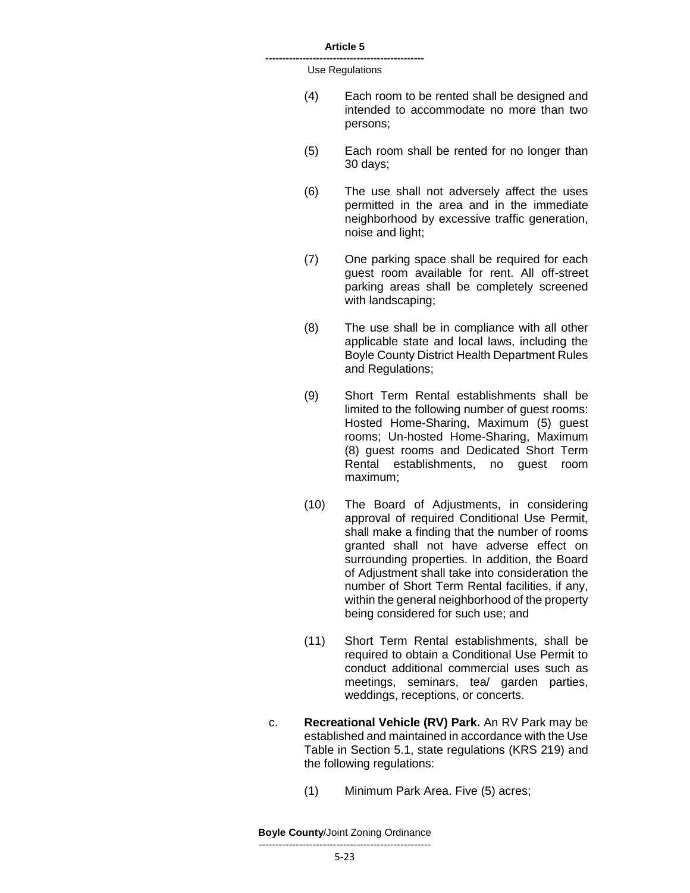(4) Each room to be rented shall be designed and intended to accommodate no more than two persons;

(5) Each room shall be rented for no longer than 30 days;

(6) The use shall not adversely affect the uses permitted in the area and in the immediate neighborhood by excessive traffic generation, noise and light;

(7) One parking space shall be required for each guest room available for rent. All off-street parking areas shall be completely screened with landscaping;

(8) The use shall be in compliance with all other applicable state and local laws, including the Boyle County District Health Department Rules and Regulations;

(9) Short Term Rental establishments shall be limited to the following number of guest rooms: Hosted Home-Sharing, Maximum (5) guest rooms; Un-hosted Home-Sharing, Maximum (8) guest rooms and Dedicated Short Term Rental establishments, no guest room maximum;

(10) The Board of Adjustments, in considering approval of required Conditional Use Permit, shall make a finding that the number of rooms granted shall not have adverse effect on surrounding properties. In addition, the Board of Adjustment shall take into consideration the number of Short Term Rental facilities, if any, within the general neighborhood of the property being considered for such use; and

(11) Short Term Rental establishments, shall be required to obtain a Conditional Use Permit to conduct additional commercial uses such as meetings, seminars, tea/ garden parties, weddings, receptions, or concerts.

c. **Recreational Vehicle (RV) Park.** An RV Park may be established and maintained in accordance with the Use Table in Section 5.1, state regulations (KRS 219) and the following regulations:

(1) Minimum Park Area. Five (5) acres;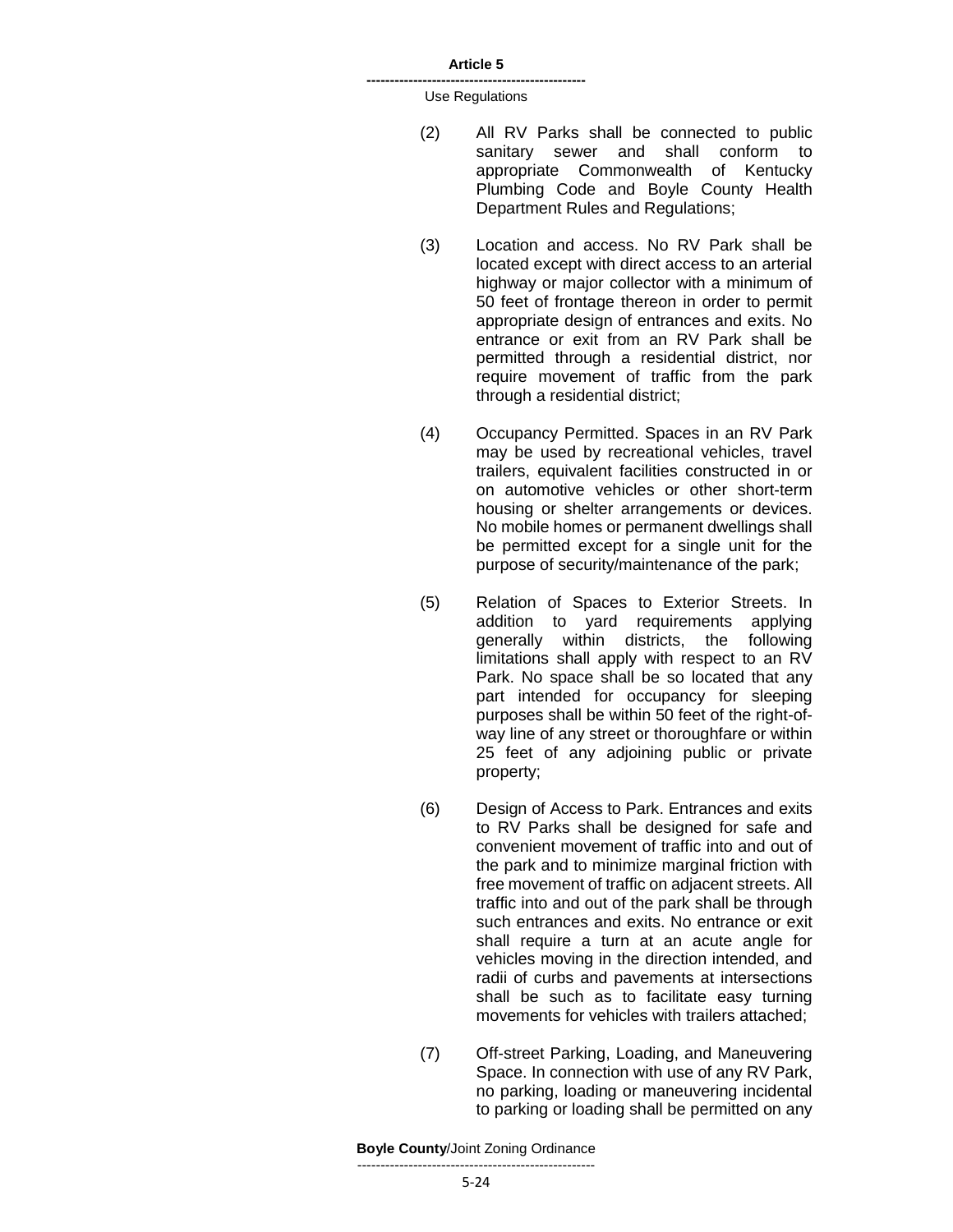(2) All RV Parks shall be connected to public sanitary sewer and shall conform to appropriate Commonwealth of Kentucky Plumbing Code and Boyle County Health Department Rules and Regulations;

(3) Location and access. No RV Park shall be located except with direct access to an arterial highway or major collector with a minimum of 50 feet of frontage thereon in order to permit appropriate design of entrances and exits. No entrance or exit from an RV Park shall be permitted through a residential district, nor require movement of traffic from the park through a residential district;

(4) Occupancy Permitted. Spaces in an RV Park may be used by recreational vehicles, travel trailers, equivalent facilities constructed in or on automotive vehicles or other short-term housing or shelter arrangements or devices. No mobile homes or permanent dwellings shall be permitted except for a single unit for the purpose of security/maintenance of the park;

(5) Relation of Spaces to Exterior Streets. In addition to yard requirements applying generally within districts, the following limitations shall apply with respect to an RV Park. No space shall be so located that any part intended for occupancy for sleeping purposes shall be within 50 feet of the right-of-way line of any street or thoroughfare or within 25 feet of any adjoining public or private property;

(6) Design of Access to Park. Entrances and exits to RV Parks shall be designed for safe and convenient movement of traffic into and out of the park and to minimize marginal friction with free movement of traffic on adjacent streets. All traffic into and out of the park shall be through such entrances and exits. No entrance or exit shall require a turn at an acute angle for vehicles moving in the direction intended, and radii of curbs and pavements at intersections shall be such as to facilitate easy turning movements for vehicles with trailers attached;

(7) Off-street Parking, Loading, and Maneuvering Space. In connection with use of any RV Park, no parking, loading or maneuvering incidental to parking or loading shall be permitted on any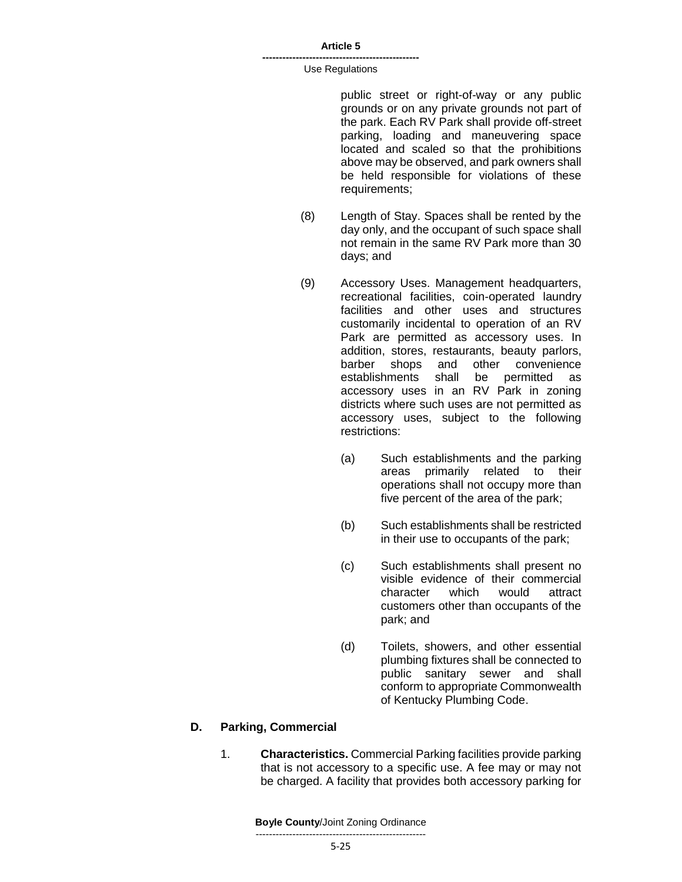public street or right-of-way or any public grounds or on any private grounds not part of the park. Each RV Park shall provide off-street parking, loading and maneuvering space located and scaled so that the prohibitions above may be observed, and park owners shall be held responsible for violations of these requirements;

(8) Length of Stay. Spaces shall be rented by the day only, and the occupant of such space shall not remain in the same RV Park more than 30 days; and

(9) Accessory Uses. Management headquarters, recreational facilities, coin-operated laundry facilities and other uses and structures customarily incidental to operation of an RV Park are permitted as accessory uses. In addition, stores, restaurants, beauty parlors, barber shops and other convenience establishments shall be permitted as accessory uses in an RV Park in zoning districts where such uses are not permitted as accessory uses, subject to the following restrictions:

(a) Such establishments and the parking areas primarily related to their operations shall not occupy more than five percent of the area of the park;

(b) Such establishments shall be restricted in their use to occupants of the park;

(c) Such establishments shall present no visible evidence of their commercial character which would attract customers other than occupants of the park; and

(d) Toilets, showers, and other essential plumbing fixtures shall be connected to public sanitary sewer and shall conform to appropriate Commonwealth of Kentucky Plumbing Code.

## D. Parking, Commercial

1. **Characteristics.** Commercial Parking facilities provide parking that is not accessory to a specific use. A fee may or may not be charged. A facility that provides both accessory parking for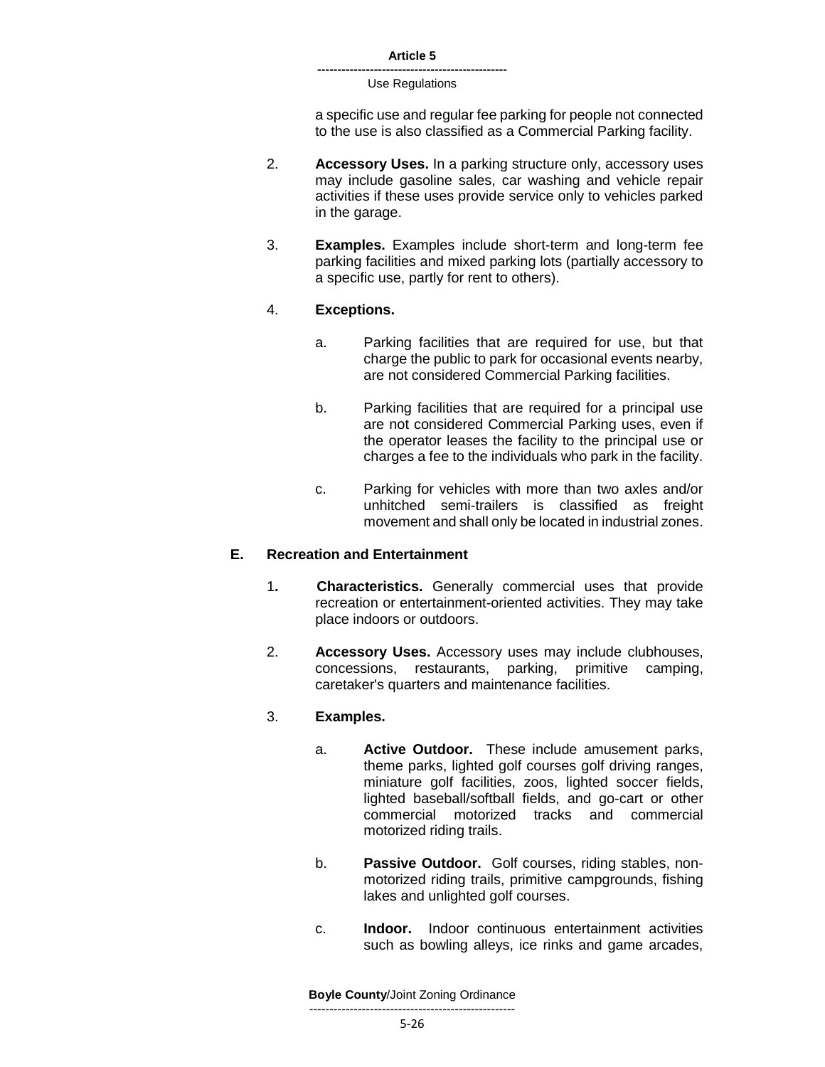a specific use and regular fee parking for people not connected to the use is also classified as a Commercial Parking facility.

2. **Accessory Uses.** In a parking structure only, accessory uses may include gasoline sales, car washing and vehicle repair activities if these uses provide service only to vehicles parked in the garage.

3. **Examples.** Examples include short-term and long-term fee parking facilities and mixed parking lots (partially accessory to a specific use, partly for rent to others).

4. **Exceptions.**

    a. Parking facilities that are required for use, but that charge the public to park for occasional events nearby, are not considered Commercial Parking facilities.

    b. Parking facilities that are required for a principal use are not considered Commercial Parking uses, even if the operator leases the facility to the principal use or charges a fee to the individuals who park in the facility.

    c. Parking for vehicles with more than two axles and/or unhitched semi-trailers is classified as freight movement and shall only be located in industrial zones.

### E. Recreation and Entertainment

1. **Characteristics.** Generally commercial uses that provide recreation or entertainment-oriented activities. They may take place indoors or outdoors.

2. **Accessory Uses.** Accessory uses may include clubhouses, concessions, restaurants, parking, primitive camping, caretaker's quarters and maintenance facilities.

3. **Examples.**

    a. **Active Outdoor.** These include amusement parks, theme parks, lighted golf courses golf driving ranges, miniature golf facilities, zoos, lighted soccer fields, lighted baseball/softball fields, and go-cart or other commercial motorized tracks and commercial motorized riding trails.

    b. **Passive Outdoor.** Golf courses, riding stables, non-motorized riding trails, primitive campgrounds, fishing lakes and unlighted golf courses.

    c. **Indoor.** Indoor continuous entertainment activities such as bowling alleys, ice rinks and game arcades,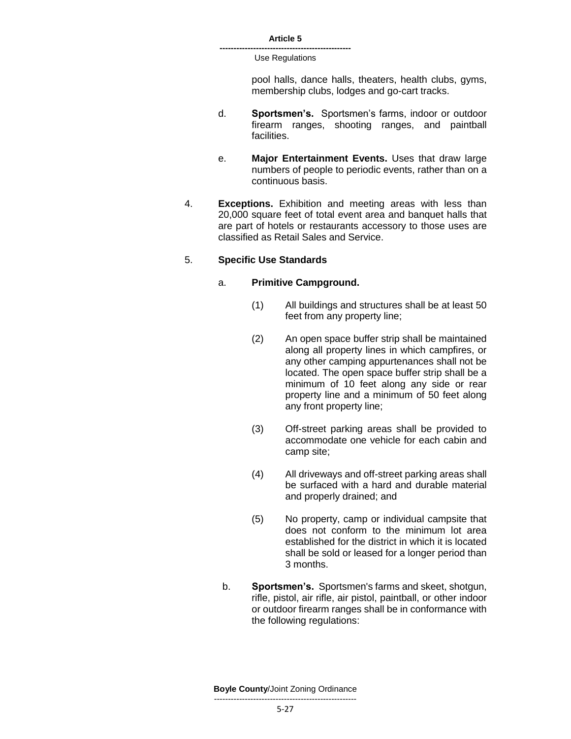pool halls, dance halls, theaters, health clubs, gyms, membership clubs, lodges and go-cart tracks.

d. **Sportsmen's.** Sportsmen's farms, indoor or outdoor firearm ranges, shooting ranges, and paintball facilities.

e. **Major Entertainment Events.** Uses that draw large numbers of people to periodic events, rather than on a continuous basis.

4. **Exceptions.** Exhibition and meeting areas with less than 20,000 square feet of total event area and banquet halls that are part of hotels or restaurants accessory to those uses are classified as Retail Sales and Service.

5. **Specific Use Standards**

a. **Primitive Campground.**

(1) All buildings and structures shall be at least 50 feet from any property line;

(2) An open space buffer strip shall be maintained along all property lines in which campfires, or any other camping appurtenances shall not be located. The open space buffer strip shall be a minimum of 10 feet along any side or rear property line and a minimum of 50 feet along any front property line;

(3) Off-street parking areas shall be provided to accommodate one vehicle for each cabin and camp site;

(4) All driveways and off-street parking areas shall be surfaced with a hard and durable material and properly drained; and

(5) No property, camp or individual campsite that does not conform to the minimum lot area established for the district in which it is located shall be sold or leased for a longer period than 3 months.

b. **Sportsmen's.** Sportsmen's farms and skeet, shotgun, rifle, pistol, air rifle, air pistol, paintball, or other indoor or outdoor firearm ranges shall be in conformance with the following regulations: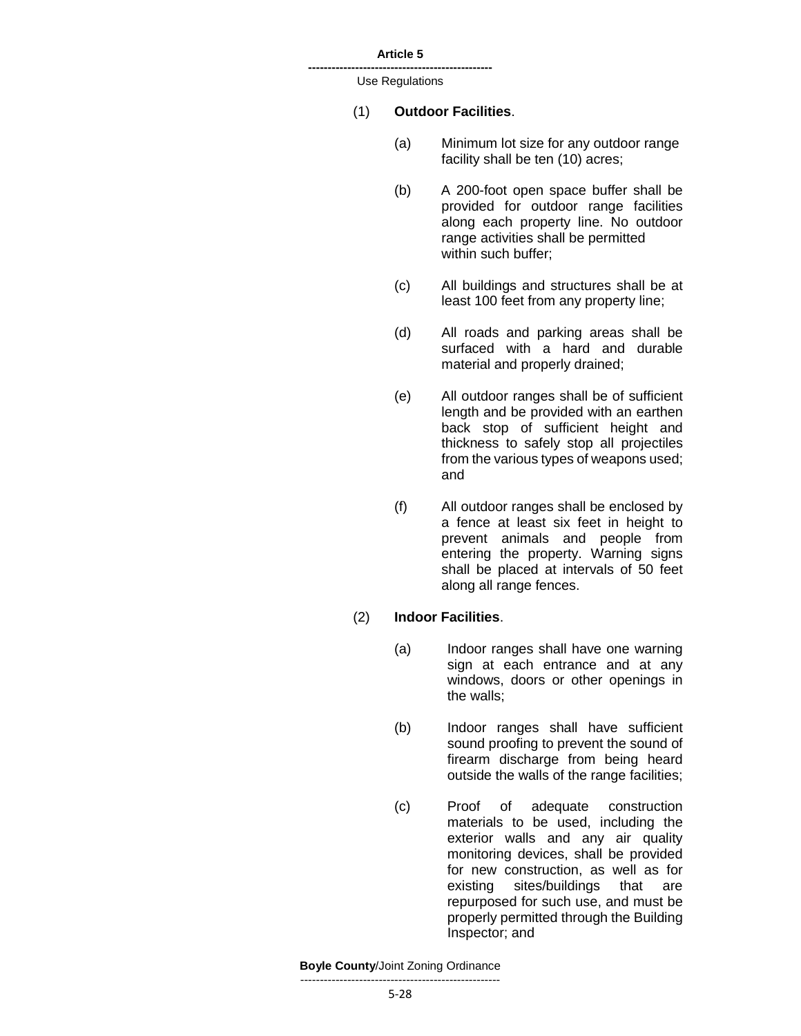(1) **Outdoor Facilities**.

(a) Minimum lot size for any outdoor range facility shall be ten (10) acres;

(b) A 200-foot open space buffer shall be provided for outdoor range facilities along each property line. No outdoor range activities shall be permitted within such buffer;

(c) All buildings and structures shall be at least 100 feet from any property line;

(d) All roads and parking areas shall be surfaced with a hard and durable material and properly drained;

(e) All outdoor ranges shall be of sufficient length and be provided with an earthen back stop of sufficient height and thickness to safely stop all projectiles from the various types of weapons used; and

(f) All outdoor ranges shall be enclosed by a fence at least six feet in height to prevent animals and people from entering the property. Warning signs shall be placed at intervals of 50 feet along all range fences.

(2) **Indoor Facilities**.

(a) Indoor ranges shall have one warning sign at each entrance and at any windows, doors or other openings in the walls;

(b) Indoor ranges shall have sufficient sound proofing to prevent the sound of firearm discharge from being heard outside the walls of the range facilities;

(c) Proof of adequate construction materials to be used, including the exterior walls and any air quality monitoring devices, shall be provided for new construction, as well as for existing sites/buildings that are repurposed for such use, and must be properly permitted through the Building Inspector; and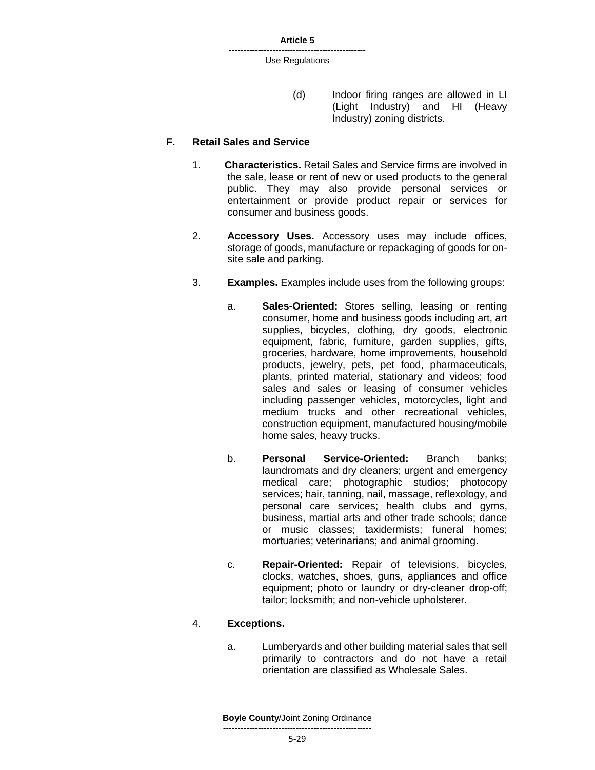(d) Indoor firing ranges are allowed in LI (Light Industry) and HI (Heavy Industry) zoning districts.

## F. Retail Sales and Service

1. **Characteristics.** Retail Sales and Service firms are involved in the sale, lease or rent of new or used products to the general public. They may also provide personal services or entertainment or provide product repair or services for consumer and business goods.

2. **Accessory Uses.** Accessory uses may include offices, storage of goods, manufacture or repackaging of goods for on-site sale and parking.

3. **Examples.** Examples include uses from the following groups:

   a. **Sales-Oriented:** Stores selling, leasing or renting consumer, home and business goods including art, art supplies, bicycles, clothing, dry goods, electronic equipment, fabric, furniture, garden supplies, gifts, groceries, hardware, home improvements, household products, jewelry, pets, pet food, pharmaceuticals, plants, printed material, stationary and videos; food sales and sales or leasing of consumer vehicles including passenger vehicles, motorcycles, light and medium trucks and other recreational vehicles, construction equipment, manufactured housing/mobile home sales, heavy trucks.

   b. **Personal Service-Oriented:** Branch banks; laundromats and dry cleaners; urgent and emergency medical care; photographic studios; photocopy services; hair, tanning, nail, massage, reflexology, and personal care services; health clubs and gyms, business, martial arts and other trade schools; dance or music classes; taxidermists; funeral homes; mortuaries; veterinarians; and animal grooming.

   c. **Repair-Oriented:** Repair of televisions, bicycles, clocks, watches, shoes, guns, appliances and office equipment; photo or laundry or dry-cleaner drop-off; tailor; locksmith; and non-vehicle upholsterer.

4. **Exceptions.**

   a. Lumberyards and other building material sales that sell primarily to contractors and do not have a retail orientation are classified as Wholesale Sales.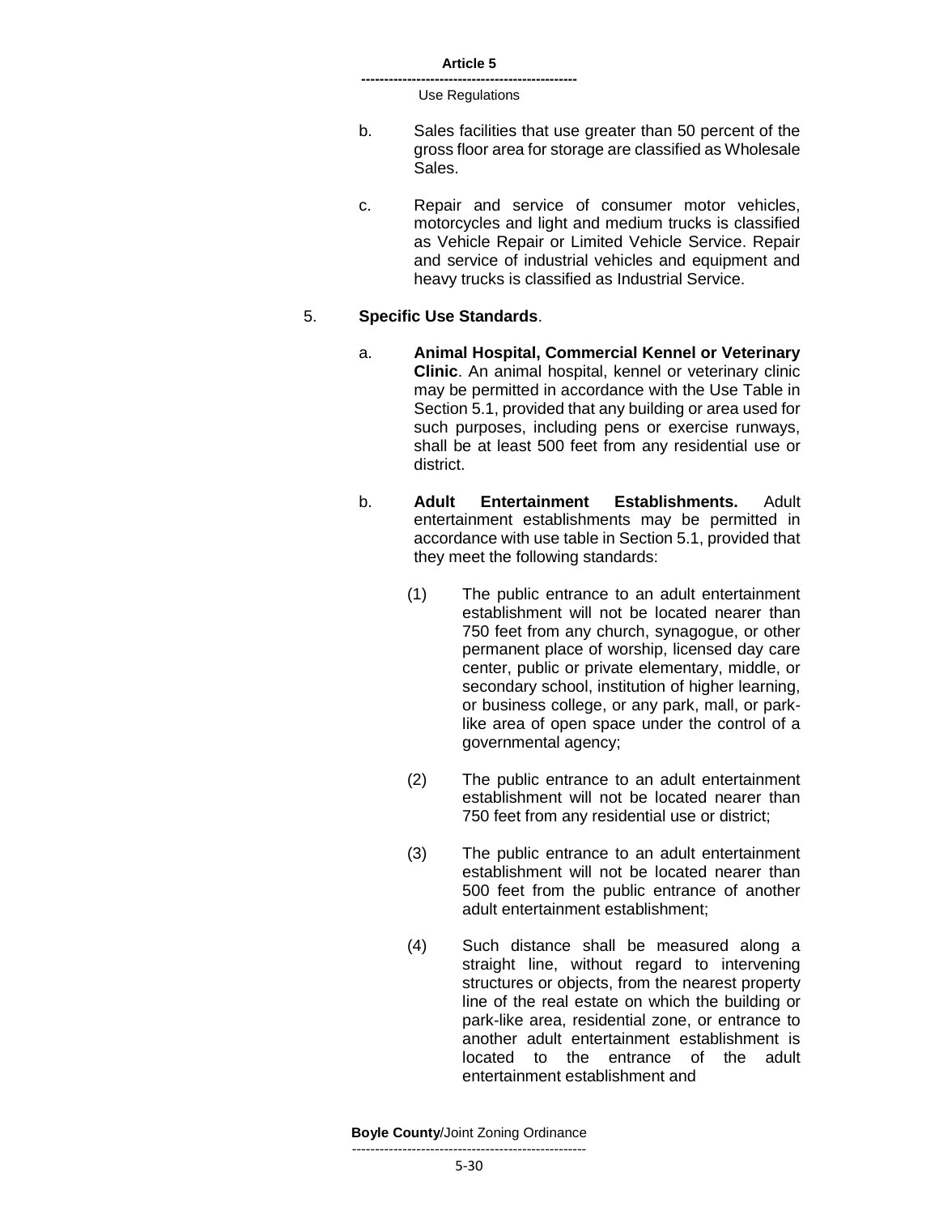b. Sales facilities that use greater than 50 percent of the gross floor area for storage are classified as Wholesale Sales.

c. Repair and service of consumer motor vehicles, motorcycles and light and medium trucks is classified as Vehicle Repair or Limited Vehicle Service. Repair and service of industrial vehicles and equipment and heavy trucks is classified as Industrial Service.

5. **Specific Use Standards**.

a. **Animal Hospital, Commercial Kennel or Veterinary Clinic**. An animal hospital, kennel or veterinary clinic may be permitted in accordance with the Use Table in Section 5.1, provided that any building or area used for such purposes, including pens or exercise runways, shall be at least 500 feet from any residential use or district.

b. **Adult Entertainment Establishments.** Adult entertainment establishments may be permitted in accordance with use table in Section 5.1, provided that they meet the following standards:

(1) The public entrance to an adult entertainment establishment will not be located nearer than 750 feet from any church, synagogue, or other permanent place of worship, licensed day care center, public or private elementary, middle, or secondary school, institution of higher learning, or business college, or any park, mall, or park-like area of open space under the control of a governmental agency;

(2) The public entrance to an adult entertainment establishment will not be located nearer than 750 feet from any residential use or district;

(3) The public entrance to an adult entertainment establishment will not be located nearer than 500 feet from the public entrance of another adult entertainment establishment;

(4) Such distance shall be measured along a straight line, without regard to intervening structures or objects, from the nearest property line of the real estate on which the building or park-like area, residential zone, or entrance to another adult entertainment establishment is located to the entrance of the adult entertainment establishment and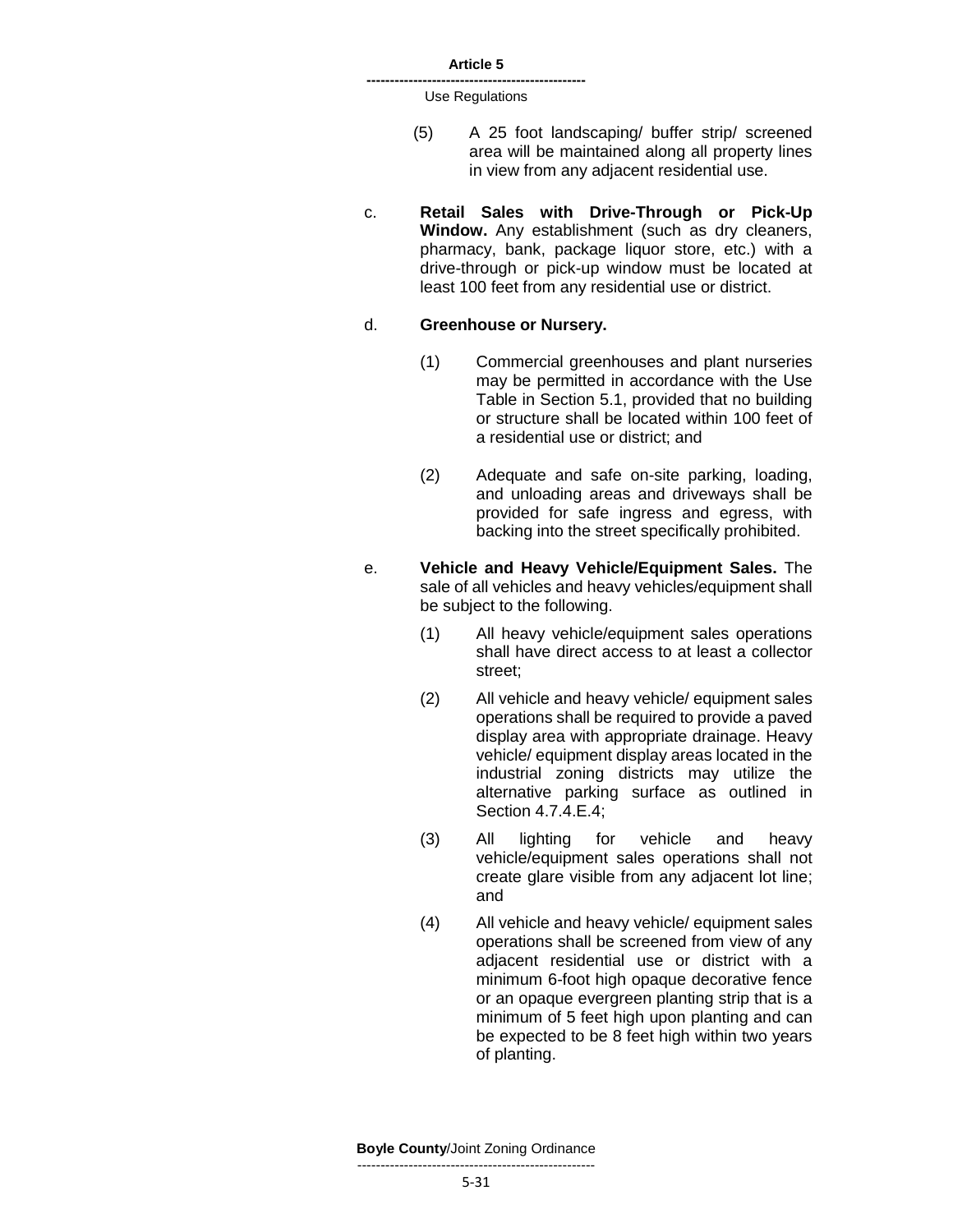(5) A 25 foot landscaping/ buffer strip/ screened area will be maintained along all property lines in view from any adjacent residential use.

c. **Retail Sales with Drive-Through or Pick-Up Window.** Any establishment (such as dry cleaners, pharmacy, bank, package liquor store, etc.) with a drive-through or pick-up window must be located at least 100 feet from any residential use or district.

d. **Greenhouse or Nursery.**

(1) Commercial greenhouses and plant nurseries may be permitted in accordance with the Use Table in Section 5.1, provided that no building or structure shall be located within 100 feet of a residential use or district; and

(2) Adequate and safe on-site parking, loading, and unloading areas and driveways shall be provided for safe ingress and egress, with backing into the street specifically prohibited.

e. **Vehicle and Heavy Vehicle/Equipment Sales.** The sale of all vehicles and heavy vehicles/equipment shall be subject to the following.

(1) All heavy vehicle/equipment sales operations shall have direct access to at least a collector street;

(2) All vehicle and heavy vehicle/ equipment sales operations shall be required to provide a paved display area with appropriate drainage. Heavy vehicle/ equipment display areas located in the industrial zoning districts may utilize the alternative parking surface as outlined in Section 4.7.4.E.4;

(3) All lighting for vehicle and heavy vehicle/equipment sales operations shall not create glare visible from any adjacent lot line; and

(4) All vehicle and heavy vehicle/ equipment sales operations shall be screened from view of any adjacent residential use or district with a minimum 6-foot high opaque decorative fence or an opaque evergreen planting strip that is a minimum of 5 feet high upon planting and can be expected to be 8 feet high within two years of planting.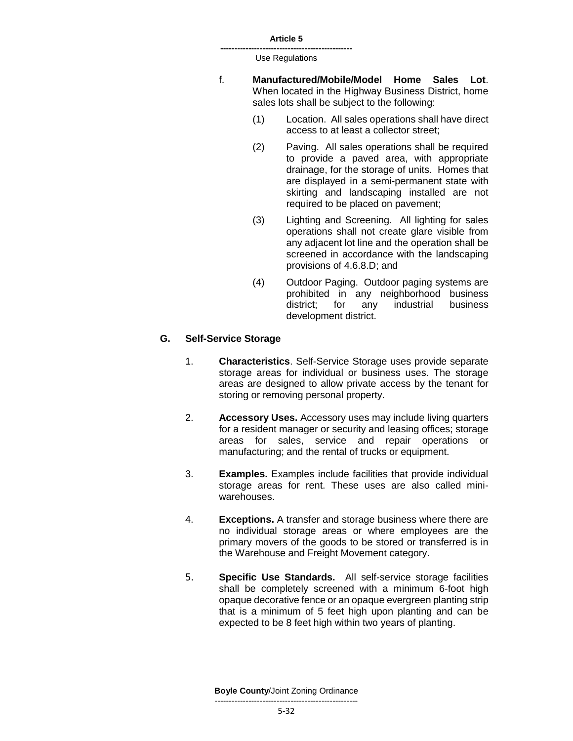f. **Manufactured/Mobile/Model Home Sales Lot**. When located in the Highway Business District, home sales lots shall be subject to the following:

(1) Location. All sales operations shall have direct access to at least a collector street;

(2) Paving. All sales operations shall be required to provide a paved area, with appropriate drainage, for the storage of units. Homes that are displayed in a semi-permanent state with skirting and landscaping installed are not required to be placed on pavement;

(3) Lighting and Screening. All lighting for sales operations shall not create glare visible from any adjacent lot line and the operation shall be screened in accordance with the landscaping provisions of 4.6.8.D; and

(4) Outdoor Paging. Outdoor paging systems are prohibited in any neighborhood business district; for any industrial business development district.

## G. Self-Service Storage

1. **Characteristics**. Self-Service Storage uses provide separate storage areas for individual or business uses. The storage areas are designed to allow private access by the tenant for storing or removing personal property.

2. **Accessory Uses.** Accessory uses may include living quarters for a resident manager or security and leasing offices; storage areas for sales, service and repair operations or manufacturing; and the rental of trucks or equipment.

3. **Examples.** Examples include facilities that provide individual storage areas for rent. These uses are also called mini-warehouses.

4. **Exceptions.** A transfer and storage business where there are no individual storage areas or where employees are the primary movers of the goods to be stored or transferred is in the Warehouse and Freight Movement category.

5. **Specific Use Standards.** All self-service storage facilities shall be completely screened with a minimum 6-foot high opaque decorative fence or an opaque evergreen planting strip that is a minimum of 5 feet high upon planting and can be expected to be 8 feet high within two years of planting.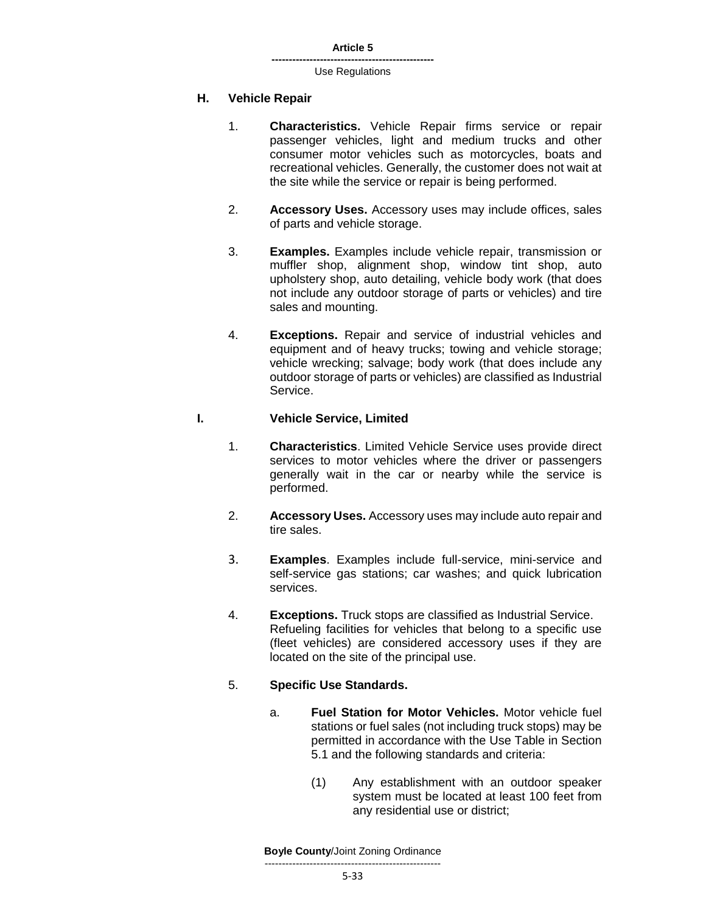## H. Vehicle Repair

1. **Characteristics.** Vehicle Repair firms service or repair passenger vehicles, light and medium trucks and other consumer motor vehicles such as motorcycles, boats and recreational vehicles. Generally, the customer does not wait at the site while the service or repair is being performed.

2. **Accessory Uses.** Accessory uses may include offices, sales of parts and vehicle storage.

3. **Examples.** Examples include vehicle repair, transmission or muffler shop, alignment shop, window tint shop, auto upholstery shop, auto detailing, vehicle body work (that does not include any outdoor storage of parts or vehicles) and tire sales and mounting.

4. **Exceptions.** Repair and service of industrial vehicles and equipment and of heavy trucks; towing and vehicle storage; vehicle wrecking; salvage; body work (that does include any outdoor storage of parts or vehicles) are classified as Industrial Service.

## I. Vehicle Service, Limited

1. **Characteristics**. Limited Vehicle Service uses provide direct services to motor vehicles where the driver or passengers generally wait in the car or nearby while the service is performed.

2. **Accessory Uses.** Accessory uses may include auto repair and tire sales.

3. **Examples**. Examples include full-service, mini-service and self-service gas stations; car washes; and quick lubrication services.

4. **Exceptions.** Truck stops are classified as Industrial Service. Refueling facilities for vehicles that belong to a specific use (fleet vehicles) are considered accessory uses if they are located on the site of the principal use.

5. **Specific Use Standards.**

   a. **Fuel Station for Motor Vehicles.** Motor vehicle fuel stations or fuel sales (not including truck stops) may be permitted in accordance with the Use Table in Section 5.1 and the following standards and criteria:

      (1) Any establishment with an outdoor speaker system must be located at least 100 feet from any residential use or district;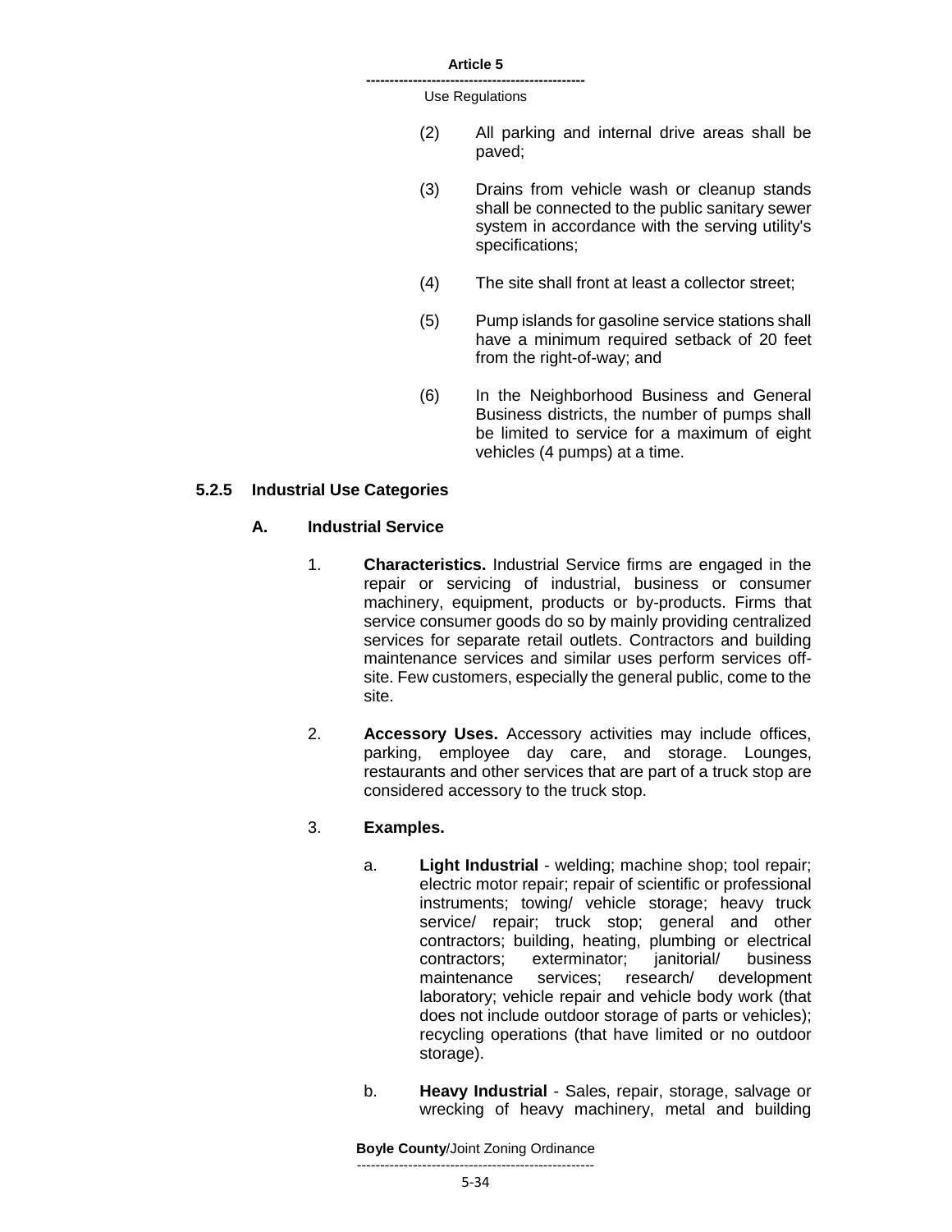(2) All parking and internal drive areas shall be paved;

(3) Drains from vehicle wash or cleanup stands shall be connected to the public sanitary sewer system in accordance with the serving utility's specifications;

(4) The site shall front at least a collector street;

(5) Pump islands for gasoline service stations shall have a minimum required setback of 20 feet from the right-of-way; and

(6) In the Neighborhood Business and General Business districts, the number of pumps shall be limited to service for a maximum of eight vehicles (4 pumps) at a time.

### 5.2.5 Industrial Use Categories

#### A. Industrial Service

1. **Characteristics.** Industrial Service firms are engaged in the repair or servicing of industrial, business or consumer machinery, equipment, products or by-products. Firms that service consumer goods do so by mainly providing centralized services for separate retail outlets. Contractors and building maintenance services and similar uses perform services off-site. Few customers, especially the general public, come to the site.

2. **Accessory Uses.** Accessory activities may include offices, parking, employee day care, and storage. Lounges, restaurants and other services that are part of a truck stop are considered accessory to the truck stop.

3. **Examples.**

   a. **Light Industrial** - welding; machine shop; tool repair; electric motor repair; repair of scientific or professional instruments; towing/ vehicle storage; heavy truck service/ repair; truck stop; general and other contractors; building, heating, plumbing or electrical contractors; exterminator; janitorial/ business maintenance services; research/ development laboratory; vehicle repair and vehicle body work (that does not include outdoor storage of parts or vehicles); recycling operations (that have limited or no outdoor storage).

   b. **Heavy Industrial** - Sales, repair, storage, salvage or wrecking of heavy machinery, metal and building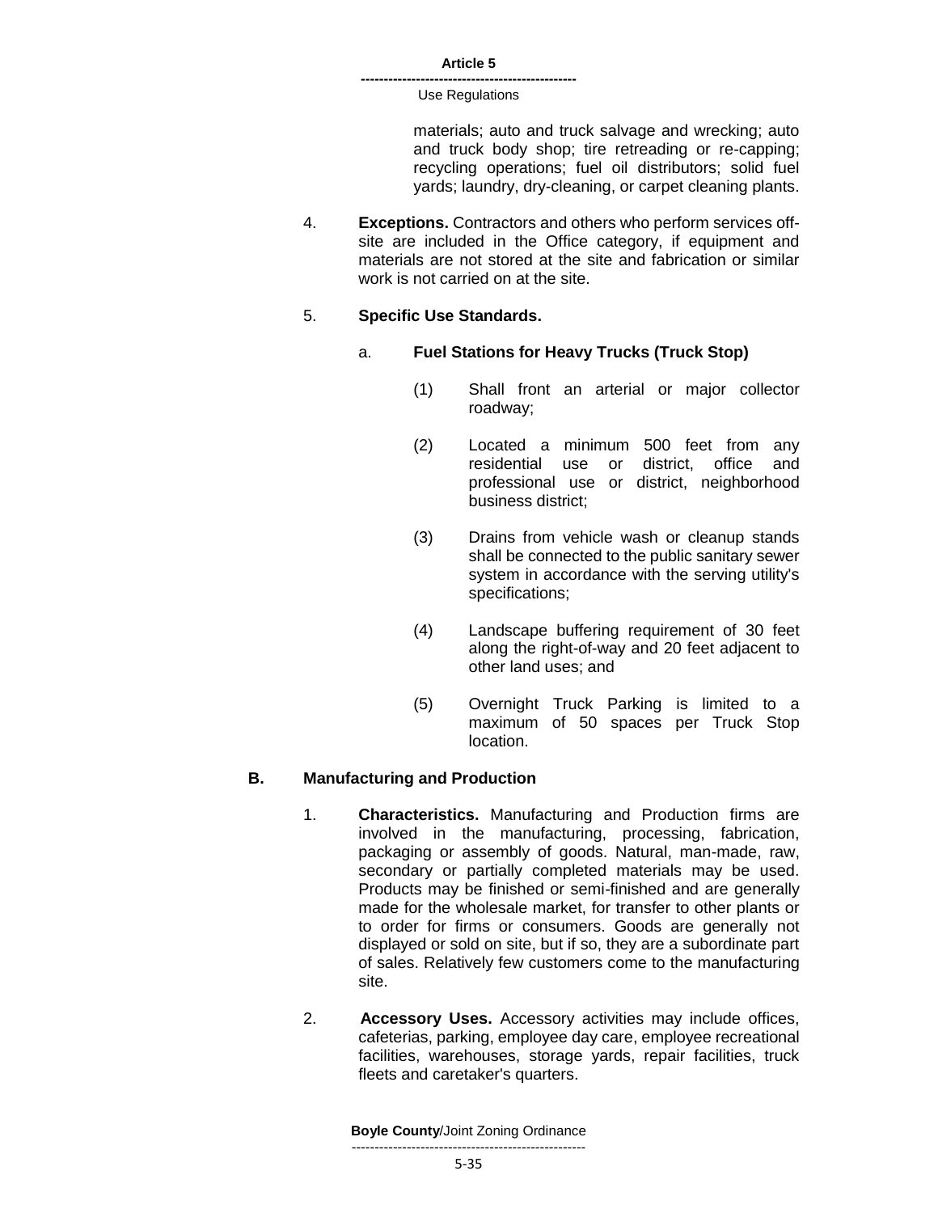materials; auto and truck salvage and wrecking; auto and truck body shop; tire retreading or re-capping; recycling operations; fuel oil distributors; solid fuel yards; laundry, dry-cleaning, or carpet cleaning plants.

4. **Exceptions.** Contractors and others who perform services off-site are included in the Office category, if equipment and materials are not stored at the site and fabrication or similar work is not carried on at the site.

5. **Specific Use Standards.**

   a. **Fuel Stations for Heavy Trucks (Truck Stop)**

      (1) Shall front an arterial or major collector roadway;

      (2) Located a minimum 500 feet from any residential use or district, office and professional use or district, neighborhood business district;

      (3) Drains from vehicle wash or cleanup stands shall be connected to the public sanitary sewer system in accordance with the serving utility's specifications;

      (4) Landscape buffering requirement of 30 feet along the right-of-way and 20 feet adjacent to other land uses; and

      (5) Overnight Truck Parking is limited to a maximum of 50 spaces per Truck Stop location.

### B. Manufacturing and Production

1. **Characteristics.** Manufacturing and Production firms are involved in the manufacturing, processing, fabrication, packaging or assembly of goods. Natural, man-made, raw, secondary or partially completed materials may be used. Products may be finished or semi-finished and are generally made for the wholesale market, for transfer to other plants or to order for firms or consumers. Goods are generally not displayed or sold on site, but if so, they are a subordinate part of sales. Relatively few customers come to the manufacturing site.

2. **Accessory Uses.** Accessory activities may include offices, cafeterias, parking, employee day care, employee recreational facilities, warehouses, storage yards, repair facilities, truck fleets and caretaker's quarters.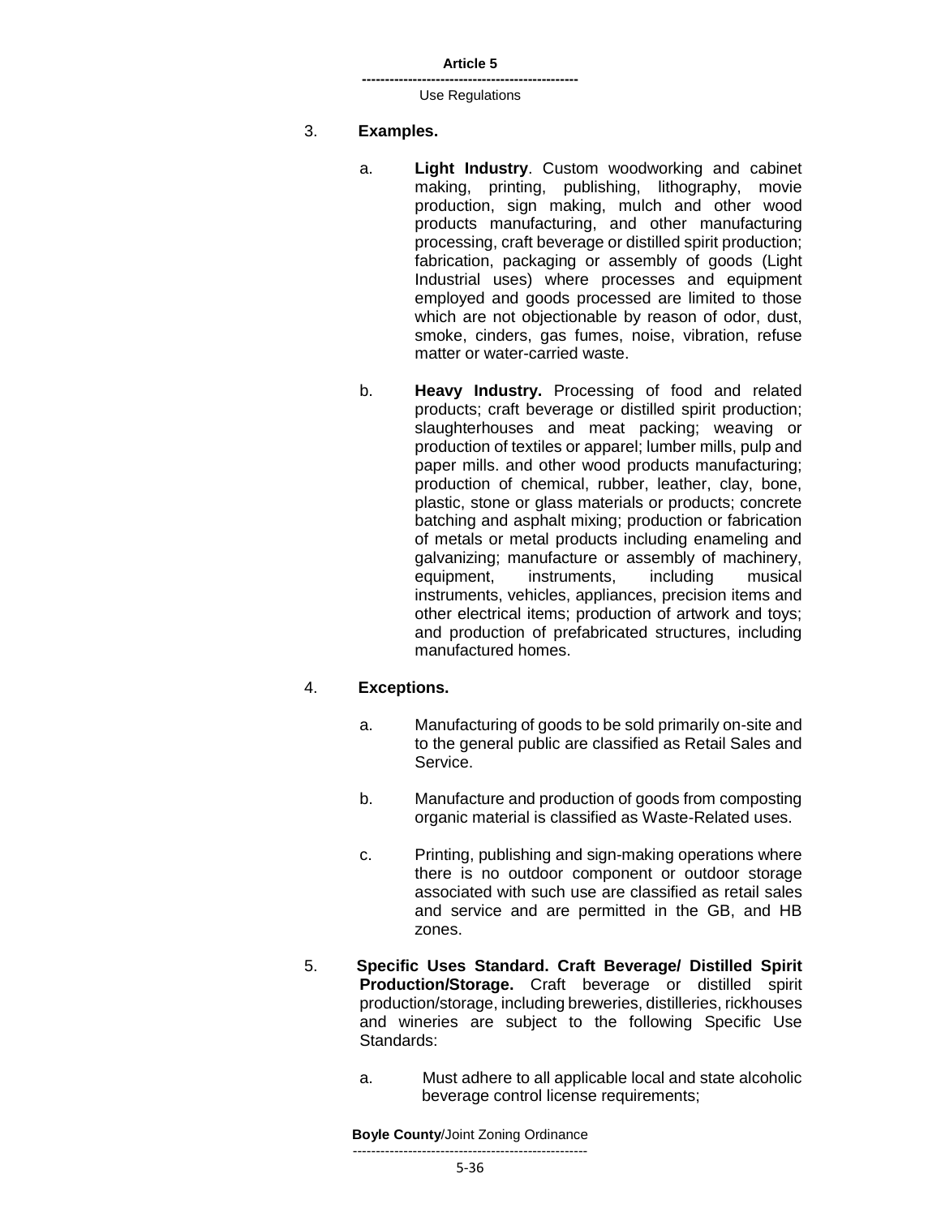3. **Examples.**

   a. **Light Industry**. Custom woodworking and cabinet making, printing, publishing, lithography, movie production, sign making, mulch and other wood products manufacturing, and other manufacturing processing, craft beverage or distilled spirit production; fabrication, packaging or assembly of goods (Light Industrial uses) where processes and equipment employed and goods processed are limited to those which are not objectionable by reason of odor, dust, smoke, cinders, gas fumes, noise, vibration, refuse matter or water-carried waste.

   b. **Heavy Industry.** Processing of food and related products; craft beverage or distilled spirit production; slaughterhouses and meat packing; weaving or production of textiles or apparel; lumber mills, pulp and paper mills. and other wood products manufacturing; production of chemical, rubber, leather, clay, bone, plastic, stone or glass materials or products; concrete batching and asphalt mixing; production or fabrication of metals or metal products including enameling and galvanizing; manufacture or assembly of machinery, equipment, instruments, including musical instruments, vehicles, appliances, precision items and other electrical items; production of artwork and toys; and production of prefabricated structures, including manufactured homes.

4. **Exceptions.**

   a. Manufacturing of goods to be sold primarily on-site and to the general public are classified as Retail Sales and Service.

   b. Manufacture and production of goods from composting organic material is classified as Waste-Related uses.

   c. Printing, publishing and sign-making operations where there is no outdoor component or outdoor storage associated with such use are classified as retail sales and service and are permitted in the GB, and HB zones.

5. **Specific Uses Standard. Craft Beverage/ Distilled Spirit Production/Storage.** Craft beverage or distilled spirit production/storage, including breweries, distilleries, rickhouses and wineries are subject to the following Specific Use Standards:

   a. Must adhere to all applicable local and state alcoholic beverage control license requirements;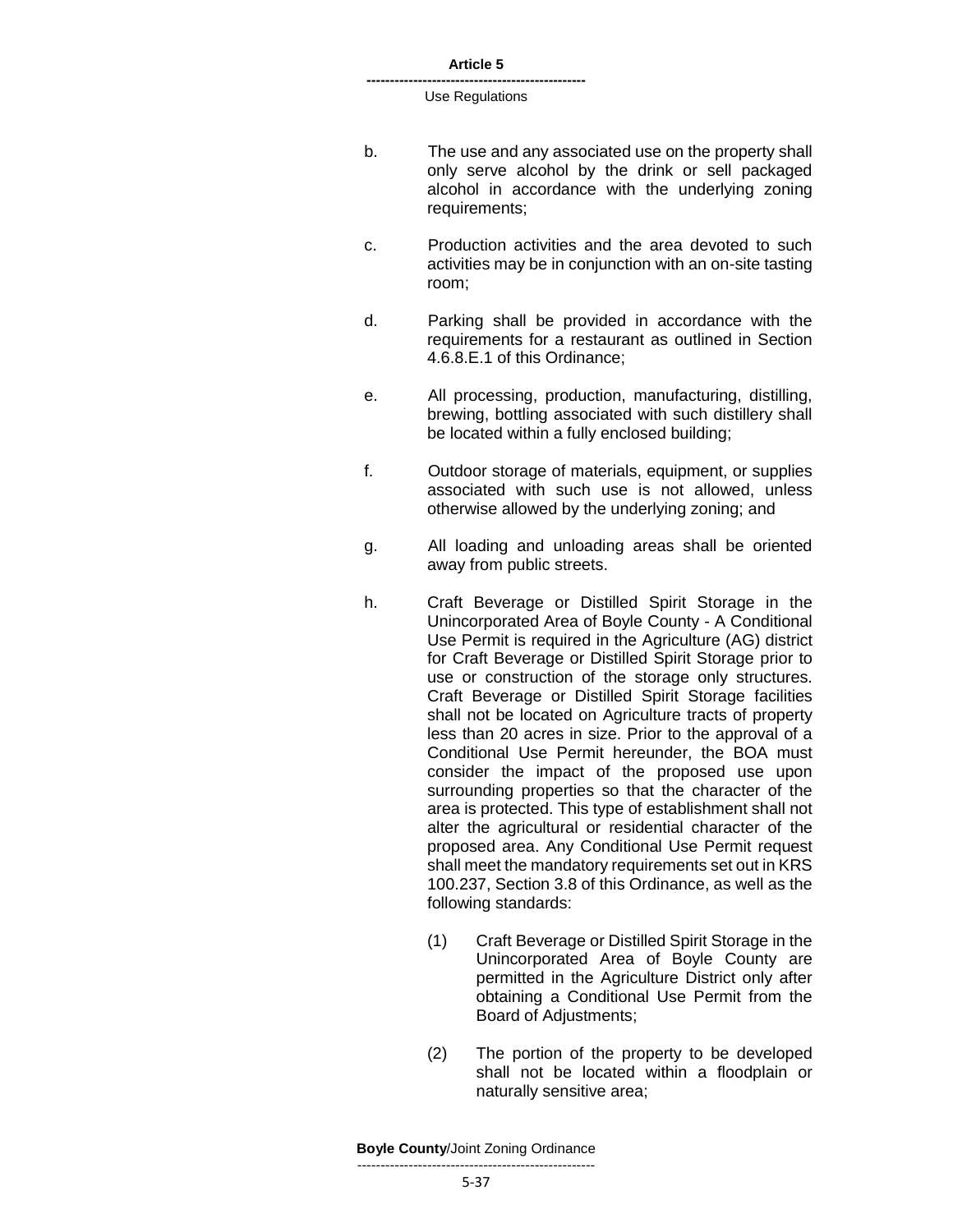b. The use and any associated use on the property shall only serve alcohol by the drink or sell packaged alcohol in accordance with the underlying zoning requirements;

c. Production activities and the area devoted to such activities may be in conjunction with an on-site tasting room;

d. Parking shall be provided in accordance with the requirements for a restaurant as outlined in Section 4.6.8.E.1 of this Ordinance;

e. All processing, production, manufacturing, distilling, brewing, bottling associated with such distillery shall be located within a fully enclosed building;

f. Outdoor storage of materials, equipment, or supplies associated with such use is not allowed, unless otherwise allowed by the underlying zoning; and

g. All loading and unloading areas shall be oriented away from public streets.

h. Craft Beverage or Distilled Spirit Storage in the Unincorporated Area of Boyle County - A Conditional Use Permit is required in the Agriculture (AG) district for Craft Beverage or Distilled Spirit Storage prior to use or construction of the storage only structures. Craft Beverage or Distilled Spirit Storage facilities shall not be located on Agriculture tracts of property less than 20 acres in size. Prior to the approval of a Conditional Use Permit hereunder, the BOA must consider the impact of the proposed use upon surrounding properties so that the character of the area is protected. This type of establishment shall not alter the agricultural or residential character of the proposed area. Any Conditional Use Permit request shall meet the mandatory requirements set out in KRS 100.237, Section 3.8 of this Ordinance, as well as the following standards:

   (1) Craft Beverage or Distilled Spirit Storage in the Unincorporated Area of Boyle County are permitted in the Agriculture District only after obtaining a Conditional Use Permit from the Board of Adjustments;

   (2) The portion of the property to be developed shall not be located within a floodplain or naturally sensitive area;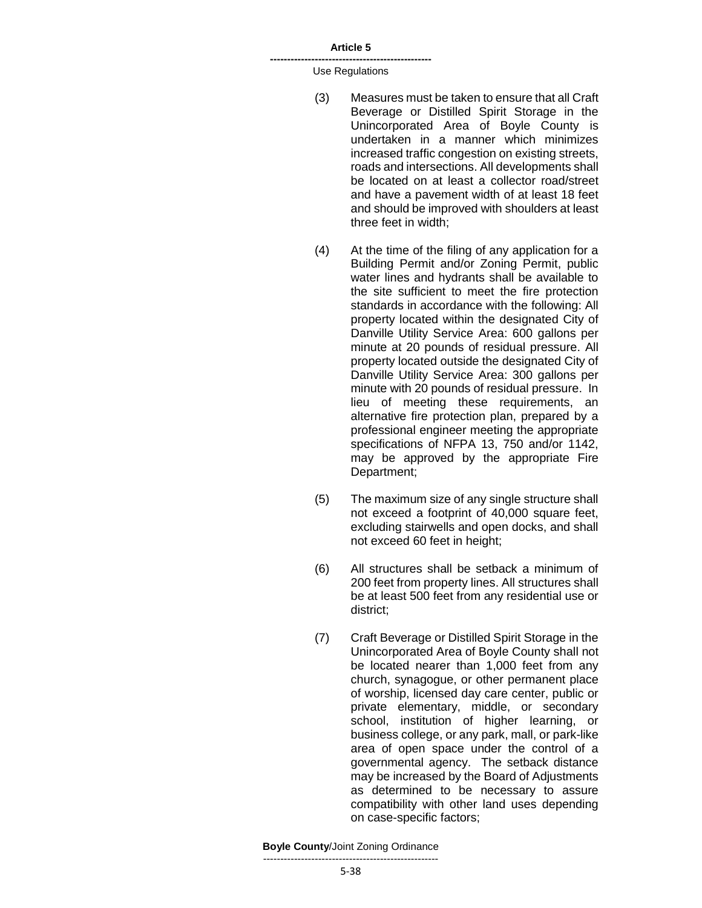(3) Measures must be taken to ensure that all Craft Beverage or Distilled Spirit Storage in the Unincorporated Area of Boyle County is undertaken in a manner which minimizes increased traffic congestion on existing streets, roads and intersections. All developments shall be located on at least a collector road/street and have a pavement width of at least 18 feet and should be improved with shoulders at least three feet in width;

(4) At the time of the filing of any application for a Building Permit and/or Zoning Permit, public water lines and hydrants shall be available to the site sufficient to meet the fire protection standards in accordance with the following: All property located within the designated City of Danville Utility Service Area: 600 gallons per minute at 20 pounds of residual pressure. All property located outside the designated City of Danville Utility Service Area: 300 gallons per minute with 20 pounds of residual pressure. In lieu of meeting these requirements, an alternative fire protection plan, prepared by a professional engineer meeting the appropriate specifications of NFPA 13, 750 and/or 1142, may be approved by the appropriate Fire Department;

(5) The maximum size of any single structure shall not exceed a footprint of 40,000 square feet, excluding stairwells and open docks, and shall not exceed 60 feet in height;

(6) All structures shall be setback a minimum of 200 feet from property lines. All structures shall be at least 500 feet from any residential use or district;

(7) Craft Beverage or Distilled Spirit Storage in the Unincorporated Area of Boyle County shall not be located nearer than 1,000 feet from any church, synagogue, or other permanent place of worship, licensed day care center, public or private elementary, middle, or secondary school, institution of higher learning, or business college, or any park, mall, or park-like area of open space under the control of a governmental agency. The setback distance may be increased by the Board of Adjustments as determined to be necessary to assure compatibility with other land uses depending on case-specific factors;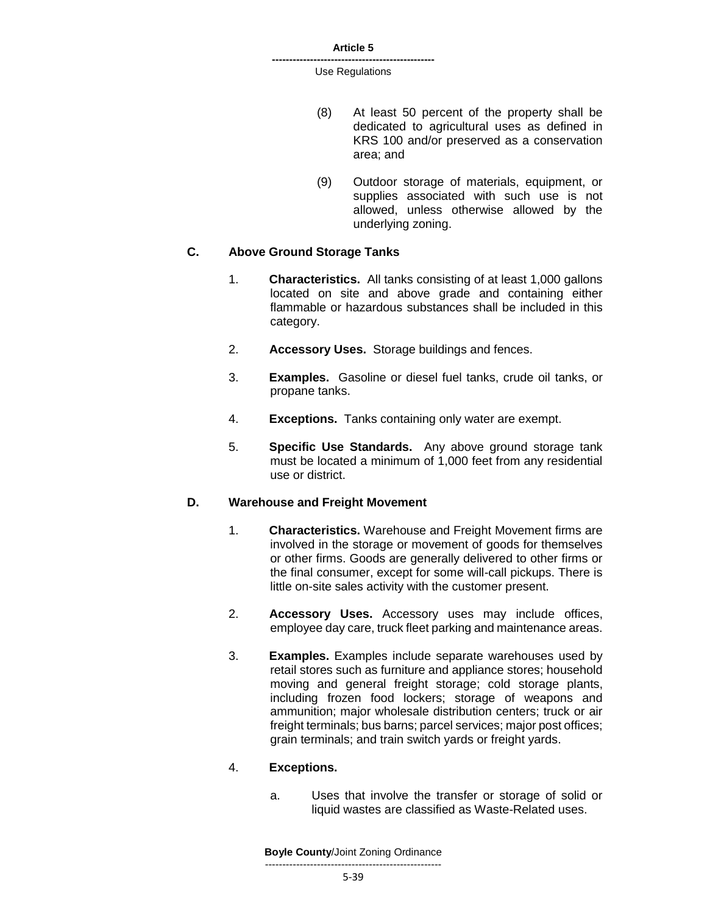(8) At least 50 percent of the property shall be dedicated to agricultural uses as defined in KRS 100 and/or preserved as a conservation area; and

(9) Outdoor storage of materials, equipment, or supplies associated with such use is not allowed, unless otherwise allowed by the underlying zoning.

### C. Above Ground Storage Tanks

1. **Characteristics.** All tanks consisting of at least 1,000 gallons located on site and above grade and containing either flammable or hazardous substances shall be included in this category.

2. **Accessory Uses.** Storage buildings and fences.

3. **Examples.** Gasoline or diesel fuel tanks, crude oil tanks, or propane tanks.

4. **Exceptions.** Tanks containing only water are exempt.

5. **Specific Use Standards.** Any above ground storage tank must be located a minimum of 1,000 feet from any residential use or district.

### D. Warehouse and Freight Movement

1. **Characteristics.** Warehouse and Freight Movement firms are involved in the storage or movement of goods for themselves or other firms. Goods are generally delivered to other firms or the final consumer, except for some will-call pickups. There is little on-site sales activity with the customer present.

2. **Accessory Uses.** Accessory uses may include offices, employee day care, truck fleet parking and maintenance areas.

3. **Examples.** Examples include separate warehouses used by retail stores such as furniture and appliance stores; household moving and general freight storage; cold storage plants, including frozen food lockers; storage of weapons and ammunition; major wholesale distribution centers; truck or air freight terminals; bus barns; parcel services; major post offices; grain terminals; and train switch yards or freight yards.

4. **Exceptions.**

   a. Uses that involve the transfer or storage of solid or liquid wastes are classified as Waste-Related uses.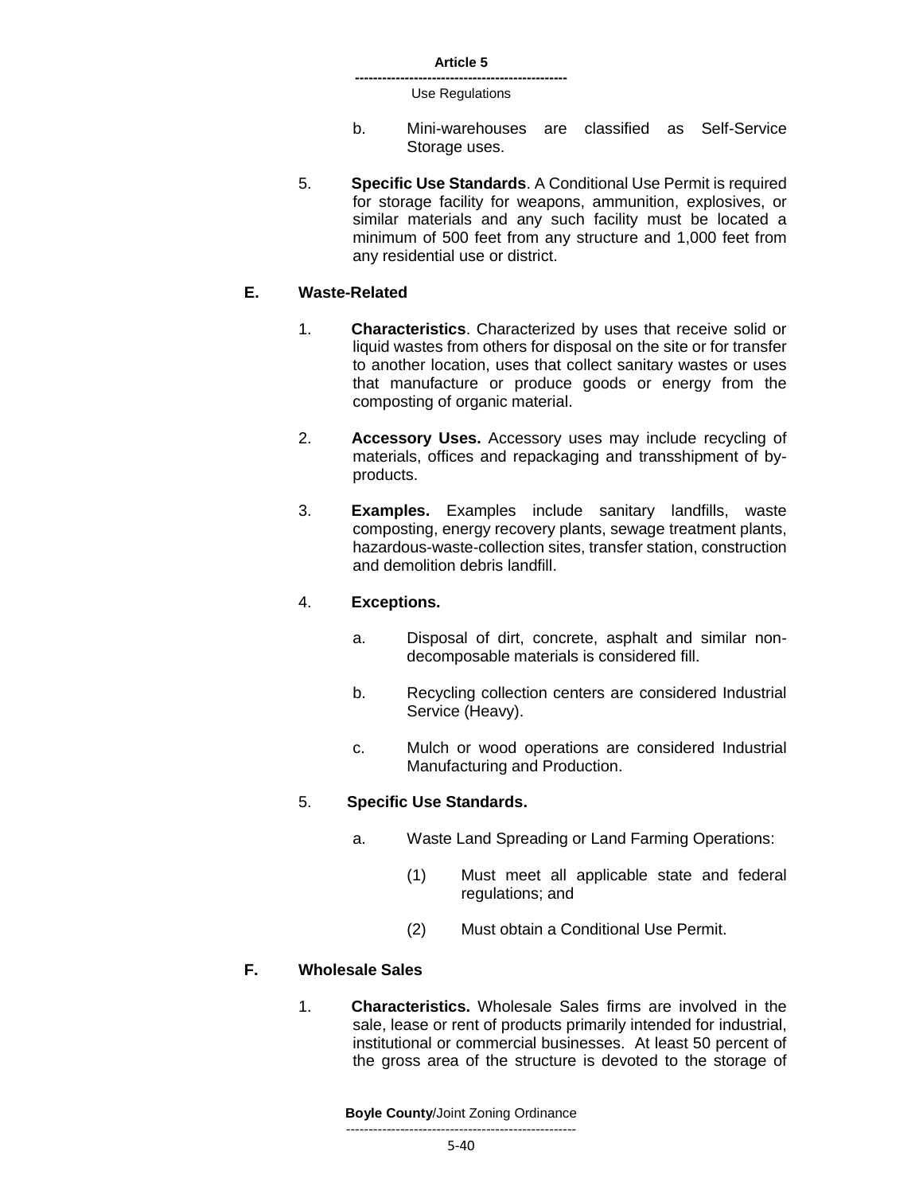b. Mini-warehouses are classified as Self-Service Storage uses.

5. **Specific Use Standards**. A Conditional Use Permit is required for storage facility for weapons, ammunition, explosives, or similar materials and any such facility must be located a minimum of 500 feet from any structure and 1,000 feet from any residential use or district.

### E. Waste-Related

1. **Characteristics**. Characterized by uses that receive solid or liquid wastes from others for disposal on the site or for transfer to another location, uses that collect sanitary wastes or uses that manufacture or produce goods or energy from the composting of organic material.

2. **Accessory Uses.** Accessory uses may include recycling of materials, offices and repackaging and transshipment of by-products.

3. **Examples.** Examples include sanitary landfills, waste composting, energy recovery plants, sewage treatment plants, hazardous-waste-collection sites, transfer station, construction and demolition debris landfill.

4. **Exceptions.**

   a. Disposal of dirt, concrete, asphalt and similar non-decomposable materials is considered fill.

   b. Recycling collection centers are considered Industrial Service (Heavy).

   c. Mulch or wood operations are considered Industrial Manufacturing and Production.

5. **Specific Use Standards.**

   a. Waste Land Spreading or Land Farming Operations:

      (1) Must meet all applicable state and federal regulations; and

      (2) Must obtain a Conditional Use Permit.

### F. Wholesale Sales

1. **Characteristics.** Wholesale Sales firms are involved in the sale, lease or rent of products primarily intended for industrial, institutional or commercial businesses. At least 50 percent of the gross area of the structure is devoted to the storage of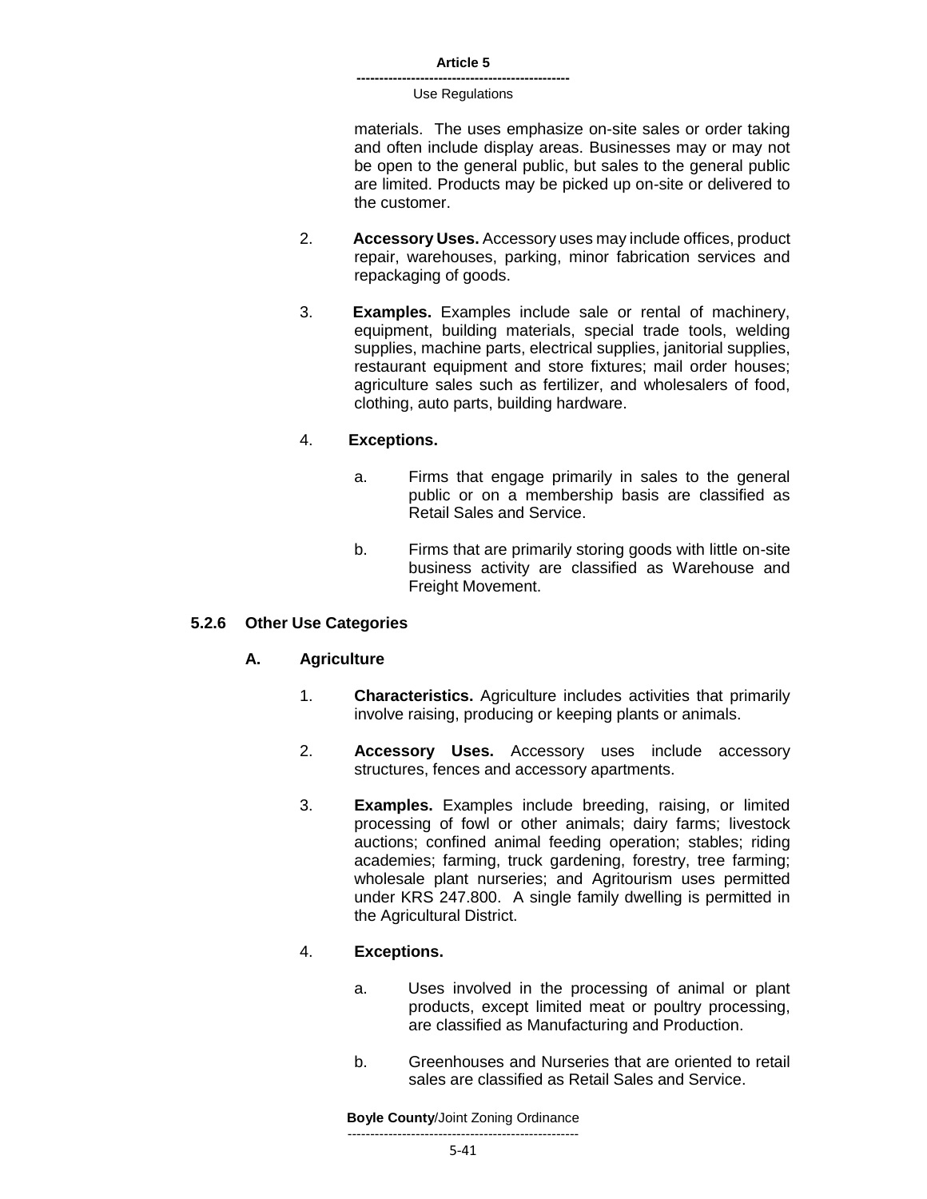materials. The uses emphasize on-site sales or order taking and often include display areas. Businesses may or may not be open to the general public, but sales to the general public are limited. Products may be picked up on-site or delivered to the customer.

2. **Accessory Uses.** Accessory uses may include offices, product repair, warehouses, parking, minor fabrication services and repackaging of goods.

3. **Examples.** Examples include sale or rental of machinery, equipment, building materials, special trade tools, welding supplies, machine parts, electrical supplies, janitorial supplies, restaurant equipment and store fixtures; mail order houses; agriculture sales such as fertilizer, and wholesalers of food, clothing, auto parts, building hardware.

4. **Exceptions.**

   a. Firms that engage primarily in sales to the general public or on a membership basis are classified as Retail Sales and Service.

   b. Firms that are primarily storing goods with little on-site business activity are classified as Warehouse and Freight Movement.

### 5.2.6 Other Use Categories

#### A. Agriculture

1. **Characteristics.** Agriculture includes activities that primarily involve raising, producing or keeping plants or animals.

2. **Accessory Uses.** Accessory uses include accessory structures, fences and accessory apartments.

3. **Examples.** Examples include breeding, raising, or limited processing of fowl or other animals; dairy farms; livestock auctions; confined animal feeding operation; stables; riding academies; farming, truck gardening, forestry, tree farming; wholesale plant nurseries; and Agritourism uses permitted under KRS 247.800. A single family dwelling is permitted in the Agricultural District.

4. **Exceptions.**

   a. Uses involved in the processing of animal or plant products, except limited meat or poultry processing, are classified as Manufacturing and Production.

   b. Greenhouses and Nurseries that are oriented to retail sales are classified as Retail Sales and Service.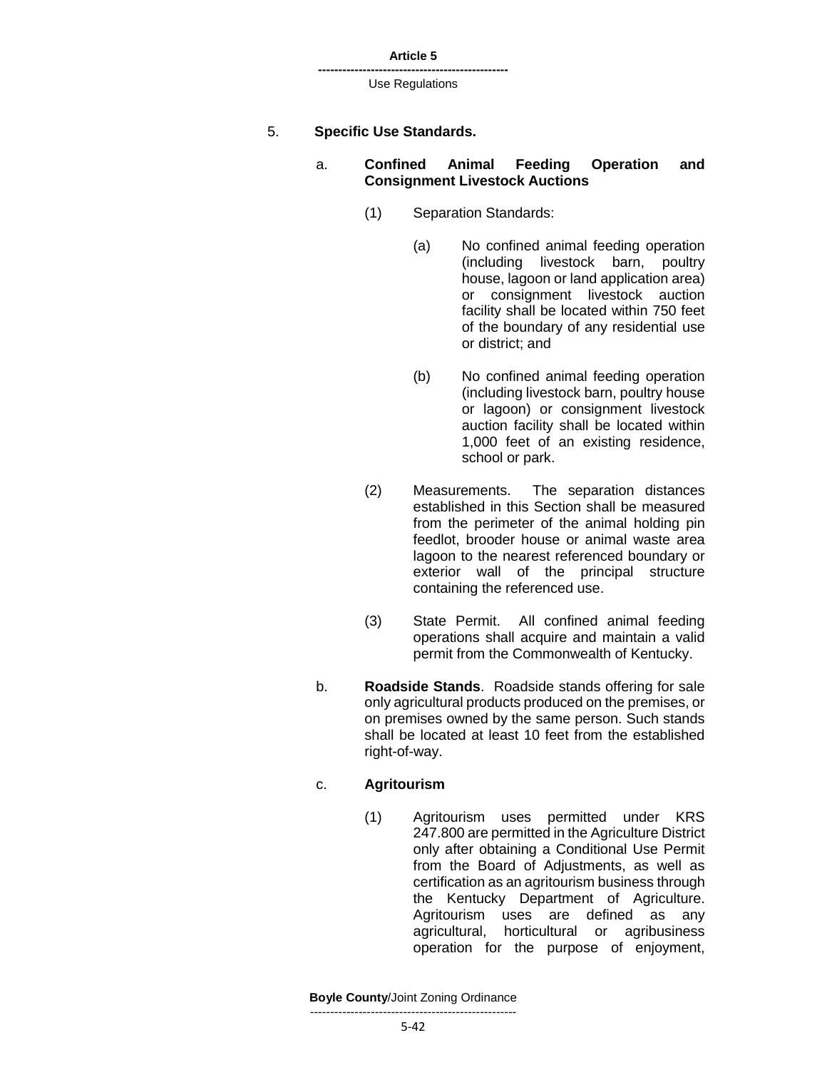5. **Specific Use Standards.**

   a. **Confined Animal Feeding Operation and Consignment Livestock Auctions**

      (1) Separation Standards:

         (a) No confined animal feeding operation (including livestock barn, poultry house, lagoon or land application area) or consignment livestock auction facility shall be located within 750 feet of the boundary of any residential use or district; and

         (b) No confined animal feeding operation (including livestock barn, poultry house or lagoon) or consignment livestock auction facility shall be located within 1,000 feet of an existing residence, school or park.

      (2) Measurements. The separation distances established in this Section shall be measured from the perimeter of the animal holding pin feedlot, brooder house or animal waste area lagoon to the nearest referenced boundary or exterior wall of the principal structure containing the referenced use.

      (3) State Permit. All confined animal feeding operations shall acquire and maintain a valid permit from the Commonwealth of Kentucky.

   b. **Roadside Stands**. Roadside stands offering for sale only agricultural products produced on the premises, or on premises owned by the same person. Such stands shall be located at least 10 feet from the established right-of-way.

   c. **Agritourism**

      (1) Agritourism uses permitted under KRS 247.800 are permitted in the Agriculture District only after obtaining a Conditional Use Permit from the Board of Adjustments, as well as certification as an agritourism business through the Kentucky Department of Agriculture. Agritourism uses are defined as any agricultural, horticultural or agribusiness operation for the purpose of enjoyment,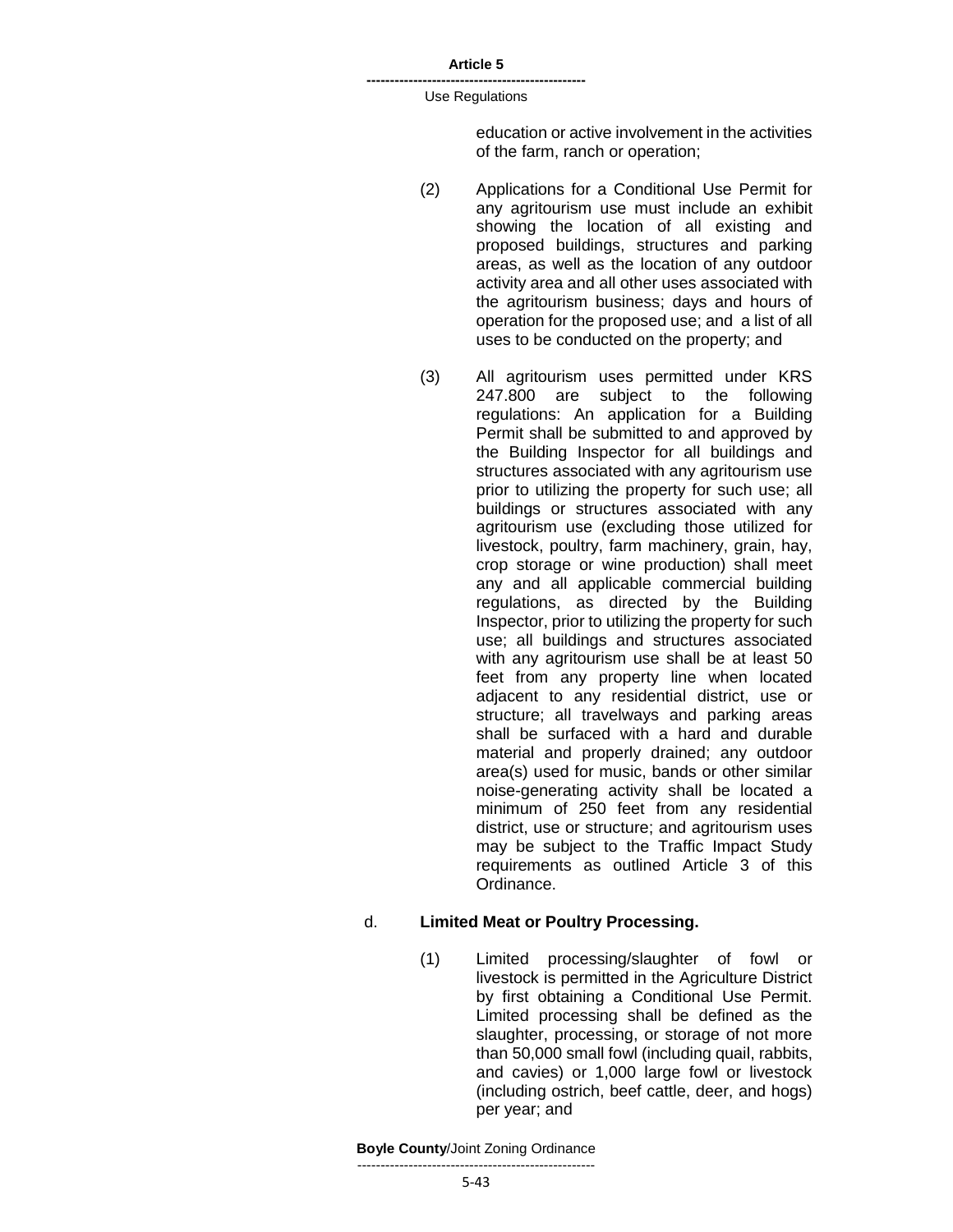education or active involvement in the activities of the farm, ranch or operation;

(2) Applications for a Conditional Use Permit for any agritourism use must include an exhibit showing the location of all existing and proposed buildings, structures and parking areas, as well as the location of any outdoor activity area and all other uses associated with the agritourism business; days and hours of operation for the proposed use; and a list of all uses to be conducted on the property; and

(3) All agritourism uses permitted under KRS 247.800 are subject to the following regulations: An application for a Building Permit shall be submitted to and approved by the Building Inspector for all buildings and structures associated with any agritourism use prior to utilizing the property for such use; all buildings or structures associated with any agritourism use (excluding those utilized for livestock, poultry, farm machinery, grain, hay, crop storage or wine production) shall meet any and all applicable commercial building regulations, as directed by the Building Inspector, prior to utilizing the property for such use; all buildings and structures associated with any agritourism use shall be at least 50 feet from any property line when located adjacent to any residential district, use or structure; all travelways and parking areas shall be surfaced with a hard and durable material and properly drained; any outdoor area(s) used for music, bands or other similar noise-generating activity shall be located a minimum of 250 feet from any residential district, use or structure; and agritourism uses may be subject to the Traffic Impact Study requirements as outlined Article 3 of this Ordinance.

d. **Limited Meat or Poultry Processing.**

(1) Limited processing/slaughter of fowl or livestock is permitted in the Agriculture District by first obtaining a Conditional Use Permit. Limited processing shall be defined as the slaughter, processing, or storage of not more than 50,000 small fowl (including quail, rabbits, and cavies) or 1,000 large fowl or livestock (including ostrich, beef cattle, deer, and hogs) per year; and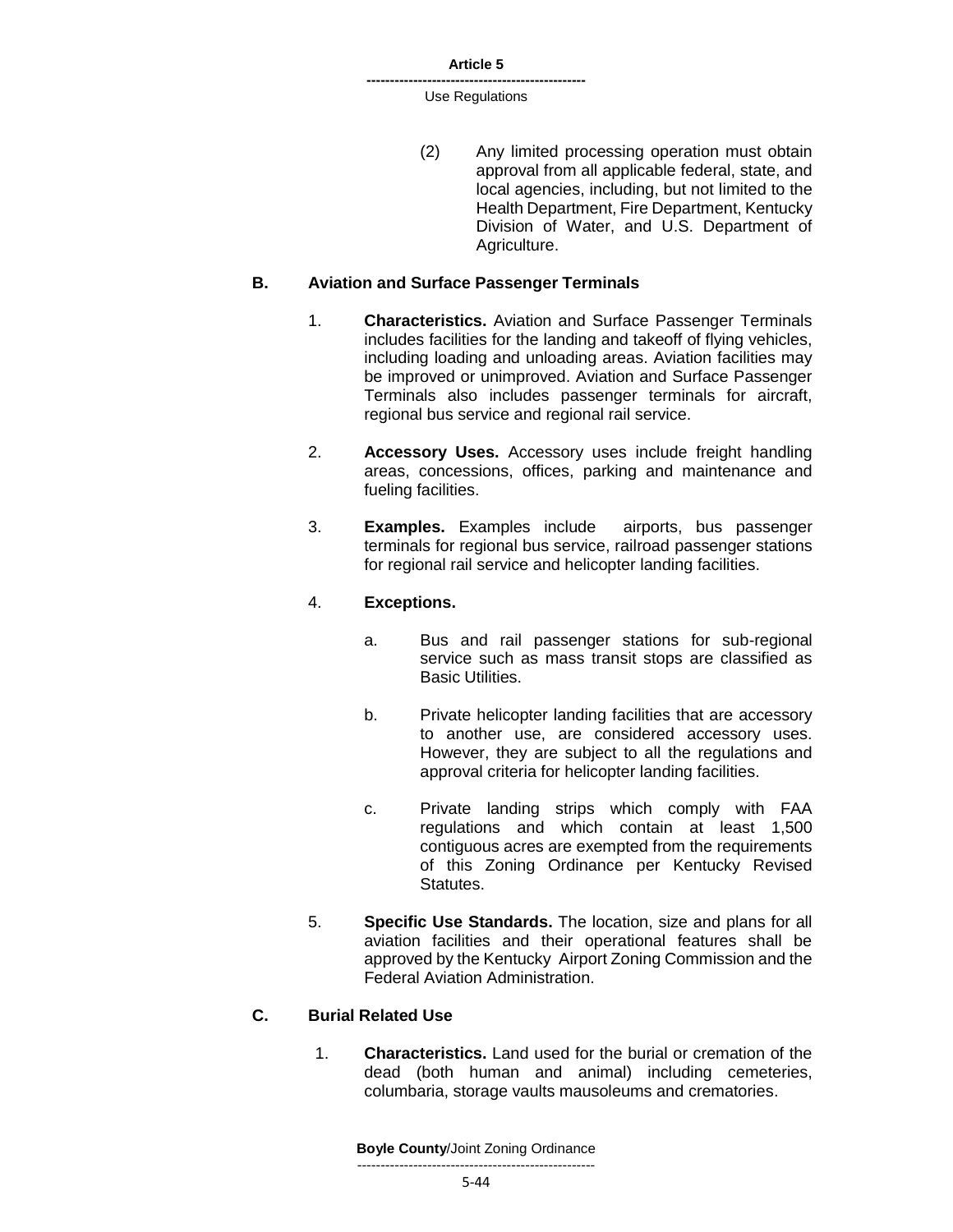(2) Any limited processing operation must obtain approval from all applicable federal, state, and local agencies, including, but not limited to the Health Department, Fire Department, Kentucky Division of Water, and U.S. Department of Agriculture.

## B. Aviation and Surface Passenger Terminals

1. **Characteristics.** Aviation and Surface Passenger Terminals includes facilities for the landing and takeoff of flying vehicles, including loading and unloading areas. Aviation facilities may be improved or unimproved. Aviation and Surface Passenger Terminals also includes passenger terminals for aircraft, regional bus service and regional rail service.

2. **Accessory Uses.** Accessory uses include freight handling areas, concessions, offices, parking and maintenance and fueling facilities.

3. **Examples.** Examples include airports, bus passenger terminals for regional bus service, railroad passenger stations for regional rail service and helicopter landing facilities.

4. **Exceptions.**

   a. Bus and rail passenger stations for sub-regional service such as mass transit stops are classified as Basic Utilities.

   b. Private helicopter landing facilities that are accessory to another use, are considered accessory uses. However, they are subject to all the regulations and approval criteria for helicopter landing facilities.

   c. Private landing strips which comply with FAA regulations and which contain at least 1,500 contiguous acres are exempted from the requirements of this Zoning Ordinance per Kentucky Revised Statutes.

5. **Specific Use Standards.** The location, size and plans for all aviation facilities and their operational features shall be approved by the Kentucky Airport Zoning Commission and the Federal Aviation Administration.

## C. Burial Related Use

1. **Characteristics.** Land used for the burial or cremation of the dead (both human and animal) including cemeteries, columbaria, storage vaults mausoleums and crematories.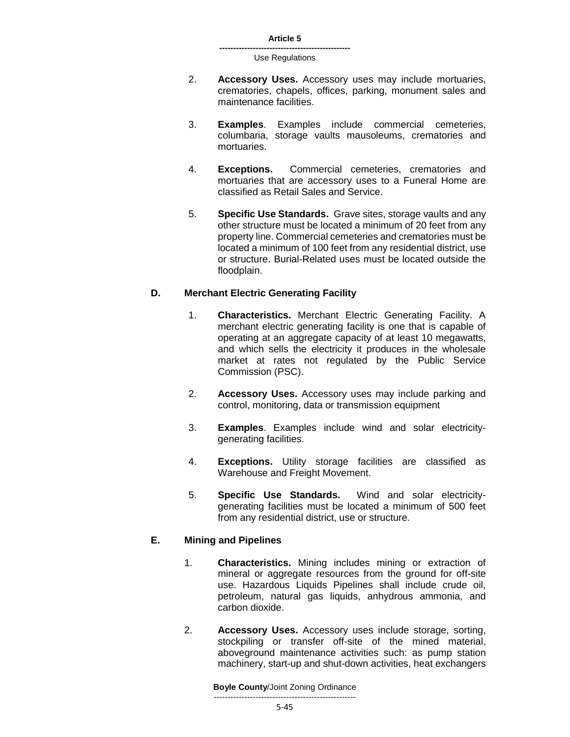2. **Accessory Uses.** Accessory uses may include mortuaries, crematories, chapels, offices, parking, monument sales and maintenance facilities.

3. **Examples**. Examples include commercial cemeteries, columbaria, storage vaults mausoleums, crematories and mortuaries.

4. **Exceptions.** Commercial cemeteries, crematories and mortuaries that are accessory uses to a Funeral Home are classified as Retail Sales and Service.

5. **Specific Use Standards.** Grave sites, storage vaults and any other structure must be located a minimum of 20 feet from any property line. Commercial cemeteries and crematories must be located a minimum of 100 feet from any residential district, use or structure. Burial-Related uses must be located outside the floodplain.

### D. Merchant Electric Generating Facility

1. **Characteristics.** Merchant Electric Generating Facility. A merchant electric generating facility is one that is capable of operating at an aggregate capacity of at least 10 megawatts, and which sells the electricity it produces in the wholesale market at rates not regulated by the Public Service Commission (PSC).

2. **Accessory Uses.** Accessory uses may include parking and control, monitoring, data or transmission equipment

3. **Examples**. Examples include wind and solar electricity-generating facilities.

4. **Exceptions.** Utility storage facilities are classified as Warehouse and Freight Movement.

5. **Specific Use Standards.** Wind and solar electricity-generating facilities must be located a minimum of 500 feet from any residential district, use or structure.

### E. Mining and Pipelines

1. **Characteristics.** Mining includes mining or extraction of mineral or aggregate resources from the ground for off-site use. Hazardous Liquids Pipelines shall include crude oil, petroleum, natural gas liquids, anhydrous ammonia, and carbon dioxide.

2. **Accessory Uses.** Accessory uses include storage, sorting, stockpiling or transfer off-site of the mined material, aboveground maintenance activities such: as pump station machinery, start-up and shut-down activities, heat exchangers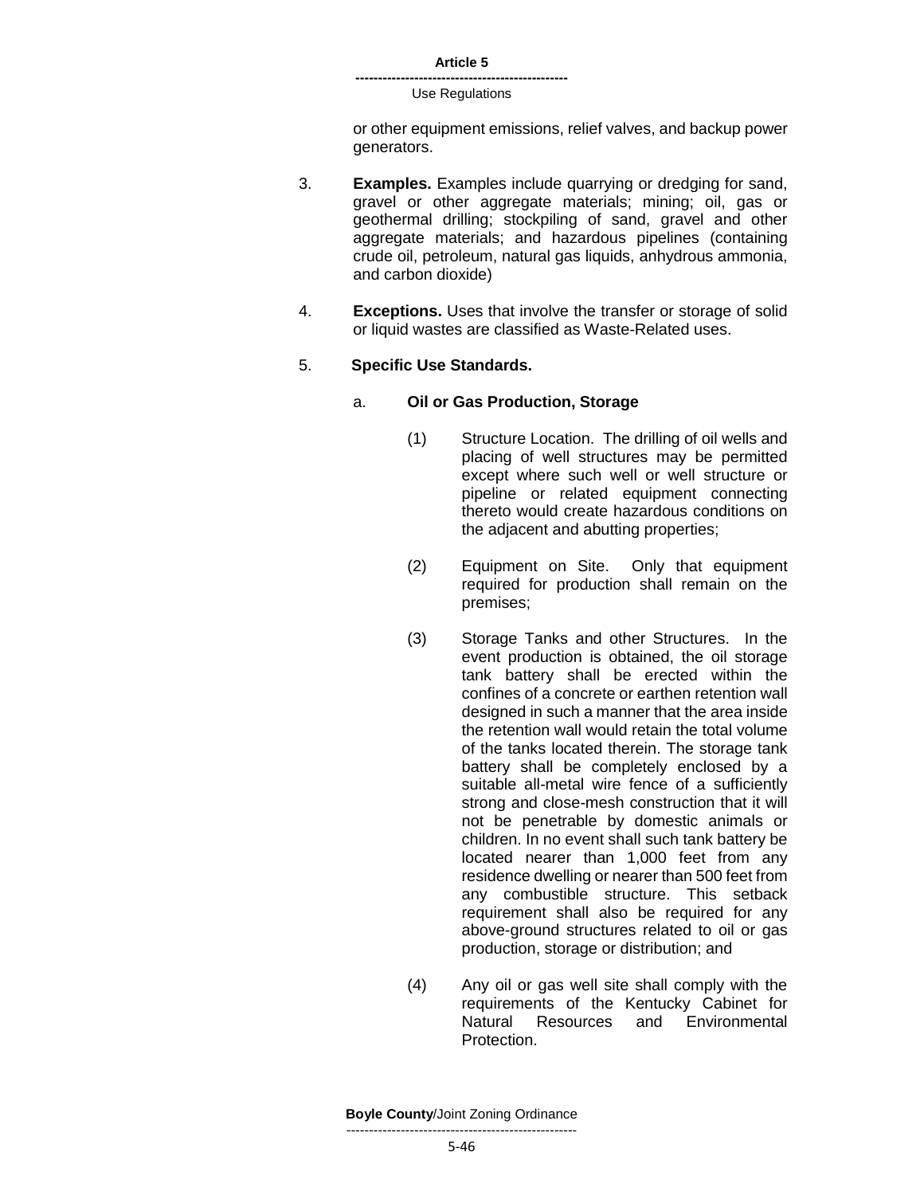or other equipment emissions, relief valves, and backup power generators.

3. **Examples.** Examples include quarrying or dredging for sand, gravel or other aggregate materials; mining; oil, gas or geothermal drilling; stockpiling of sand, gravel and other aggregate materials; and hazardous pipelines (containing crude oil, petroleum, natural gas liquids, anhydrous ammonia, and carbon dioxide)

4. **Exceptions.** Uses that involve the transfer or storage of solid or liquid wastes are classified as Waste-Related uses.

5. **Specific Use Standards.**

   a. **Oil or Gas Production, Storage**

      (1) Structure Location. The drilling of oil wells and placing of well structures may be permitted except where such well or well structure or pipeline or related equipment connecting thereto would create hazardous conditions on the adjacent and abutting properties;

      (2) Equipment on Site. Only that equipment required for production shall remain on the premises;

      (3) Storage Tanks and other Structures. In the event production is obtained, the oil storage tank battery shall be erected within the confines of a concrete or earthen retention wall designed in such a manner that the area inside the retention wall would retain the total volume of the tanks located therein. The storage tank battery shall be completely enclosed by a suitable all-metal wire fence of a sufficiently strong and close-mesh construction that it will not be penetrable by domestic animals or children. In no event shall such tank battery be located nearer than 1,000 feet from any residence dwelling or nearer than 500 feet from any combustible structure. This setback requirement shall also be required for any above-ground structures related to oil or gas production, storage or distribution; and

      (4) Any oil or gas well site shall comply with the requirements of the Kentucky Cabinet for Natural Resources and Environmental Protection.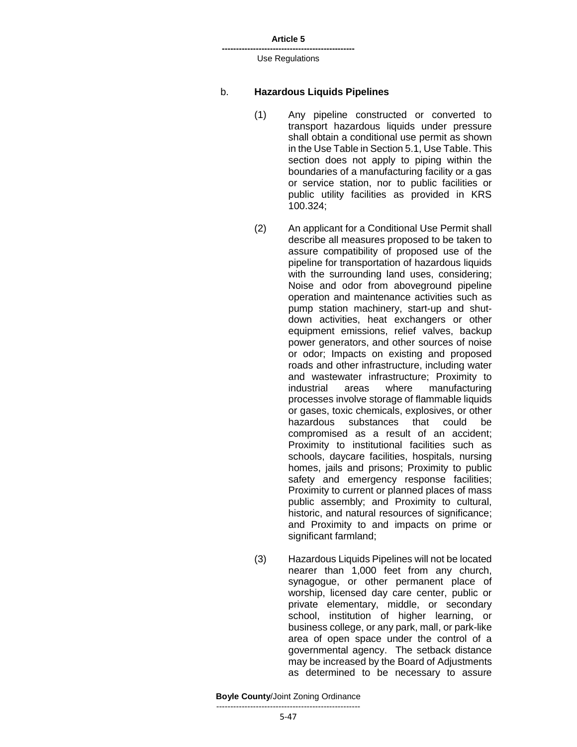b. **Hazardous Liquids Pipelines**

(1) Any pipeline constructed or converted to transport hazardous liquids under pressure shall obtain a conditional use permit as shown in the Use Table in Section 5.1, Use Table. This section does not apply to piping within the boundaries of a manufacturing facility or a gas or service station, nor to public facilities or public utility facilities as provided in KRS 100.324;

(2) An applicant for a Conditional Use Permit shall describe all measures proposed to be taken to assure compatibility of proposed use of the pipeline for transportation of hazardous liquids with the surrounding land uses, considering; Noise and odor from aboveground pipeline operation and maintenance activities such as pump station machinery, start-up and shut-down activities, heat exchangers or other equipment emissions, relief valves, backup power generators, and other sources of noise or odor; Impacts on existing and proposed roads and other infrastructure, including water and wastewater infrastructure; Proximity to industrial areas where manufacturing processes involve storage of flammable liquids or gases, toxic chemicals, explosives, or other hazardous substances that could be compromised as a result of an accident; Proximity to institutional facilities such as schools, daycare facilities, hospitals, nursing homes, jails and prisons; Proximity to public safety and emergency response facilities; Proximity to current or planned places of mass public assembly; and Proximity to cultural, historic, and natural resources of significance; and Proximity to and impacts on prime or significant farmland;

(3) Hazardous Liquids Pipelines will not be located nearer than 1,000 feet from any church, synagogue, or other permanent place of worship, licensed day care center, public or private elementary, middle, or secondary school, institution of higher learning, or business college, or any park, mall, or park-like area of open space under the control of a governmental agency. The setback distance may be increased by the Board of Adjustments as determined to be necessary to assure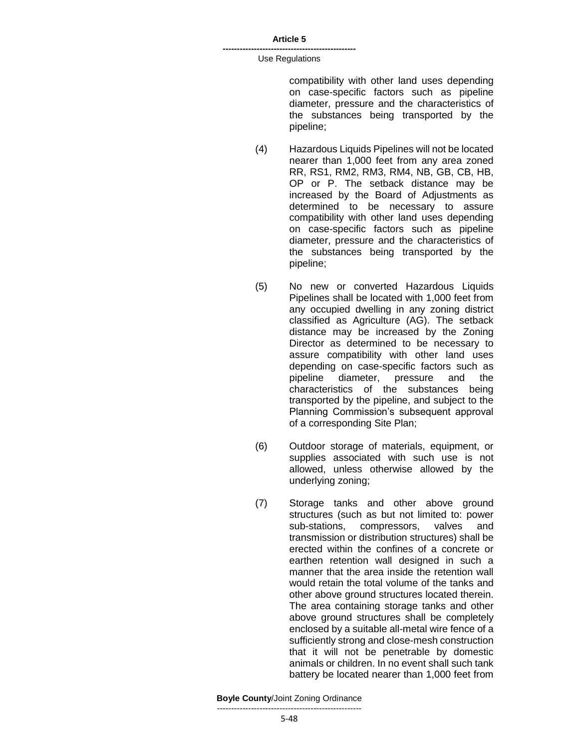compatibility with other land uses depending on case-specific factors such as pipeline diameter, pressure and the characteristics of the substances being transported by the pipeline;

(4) Hazardous Liquids Pipelines will not be located nearer than 1,000 feet from any area zoned RR, RS1, RM2, RM3, RM4, NB, GB, CB, HB, OP or P. The setback distance may be increased by the Board of Adjustments as determined to be necessary to assure compatibility with other land uses depending on case-specific factors such as pipeline diameter, pressure and the characteristics of the substances being transported by the pipeline;

(5) No new or converted Hazardous Liquids Pipelines shall be located with 1,000 feet from any occupied dwelling in any zoning district classified as Agriculture (AG). The setback distance may be increased by the Zoning Director as determined to be necessary to assure compatibility with other land uses depending on case-specific factors such as pipeline diameter, pressure and the characteristics of the substances being transported by the pipeline, and subject to the Planning Commission's subsequent approval of a corresponding Site Plan;

(6) Outdoor storage of materials, equipment, or supplies associated with such use is not allowed, unless otherwise allowed by the underlying zoning;

(7) Storage tanks and other above ground structures (such as but not limited to: power sub-stations, compressors, valves and transmission or distribution structures) shall be erected within the confines of a concrete or earthen retention wall designed in such a manner that the area inside the retention wall would retain the total volume of the tanks and other above ground structures located therein. The area containing storage tanks and other above ground structures shall be completely enclosed by a suitable all-metal wire fence of a sufficiently strong and close-mesh construction that it will not be penetrable by domestic animals or children. In no event shall such tank battery be located nearer than 1,000 feet from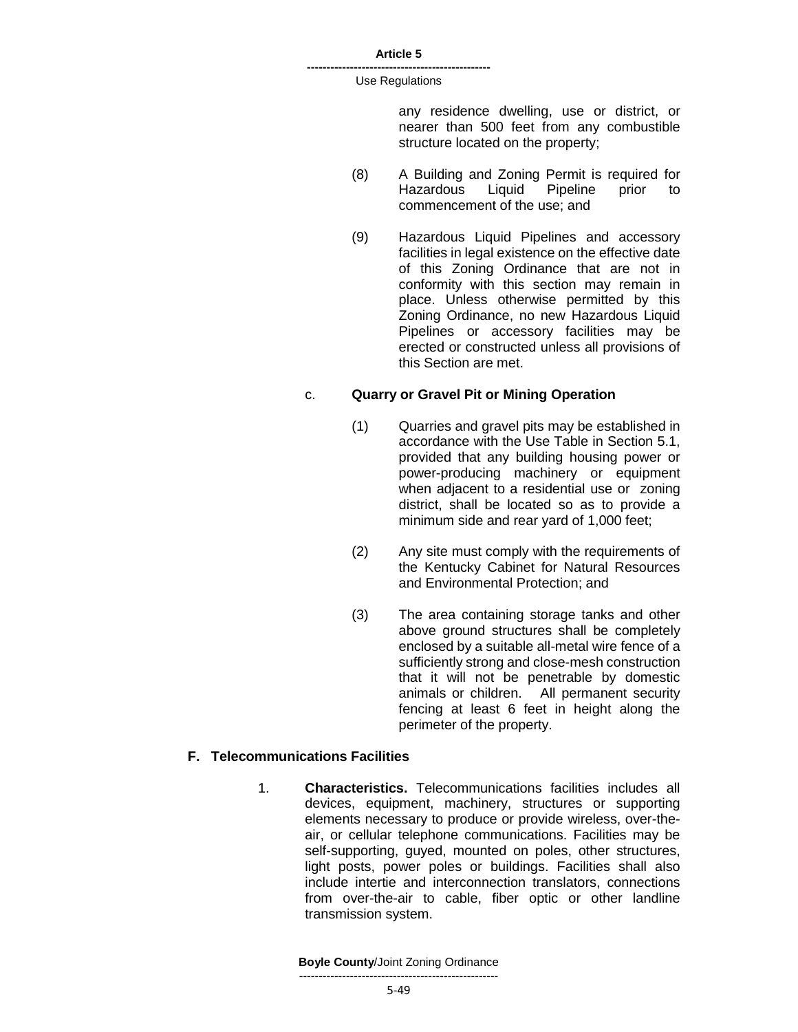any residence dwelling, use or district, or nearer than 500 feet from any combustible structure located on the property;

(8) A Building and Zoning Permit is required for Hazardous Liquid Pipeline prior to commencement of the use; and

(9) Hazardous Liquid Pipelines and accessory facilities in legal existence on the effective date of this Zoning Ordinance that are not in conformity with this section may remain in place. Unless otherwise permitted by this Zoning Ordinance, no new Hazardous Liquid Pipelines or accessory facilities may be erected or constructed unless all provisions of this Section are met.

c. **Quarry or Gravel Pit or Mining Operation**

(1) Quarries and gravel pits may be established in accordance with the Use Table in Section 5.1, provided that any building housing power or power-producing machinery or equipment when adjacent to a residential use or zoning district, shall be located so as to provide a minimum side and rear yard of 1,000 feet;

(2) Any site must comply with the requirements of the Kentucky Cabinet for Natural Resources and Environmental Protection; and

(3) The area containing storage tanks and other above ground structures shall be completely enclosed by a suitable all-metal wire fence of a sufficiently strong and close-mesh construction that it will not be penetrable by domestic animals or children. All permanent security fencing at least 6 feet in height along the perimeter of the property.

## F. Telecommunications Facilities

1. **Characteristics.** Telecommunications facilities includes all devices, equipment, machinery, structures or supporting elements necessary to produce or provide wireless, over-the-air, or cellular telephone communications. Facilities may be self-supporting, guyed, mounted on poles, other structures, light posts, power poles or buildings. Facilities shall also include intertie and interconnection translators, connections from over-the-air to cable, fiber optic or other landline transmission system.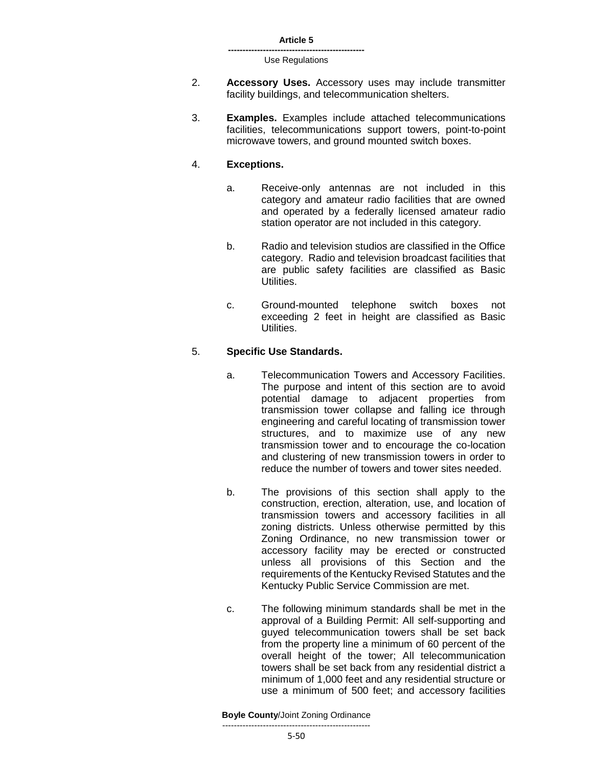2. **Accessory Uses.** Accessory uses may include transmitter facility buildings, and telecommunication shelters.

3. **Examples.** Examples include attached telecommunications facilities, telecommunications support towers, point-to-point microwave towers, and ground mounted switch boxes.

4. **Exceptions.**

   a. Receive-only antennas are not included in this category and amateur radio facilities that are owned and operated by a federally licensed amateur radio station operator are not included in this category.

   b. Radio and television studios are classified in the Office category. Radio and television broadcast facilities that are public safety facilities are classified as Basic Utilities.

   c. Ground-mounted telephone switch boxes not exceeding 2 feet in height are classified as Basic Utilities.

5. **Specific Use Standards.**

   a. Telecommunication Towers and Accessory Facilities. The purpose and intent of this section are to avoid potential damage to adjacent properties from transmission tower collapse and falling ice through engineering and careful locating of transmission tower structures, and to maximize use of any new transmission tower and to encourage the co-location and clustering of new transmission towers in order to reduce the number of towers and tower sites needed.

   b. The provisions of this section shall apply to the construction, erection, alteration, use, and location of transmission towers and accessory facilities in all zoning districts. Unless otherwise permitted by this Zoning Ordinance, no new transmission tower or accessory facility may be erected or constructed unless all provisions of this Section and the requirements of the Kentucky Revised Statutes and the Kentucky Public Service Commission are met.

   c. The following minimum standards shall be met in the approval of a Building Permit: All self-supporting and guyed telecommunication towers shall be set back from the property line a minimum of 60 percent of the overall height of the tower; All telecommunication towers shall be set back from any residential district a minimum of 1,000 feet and any residential structure or use a minimum of 500 feet; and accessory facilities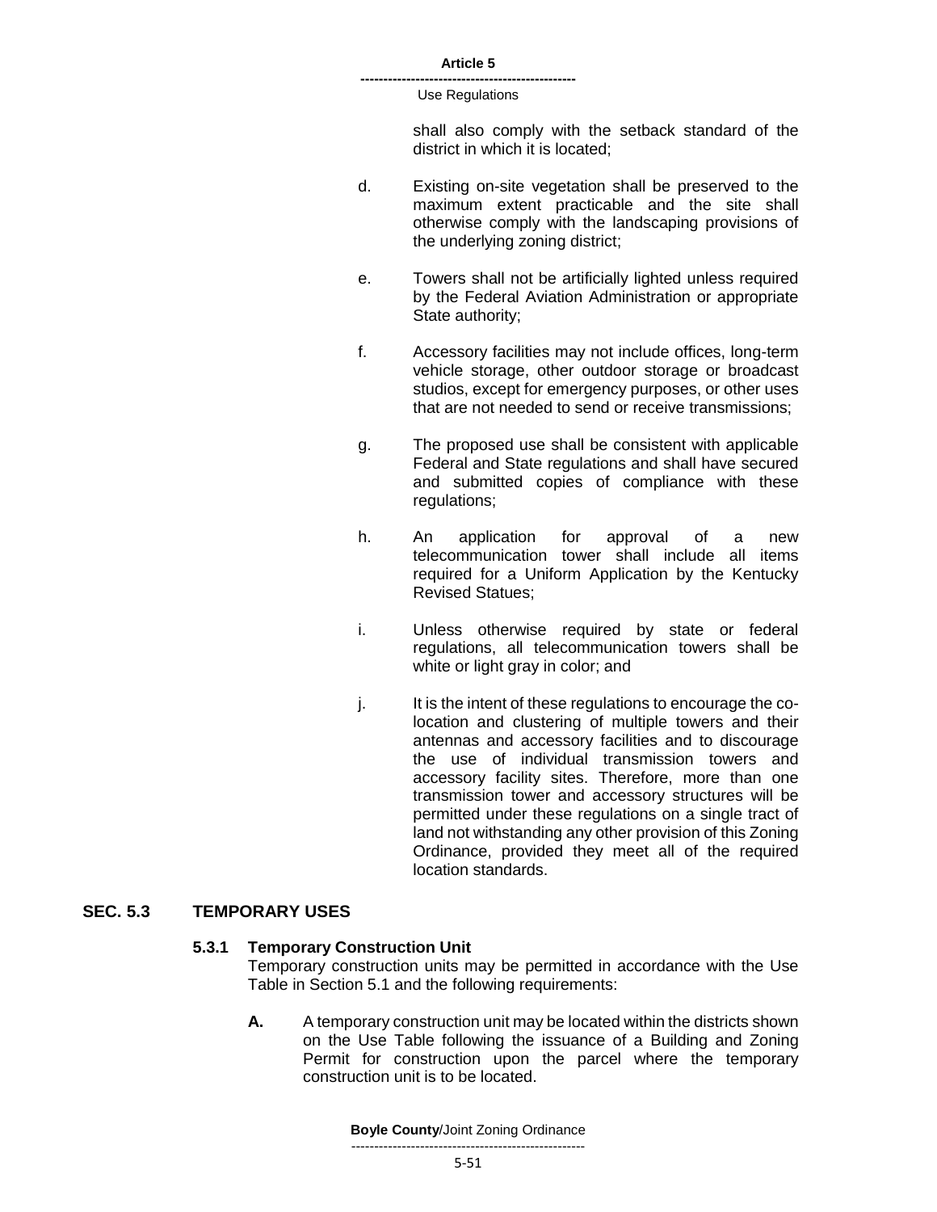shall also comply with the setback standard of the district in which it is located;

d. Existing on-site vegetation shall be preserved to the maximum extent practicable and the site shall otherwise comply with the landscaping provisions of the underlying zoning district;

e. Towers shall not be artificially lighted unless required by the Federal Aviation Administration or appropriate State authority;

f. Accessory facilities may not include offices, long-term vehicle storage, other outdoor storage or broadcast studios, except for emergency purposes, or other uses that are not needed to send or receive transmissions;

g. The proposed use shall be consistent with applicable Federal and State regulations and shall have secured and submitted copies of compliance with these regulations;

h. An application for approval of a new telecommunication tower shall include all items required for a Uniform Application by the Kentucky Revised Statues;

i. Unless otherwise required by state or federal regulations, all telecommunication towers shall be white or light gray in color; and

j. It is the intent of these regulations to encourage the co-location and clustering of multiple towers and their antennas and accessory facilities and to discourage the use of individual transmission towers and accessory facility sites. Therefore, more than one transmission tower and accessory structures will be permitted under these regulations on a single tract of land not withstanding any other provision of this Zoning Ordinance, provided they meet all of the required location standards.

## SEC. 5.3 TEMPORARY USES

### 5.3.1 Temporary Construction Unit

Temporary construction units may be permitted in accordance with the Use Table in Section 5.1 and the following requirements:

**A.** A temporary construction unit may be located within the districts shown on the Use Table following the issuance of a Building and Zoning Permit for construction upon the parcel where the temporary construction unit is to be located.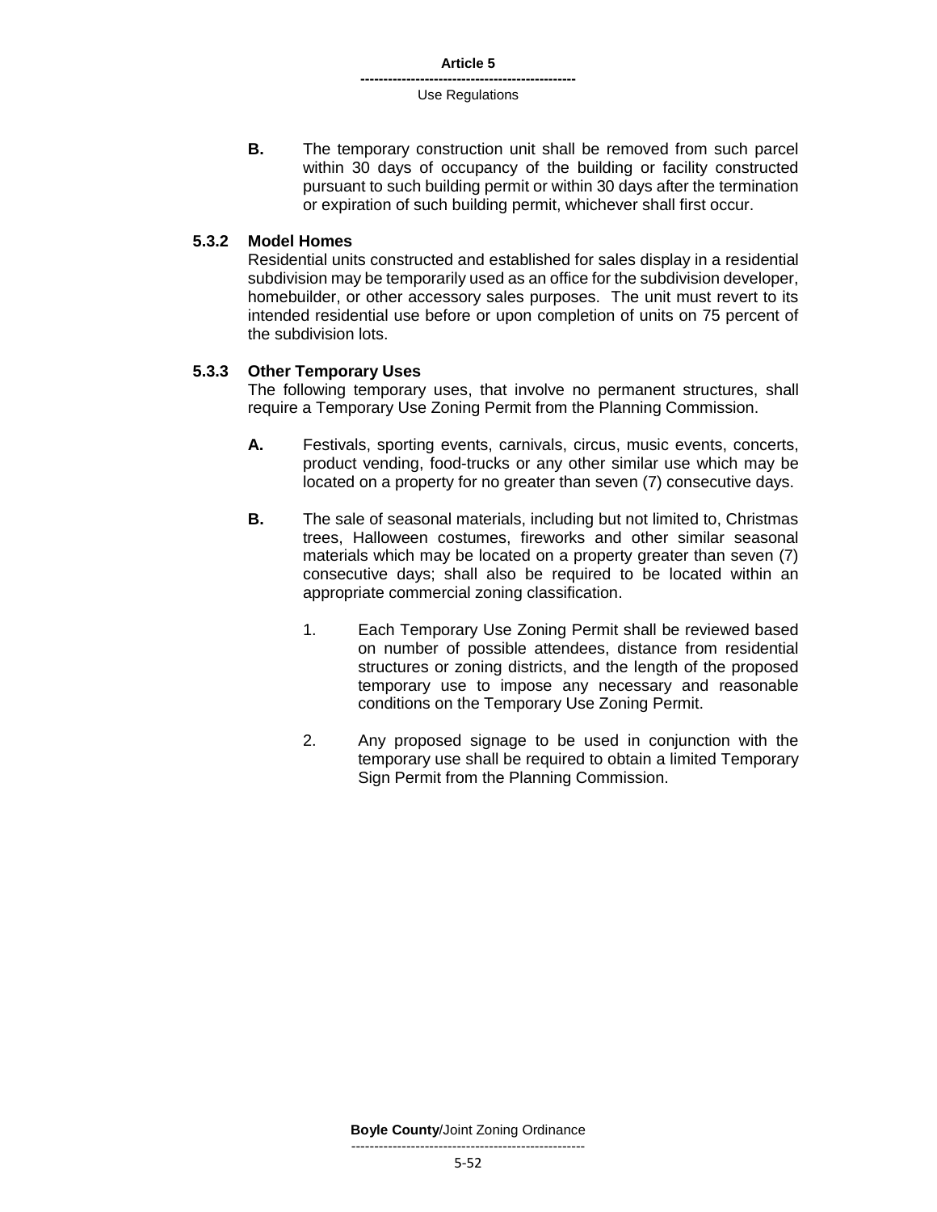**B.** The temporary construction unit shall be removed from such parcel within 30 days of occupancy of the building or facility constructed pursuant to such building permit or within 30 days after the termination or expiration of such building permit, whichever shall first occur.

### 5.3.2 Model Homes

Residential units constructed and established for sales display in a residential subdivision may be temporarily used as an office for the subdivision developer, homebuilder, or other accessory sales purposes. The unit must revert to its intended residential use before or upon completion of units on 75 percent of the subdivision lots.

### 5.3.3 Other Temporary Uses

The following temporary uses, that involve no permanent structures, shall require a Temporary Use Zoning Permit from the Planning Commission.

**A.** Festivals, sporting events, carnivals, circus, music events, concerts, product vending, food-trucks or any other similar use which may be located on a property for no greater than seven (7) consecutive days.

**B.** The sale of seasonal materials, including but not limited to, Christmas trees, Halloween costumes, fireworks and other similar seasonal materials which may be located on a property greater than seven (7) consecutive days; shall also be required to be located within an appropriate commercial zoning classification.

1. Each Temporary Use Zoning Permit shall be reviewed based on number of possible attendees, distance from residential structures or zoning districts, and the length of the proposed temporary use to impose any necessary and reasonable conditions on the Temporary Use Zoning Permit.

2. Any proposed signage to be used in conjunction with the temporary use shall be required to obtain a limited Temporary Sign Permit from the Planning Commission.